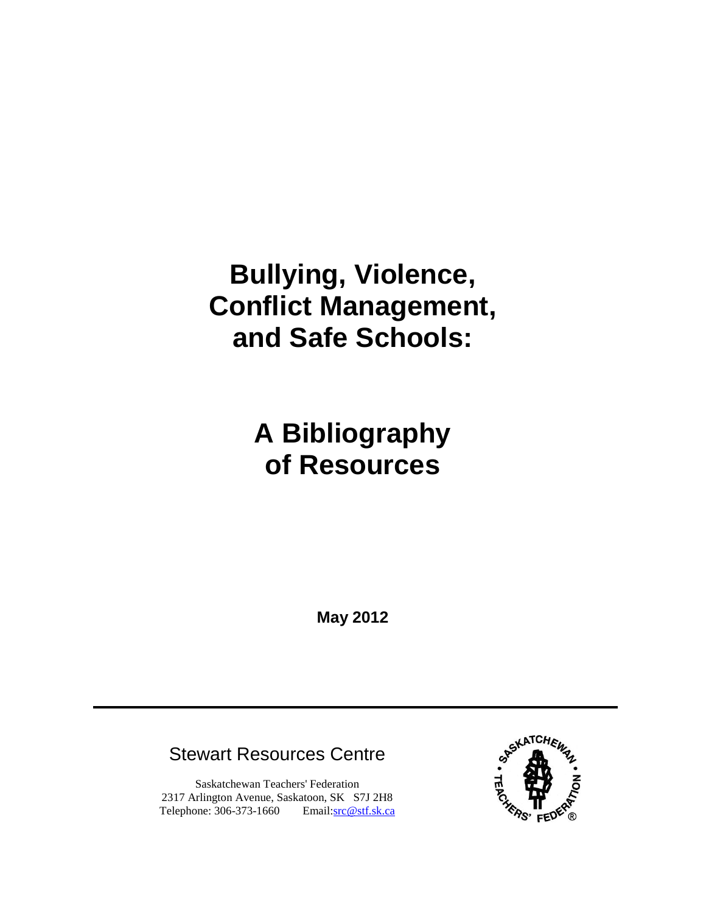# Bullying, Violence, Conflict Management, and Safe Schools:

# A Bibliography of Resources

**May 2012**

---

Stewart Resources Centre

Saskatchewan Teachers' Federation
2317 Arlington Avenue, Saskatoon, SK S7J 2H8
Telephone: 306-373-1660 Email:src@stf.sk.ca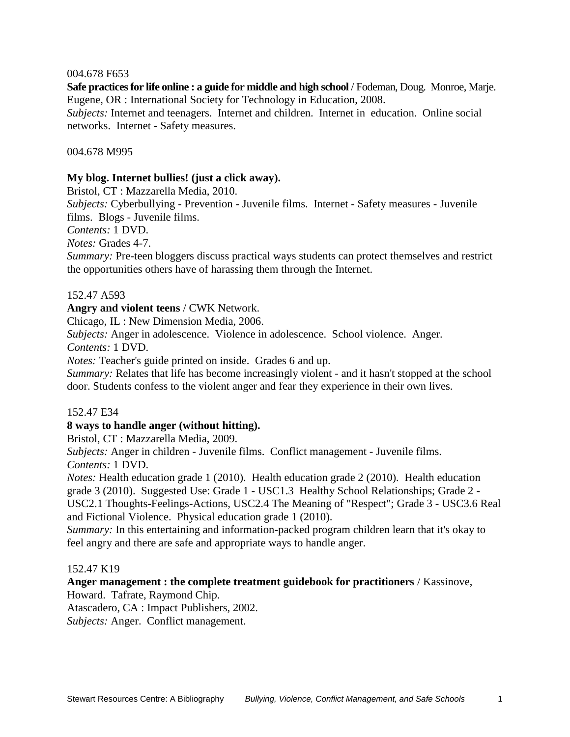004.678 F653

**Safe practices for life online : a guide for middle and high school** / Fodeman, Doug. Monroe, Marje.
Eugene, OR : International Society for Technology in Education, 2008.
*Subjects:* Internet and teenagers. Internet and children. Internet in education. Online social networks. Internet - Safety measures.

004.678 M995

**My blog. Internet bullies! (just a click away).**
Bristol, CT : Mazzarella Media, 2010.
*Subjects:* Cyberbullying - Prevention - Juvenile films. Internet - Safety measures - Juvenile films. Blogs - Juvenile films.
*Contents:* 1 DVD.
*Notes:* Grades 4-7.
*Summary:* Pre-teen bloggers discuss practical ways students can protect themselves and restrict the opportunities others have of harassing them through the Internet.

152.47 A593

**Angry and violent teens** / CWK Network.
Chicago, IL : New Dimension Media, 2006.
*Subjects:* Anger in adolescence. Violence in adolescence. School violence. Anger.
*Contents:* 1 DVD.
*Notes:* Teacher's guide printed on inside. Grades 6 and up.
*Summary:* Relates that life has become increasingly violent - and it hasn't stopped at the school door. Students confess to the violent anger and fear they experience in their own lives.

152.47 E34

**8 ways to handle anger (without hitting).**
Bristol, CT : Mazzarella Media, 2009.
*Subjects:* Anger in children - Juvenile films. Conflict management - Juvenile films.
*Contents:* 1 DVD.
*Notes:* Health education grade 1 (2010). Health education grade 2 (2010). Health education grade 3 (2010). Suggested Use: Grade 1 - USC1.3 Healthy School Relationships; Grade 2 - USC2.1 Thoughts-Feelings-Actions, USC2.4 The Meaning of "Respect"; Grade 3 - USC3.6 Real and Fictional Violence. Physical education grade 1 (2010).
*Summary:* In this entertaining and information-packed program children learn that it's okay to feel angry and there are safe and appropriate ways to handle anger.

152.47 K19

**Anger management : the complete treatment guidebook for practitioners** / Kassinove, Howard. Tafrate, Raymond Chip.
Atascadero, CA : Impact Publishers, 2002.
*Subjects:* Anger. Conflict management.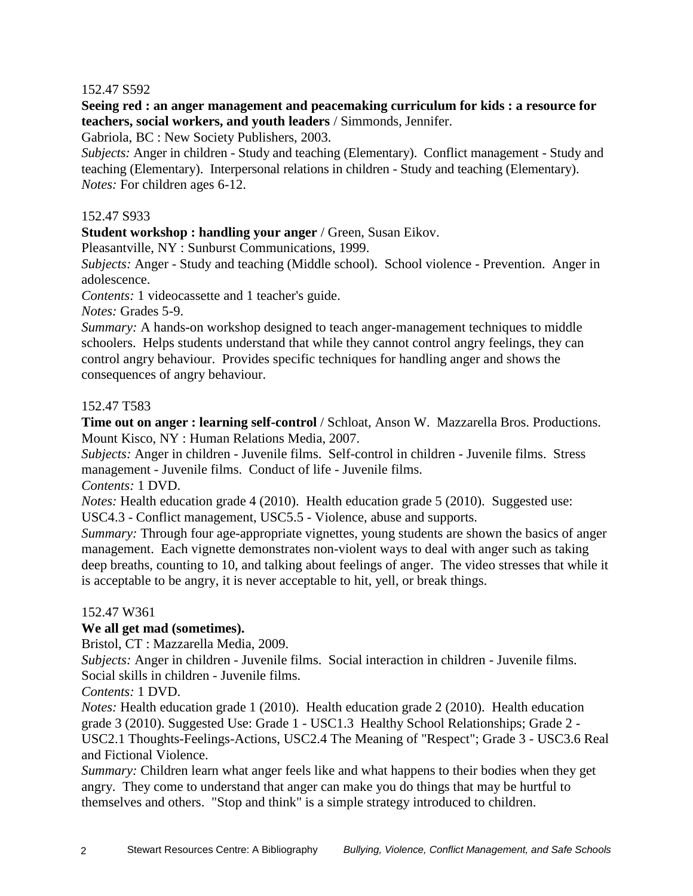152.47 S592

**Seeing red : an anger management and peacemaking curriculum for kids : a resource for teachers, social workers, and youth leaders** / Simmonds, Jennifer.
Gabriola, BC : New Society Publishers, 2003.
*Subjects:* Anger in children - Study and teaching (Elementary). Conflict management - Study and teaching (Elementary). Interpersonal relations in children - Study and teaching (Elementary).
*Notes:* For children ages 6-12.

152.47 S933

**Student workshop : handling your anger** / Green, Susan Eikov.
Pleasantville, NY : Sunburst Communications, 1999.
*Subjects:* Anger - Study and teaching (Middle school). School violence - Prevention. Anger in adolescence.
*Contents:* 1 videocassette and 1 teacher's guide.
*Notes:* Grades 5-9.
*Summary:* A hands-on workshop designed to teach anger-management techniques to middle schoolers. Helps students understand that while they cannot control angry feelings, they can control angry behaviour. Provides specific techniques for handling anger and shows the consequences of angry behaviour.

152.47 T583

**Time out on anger : learning self-control** / Schloat, Anson W. Mazzarella Bros. Productions.
Mount Kisco, NY : Human Relations Media, 2007.
*Subjects:* Anger in children - Juvenile films. Self-control in children - Juvenile films. Stress management - Juvenile films. Conduct of life - Juvenile films.
*Contents:* 1 DVD.
*Notes:* Health education grade 4 (2010). Health education grade 5 (2010). Suggested use: USC4.3 - Conflict management, USC5.5 - Violence, abuse and supports.
*Summary:* Through four age-appropriate vignettes, young students are shown the basics of anger management. Each vignette demonstrates non-violent ways to deal with anger such as taking deep breaths, counting to 10, and talking about feelings of anger. The video stresses that while it is acceptable to be angry, it is never acceptable to hit, yell, or break things.

152.47 W361

**We all get mad (sometimes).**
Bristol, CT : Mazzarella Media, 2009.
*Subjects:* Anger in children - Juvenile films. Social interaction in children - Juvenile films. Social skills in children - Juvenile films.
*Contents:* 1 DVD.
*Notes:* Health education grade 1 (2010). Health education grade 2 (2010). Health education grade 3 (2010). Suggested Use: Grade 1 - USC1.3 Healthy School Relationships; Grade 2 - USC2.1 Thoughts-Feelings-Actions, USC2.4 The Meaning of "Respect"; Grade 3 - USC3.6 Real and Fictional Violence.
*Summary:* Children learn what anger feels like and what happens to their bodies when they get angry. They come to understand that anger can make you do things that may be hurtful to themselves and others. "Stop and think" is a simple strategy introduced to children.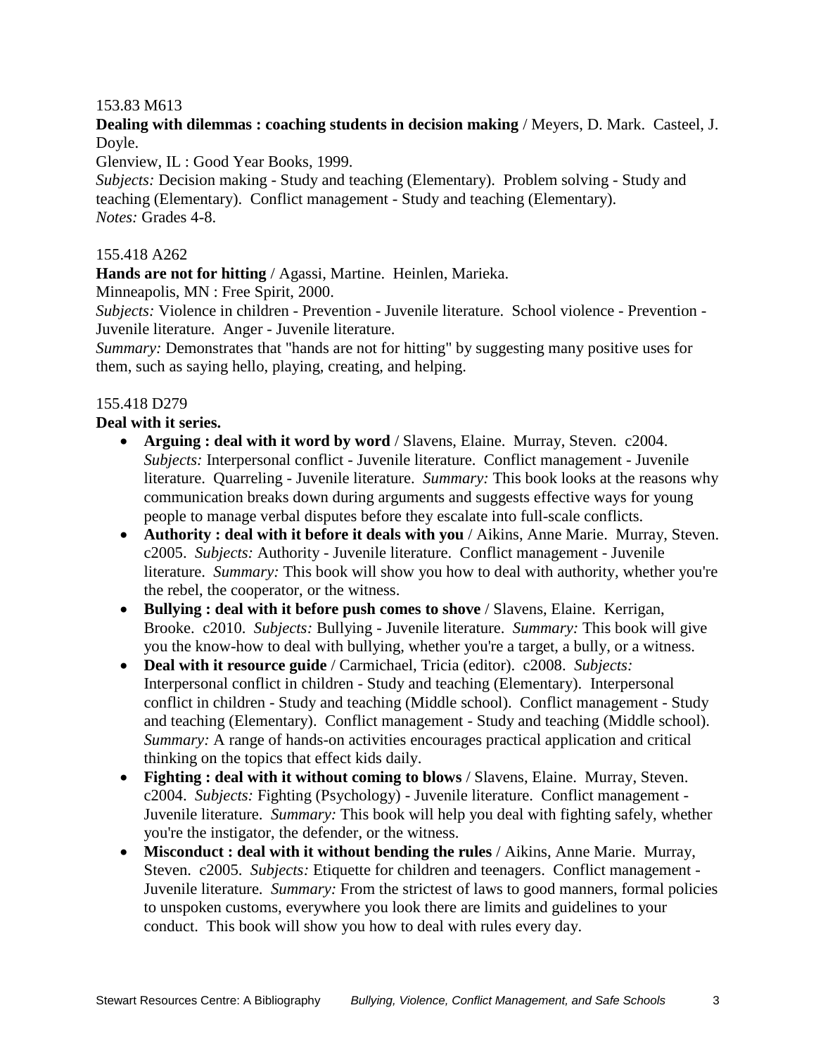153.83 M613

**Dealing with dilemmas : coaching students in decision making** / Meyers, D. Mark. Casteel, J. Doyle.

Glenview, IL : Good Year Books, 1999.

*Subjects:* Decision making - Study and teaching (Elementary). Problem solving - Study and teaching (Elementary). Conflict management - Study and teaching (Elementary).

*Notes:* Grades 4-8.

155.418 A262

**Hands are not for hitting** / Agassi, Martine. Heinlen, Marieka.

Minneapolis, MN : Free Spirit, 2000.

*Subjects:* Violence in children - Prevention - Juvenile literature. School violence - Prevention - Juvenile literature. Anger - Juvenile literature.

*Summary:* Demonstrates that "hands are not for hitting" by suggesting many positive uses for them, such as saying hello, playing, creating, and helping.

155.418 D279

**Deal with it series.**

- **Arguing : deal with it word by word** / Slavens, Elaine. Murray, Steven. c2004. *Subjects:* Interpersonal conflict - Juvenile literature. Conflict management - Juvenile literature. Quarreling - Juvenile literature. *Summary:* This book looks at the reasons why communication breaks down during arguments and suggests effective ways for young people to manage verbal disputes before they escalate into full-scale conflicts.
- **Authority : deal with it before it deals with you** / Aikins, Anne Marie. Murray, Steven. c2005. *Subjects:* Authority - Juvenile literature. Conflict management - Juvenile literature. *Summary:* This book will show you how to deal with authority, whether you're the rebel, the cooperator, or the witness.
- **Bullying : deal with it before push comes to shove** / Slavens, Elaine. Kerrigan, Brooke. c2010. *Subjects:* Bullying - Juvenile literature. *Summary:* This book will give you the know-how to deal with bullying, whether you're a target, a bully, or a witness.
- **Deal with it resource guide** / Carmichael, Tricia (editor). c2008. *Subjects:* Interpersonal conflict in children - Study and teaching (Elementary). Interpersonal conflict in children - Study and teaching (Middle school). Conflict management - Study and teaching (Elementary). Conflict management - Study and teaching (Middle school). *Summary:* A range of hands-on activities encourages practical application and critical thinking on the topics that effect kids daily.
- **Fighting : deal with it without coming to blows** / Slavens, Elaine. Murray, Steven. c2004. *Subjects:* Fighting (Psychology) - Juvenile literature. Conflict management - Juvenile literature. *Summary:* This book will help you deal with fighting safely, whether you're the instigator, the defender, or the witness.
- **Misconduct : deal with it without bending the rules** / Aikins, Anne Marie. Murray, Steven. c2005. *Subjects:* Etiquette for children and teenagers. Conflict management - Juvenile literature. *Summary:* From the strictest of laws to good manners, formal policies to unspoken customs, everywhere you look there are limits and guidelines to your conduct. This book will show you how to deal with rules every day.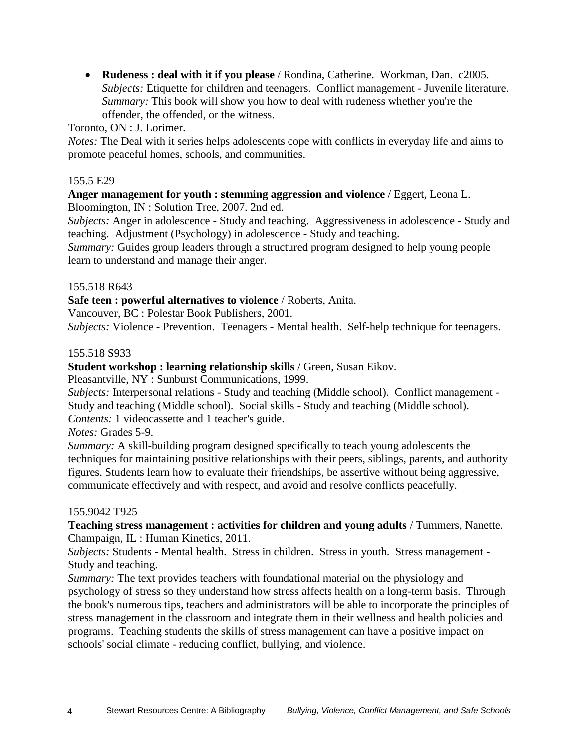- **Rudeness : deal with it if you please** / Rondina, Catherine. Workman, Dan. c2005.
  *Subjects:* Etiquette for children and teenagers. Conflict management - Juvenile literature.
  *Summary:* This book will show you how to deal with rudeness whether you're the offender, the offended, or the witness.

Toronto, ON : J. Lorimer.
*Notes:* The Deal with it series helps adolescents cope with conflicts in everyday life and aims to promote peaceful homes, schools, and communities.

155.5 E29
**Anger management for youth : stemming aggression and violence** / Eggert, Leona L.
Bloomington, IN : Solution Tree, 2007. 2nd ed.
*Subjects:* Anger in adolescence - Study and teaching. Aggressiveness in adolescence - Study and teaching. Adjustment (Psychology) in adolescence - Study and teaching.
*Summary:* Guides group leaders through a structured program designed to help young people learn to understand and manage their anger.

155.518 R643
**Safe teen : powerful alternatives to violence** / Roberts, Anita.
Vancouver, BC : Polestar Book Publishers, 2001.
*Subjects:* Violence - Prevention. Teenagers - Mental health. Self-help technique for teenagers.

155.518 S933
**Student workshop : learning relationship skills** / Green, Susan Eikov.
Pleasantville, NY : Sunburst Communications, 1999.
*Subjects:* Interpersonal relations - Study and teaching (Middle school). Conflict management - Study and teaching (Middle school). Social skills - Study and teaching (Middle school).
*Contents:* 1 videocassette and 1 teacher's guide.
*Notes:* Grades 5-9.
*Summary:* A skill-building program designed specifically to teach young adolescents the techniques for maintaining positive relationships with their peers, siblings, parents, and authority figures. Students learn how to evaluate their friendships, be assertive without being aggressive, communicate effectively and with respect, and avoid and resolve conflicts peacefully.

155.9042 T925
**Teaching stress management : activities for children and young adults** / Tummers, Nanette.
Champaign, IL : Human Kinetics, 2011.
*Subjects:* Students - Mental health. Stress in children. Stress in youth. Stress management - Study and teaching.
*Summary:* The text provides teachers with foundational material on the physiology and psychology of stress so they understand how stress affects health on a long-term basis. Through the book's numerous tips, teachers and administrators will be able to incorporate the principles of stress management in the classroom and integrate them in their wellness and health policies and programs. Teaching students the skills of stress management can have a positive impact on schools' social climate - reducing conflict, bullying, and violence.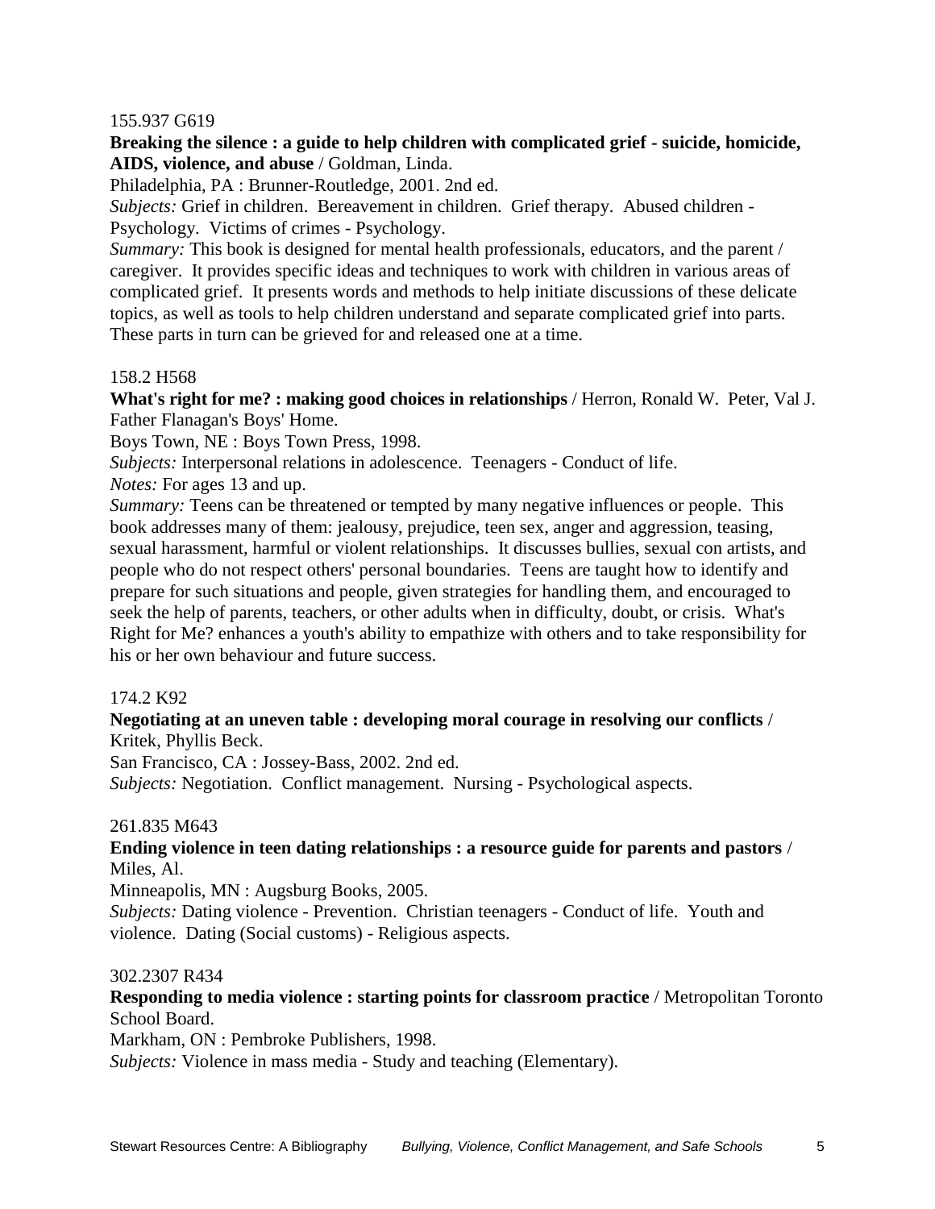155.937 G619

**Breaking the silence : a guide to help children with complicated grief - suicide, homicide, AIDS, violence, and abuse** / Goldman, Linda.

Philadelphia, PA : Brunner-Routledge, 2001. 2nd ed.

*Subjects:* Grief in children. Bereavement in children. Grief therapy. Abused children - Psychology. Victims of crimes - Psychology.

*Summary:* This book is designed for mental health professionals, educators, and the parent / caregiver. It provides specific ideas and techniques to work with children in various areas of complicated grief. It presents words and methods to help initiate discussions of these delicate topics, as well as tools to help children understand and separate complicated grief into parts. These parts in turn can be grieved for and released one at a time.

158.2 H568

**What's right for me? : making good choices in relationships** / Herron, Ronald W. Peter, Val J. Father Flanagan's Boys' Home.

Boys Town, NE : Boys Town Press, 1998.

*Subjects:* Interpersonal relations in adolescence. Teenagers - Conduct of life.

*Notes:* For ages 13 and up.

*Summary:* Teens can be threatened or tempted by many negative influences or people. This book addresses many of them: jealousy, prejudice, teen sex, anger and aggression, teasing, sexual harassment, harmful or violent relationships. It discusses bullies, sexual con artists, and people who do not respect others' personal boundaries. Teens are taught how to identify and prepare for such situations and people, given strategies for handling them, and encouraged to seek the help of parents, teachers, or other adults when in difficulty, doubt, or crisis. What's Right for Me? enhances a youth's ability to empathize with others and to take responsibility for his or her own behaviour and future success.

174.2 K92

**Negotiating at an uneven table : developing moral courage in resolving our conflicts** / Kritek, Phyllis Beck.

San Francisco, CA : Jossey-Bass, 2002. 2nd ed.

*Subjects:* Negotiation. Conflict management. Nursing - Psychological aspects.

261.835 M643

**Ending violence in teen dating relationships : a resource guide for parents and pastors** / Miles, Al.

Minneapolis, MN : Augsburg Books, 2005.

*Subjects:* Dating violence - Prevention. Christian teenagers - Conduct of life. Youth and violence. Dating (Social customs) - Religious aspects.

302.2307 R434

**Responding to media violence : starting points for classroom practice** / Metropolitan Toronto School Board.

Markham, ON : Pembroke Publishers, 1998.

*Subjects:* Violence in mass media - Study and teaching (Elementary).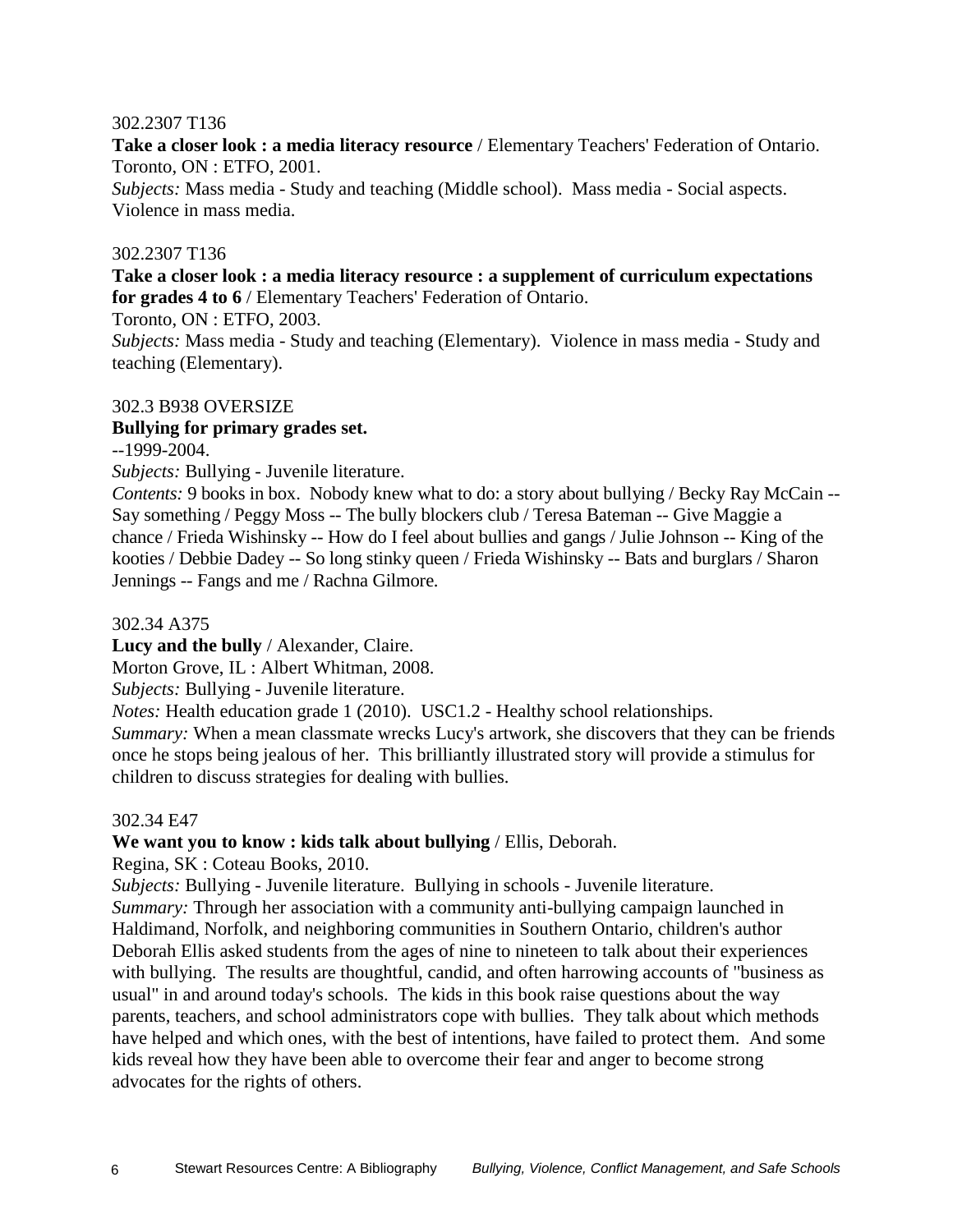302.2307 T136

**Take a closer look : a media literacy resource** / Elementary Teachers' Federation of Ontario.
Toronto, ON : ETFO, 2001.
*Subjects:* Mass media - Study and teaching (Middle school). Mass media - Social aspects. Violence in mass media.

302.2307 T136

**Take a closer look : a media literacy resource : a supplement of curriculum expectations for grades 4 to 6** / Elementary Teachers' Federation of Ontario.
Toronto, ON : ETFO, 2003.
*Subjects:* Mass media - Study and teaching (Elementary). Violence in mass media - Study and teaching (Elementary).

302.3 B938 OVERSIZE

**Bullying for primary grades set.**
--1999-2004.
*Subjects:* Bullying - Juvenile literature.
*Contents:* 9 books in box. Nobody knew what to do: a story about bullying / Becky Ray McCain -- Say something / Peggy Moss -- The bully blockers club / Teresa Bateman -- Give Maggie a chance / Frieda Wishinsky -- How do I feel about bullies and gangs / Julie Johnson -- King of the kooties / Debbie Dadey -- So long stinky queen / Frieda Wishinsky -- Bats and burglars / Sharon Jennings -- Fangs and me / Rachna Gilmore.

302.34 A375

**Lucy and the bully** / Alexander, Claire.
Morton Grove, IL : Albert Whitman, 2008.
*Subjects:* Bullying - Juvenile literature.
*Notes:* Health education grade 1 (2010). USC1.2 - Healthy school relationships.
*Summary:* When a mean classmate wrecks Lucy's artwork, she discovers that they can be friends once he stops being jealous of her. This brilliantly illustrated story will provide a stimulus for children to discuss strategies for dealing with bullies.

302.34 E47

**We want you to know : kids talk about bullying** / Ellis, Deborah.
Regina, SK : Coteau Books, 2010.
*Subjects:* Bullying - Juvenile literature. Bullying in schools - Juvenile literature.
*Summary:* Through her association with a community anti-bullying campaign launched in Haldimand, Norfolk, and neighboring communities in Southern Ontario, children's author Deborah Ellis asked students from the ages of nine to nineteen to talk about their experiences with bullying. The results are thoughtful, candid, and often harrowing accounts of "business as usual" in and around today's schools. The kids in this book raise questions about the way parents, teachers, and school administrators cope with bullies. They talk about which methods have helped and which ones, with the best of intentions, have failed to protect them. And some kids reveal how they have been able to overcome their fear and anger to become strong advocates for the rights of others.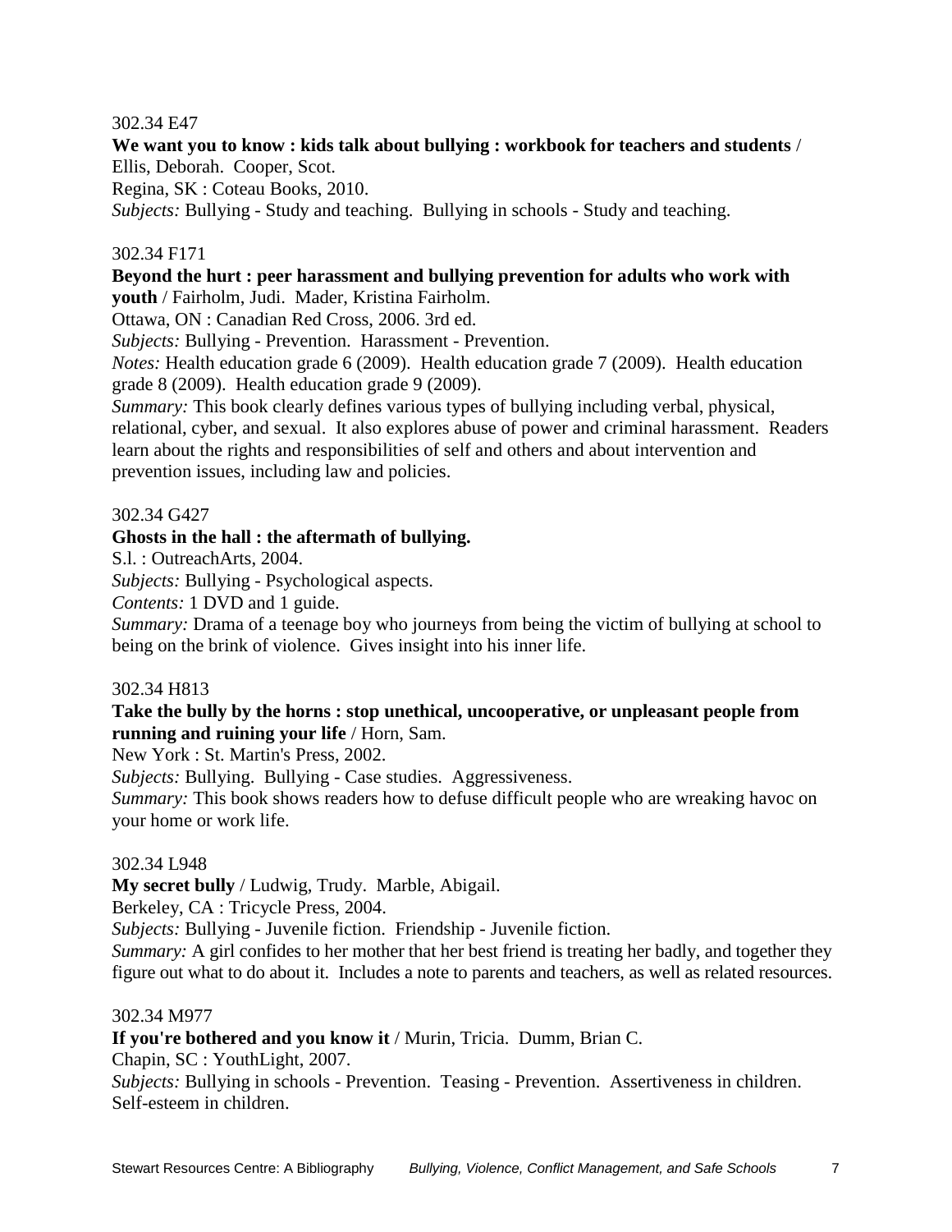302.34 E47

**We want you to know : kids talk about bullying : workbook for teachers and students** / Ellis, Deborah. Cooper, Scot.
Regina, SK : Coteau Books, 2010.
*Subjects:* Bullying - Study and teaching. Bullying in schools - Study and teaching.

302.34 F171

**Beyond the hurt : peer harassment and bullying prevention for adults who work with youth** / Fairholm, Judi. Mader, Kristina Fairholm.
Ottawa, ON : Canadian Red Cross, 2006. 3rd ed.
*Subjects:* Bullying - Prevention. Harassment - Prevention.
*Notes:* Health education grade 6 (2009). Health education grade 7 (2009). Health education grade 8 (2009). Health education grade 9 (2009).
*Summary:* This book clearly defines various types of bullying including verbal, physical, relational, cyber, and sexual. It also explores abuse of power and criminal harassment. Readers learn about the rights and responsibilities of self and others and about intervention and prevention issues, including law and policies.

302.34 G427

**Ghosts in the hall : the aftermath of bullying.**
S.l. : OutreachArts, 2004.
*Subjects:* Bullying - Psychological aspects.
*Contents:* 1 DVD and 1 guide.
*Summary:* Drama of a teenage boy who journeys from being the victim of bullying at school to being on the brink of violence. Gives insight into his inner life.

302.34 H813

**Take the bully by the horns : stop unethical, uncooperative, or unpleasant people from running and ruining your life** / Horn, Sam.
New York : St. Martin's Press, 2002.
*Subjects:* Bullying. Bullying - Case studies. Aggressiveness.
*Summary:* This book shows readers how to defuse difficult people who are wreaking havoc on your home or work life.

302.34 L948

**My secret bully** / Ludwig, Trudy. Marble, Abigail.
Berkeley, CA : Tricycle Press, 2004.
*Subjects:* Bullying - Juvenile fiction. Friendship - Juvenile fiction.
*Summary:* A girl confides to her mother that her best friend is treating her badly, and together they figure out what to do about it. Includes a note to parents and teachers, as well as related resources.

302.34 M977

**If you're bothered and you know it** / Murin, Tricia. Dumm, Brian C.
Chapin, SC : YouthLight, 2007.
*Subjects:* Bullying in schools - Prevention. Teasing - Prevention. Assertiveness in children. Self-esteem in children.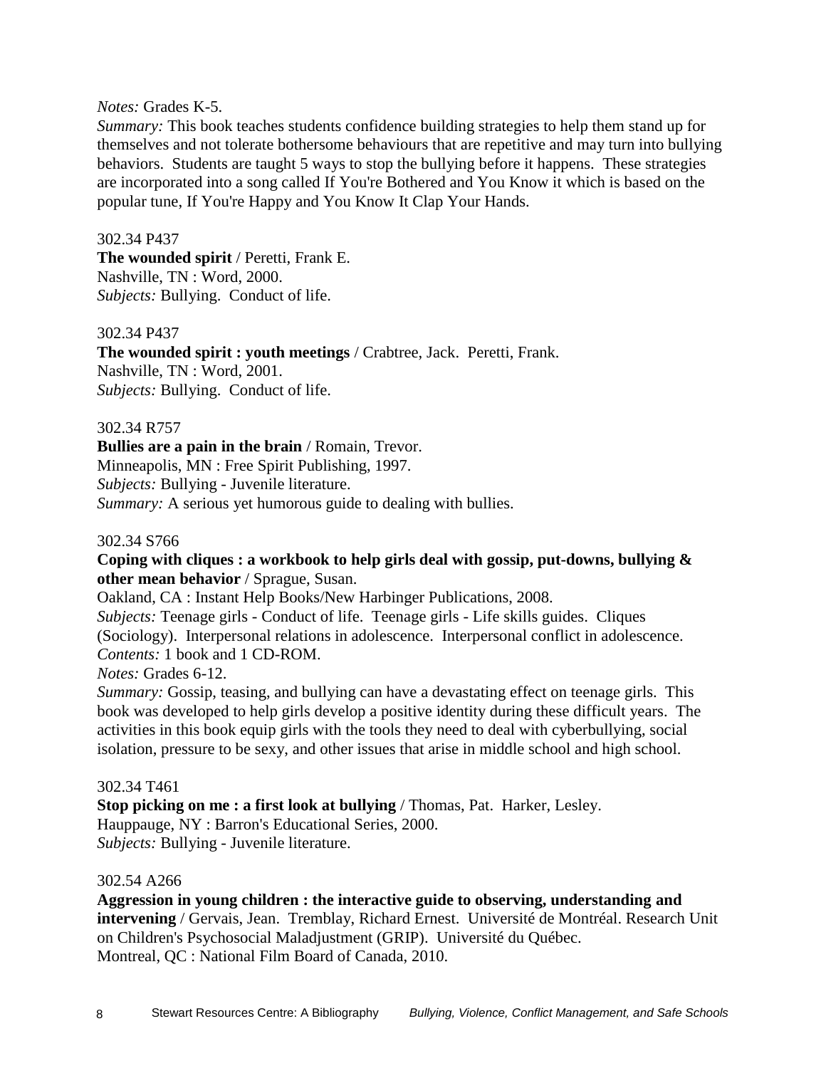*Notes:* Grades K-5.
*Summary:* This book teaches students confidence building strategies to help them stand up for themselves and not tolerate bothersome behaviours that are repetitive and may turn into bullying behaviors. Students are taught 5 ways to stop the bullying before it happens. These strategies are incorporated into a song called If You're Bothered and You Know it which is based on the popular tune, If You're Happy and You Know It Clap Your Hands.

302.34 P437
**The wounded spirit** / Peretti, Frank E.
Nashville, TN : Word, 2000.
*Subjects:* Bullying. Conduct of life.

302.34 P437
**The wounded spirit : youth meetings** / Crabtree, Jack. Peretti, Frank.
Nashville, TN : Word, 2001.
*Subjects:* Bullying. Conduct of life.

302.34 R757
**Bullies are a pain in the brain** / Romain, Trevor.
Minneapolis, MN : Free Spirit Publishing, 1997.
*Subjects:* Bullying - Juvenile literature.
*Summary:* A serious yet humorous guide to dealing with bullies.

302.34 S766
**Coping with cliques : a workbook to help girls deal with gossip, put-downs, bullying & other mean behavior** / Sprague, Susan.
Oakland, CA : Instant Help Books/New Harbinger Publications, 2008.
*Subjects:* Teenage girls - Conduct of life. Teenage girls - Life skills guides. Cliques (Sociology). Interpersonal relations in adolescence. Interpersonal conflict in adolescence.
*Contents:* 1 book and 1 CD-ROM.
*Notes:* Grades 6-12.
*Summary:* Gossip, teasing, and bullying can have a devastating effect on teenage girls. This book was developed to help girls develop a positive identity during these difficult years. The activities in this book equip girls with the tools they need to deal with cyberbullying, social isolation, pressure to be sexy, and other issues that arise in middle school and high school.

302.34 T461
**Stop picking on me : a first look at bullying** / Thomas, Pat. Harker, Lesley.
Hauppauge, NY : Barron's Educational Series, 2000.
*Subjects:* Bullying - Juvenile literature.

302.54 A266
**Aggression in young children : the interactive guide to observing, understanding and intervening** / Gervais, Jean. Tremblay, Richard Ernest. Université de Montréal. Research Unit on Children's Psychosocial Maladjustment (GRIP). Université du Québec.
Montreal, QC : National Film Board of Canada, 2010.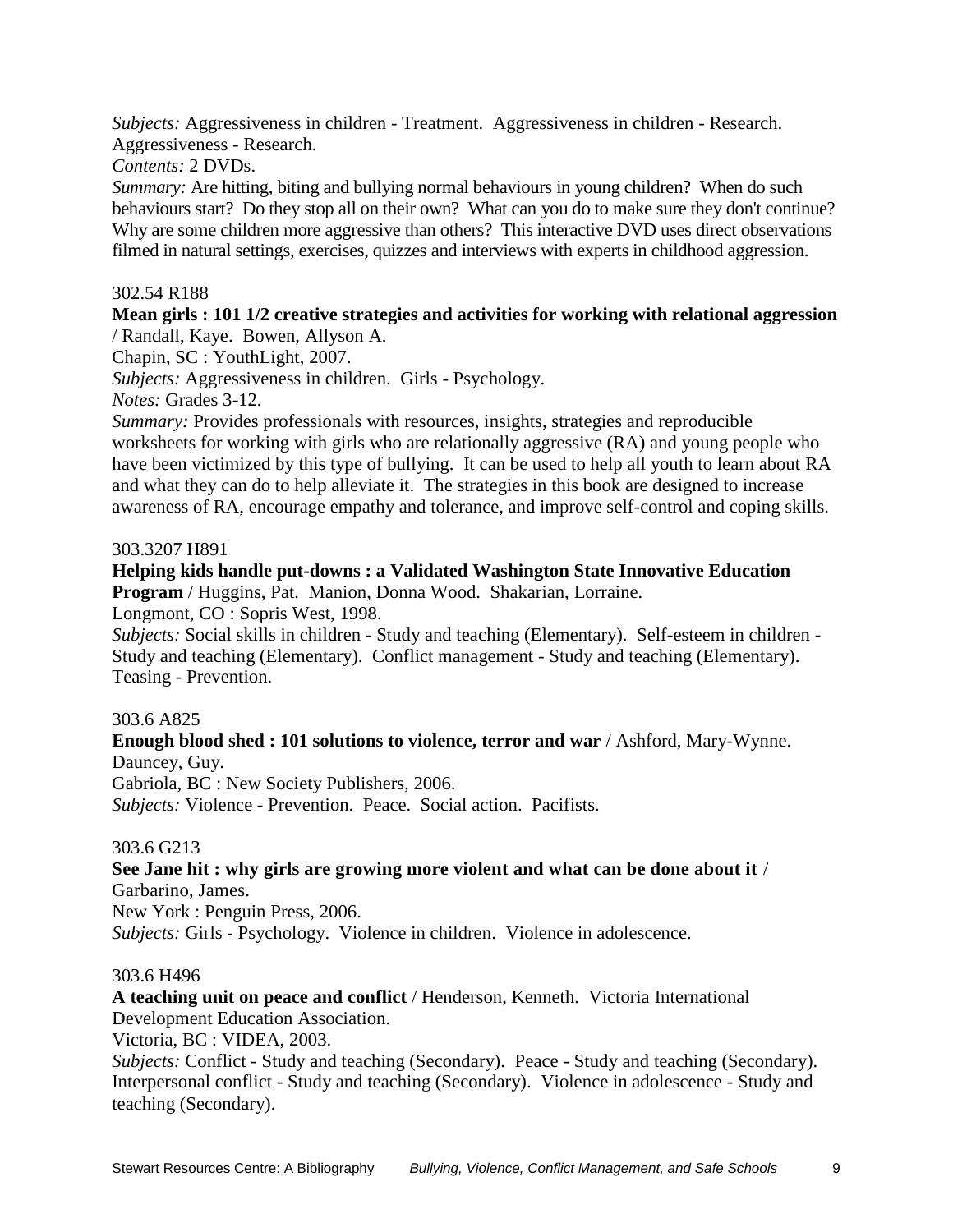*Subjects:* Aggressiveness in children - Treatment. Aggressiveness in children - Research. Aggressiveness - Research.
*Contents:* 2 DVDs.
*Summary:* Are hitting, biting and bullying normal behaviours in young children? When do such behaviours start? Do they stop all on their own? What can you do to make sure they don't continue? Why are some children more aggressive than others? This interactive DVD uses direct observations filmed in natural settings, exercises, quizzes and interviews with experts in childhood aggression.

302.54 R188
**Mean girls : 101 1/2 creative strategies and activities for working with relational aggression** / Randall, Kaye. Bowen, Allyson A.
Chapin, SC : YouthLight, 2007.
*Subjects:* Aggressiveness in children. Girls - Psychology.
*Notes:* Grades 3-12.
*Summary:* Provides professionals with resources, insights, strategies and reproducible worksheets for working with girls who are relationally aggressive (RA) and young people who have been victimized by this type of bullying. It can be used to help all youth to learn about RA and what they can do to help alleviate it. The strategies in this book are designed to increase awareness of RA, encourage empathy and tolerance, and improve self-control and coping skills.

303.3207 H891
**Helping kids handle put-downs : a Validated Washington State Innovative Education Program** / Huggins, Pat. Manion, Donna Wood. Shakarian, Lorraine.
Longmont, CO : Sopris West, 1998.
*Subjects:* Social skills in children - Study and teaching (Elementary). Self-esteem in children - Study and teaching (Elementary). Conflict management - Study and teaching (Elementary). Teasing - Prevention.

303.6 A825
**Enough blood shed : 101 solutions to violence, terror and war** / Ashford, Mary-Wynne. Dauncey, Guy.
Gabriola, BC : New Society Publishers, 2006.
*Subjects:* Violence - Prevention. Peace. Social action. Pacifists.

303.6 G213
**See Jane hit : why girls are growing more violent and what can be done about it** / Garbarino, James.
New York : Penguin Press, 2006.
*Subjects:* Girls - Psychology. Violence in children. Violence in adolescence.

303.6 H496
**A teaching unit on peace and conflict** / Henderson, Kenneth. Victoria International Development Education Association.
Victoria, BC : VIDEA, 2003.
*Subjects:* Conflict - Study and teaching (Secondary). Peace - Study and teaching (Secondary). Interpersonal conflict - Study and teaching (Secondary). Violence in adolescence - Study and teaching (Secondary).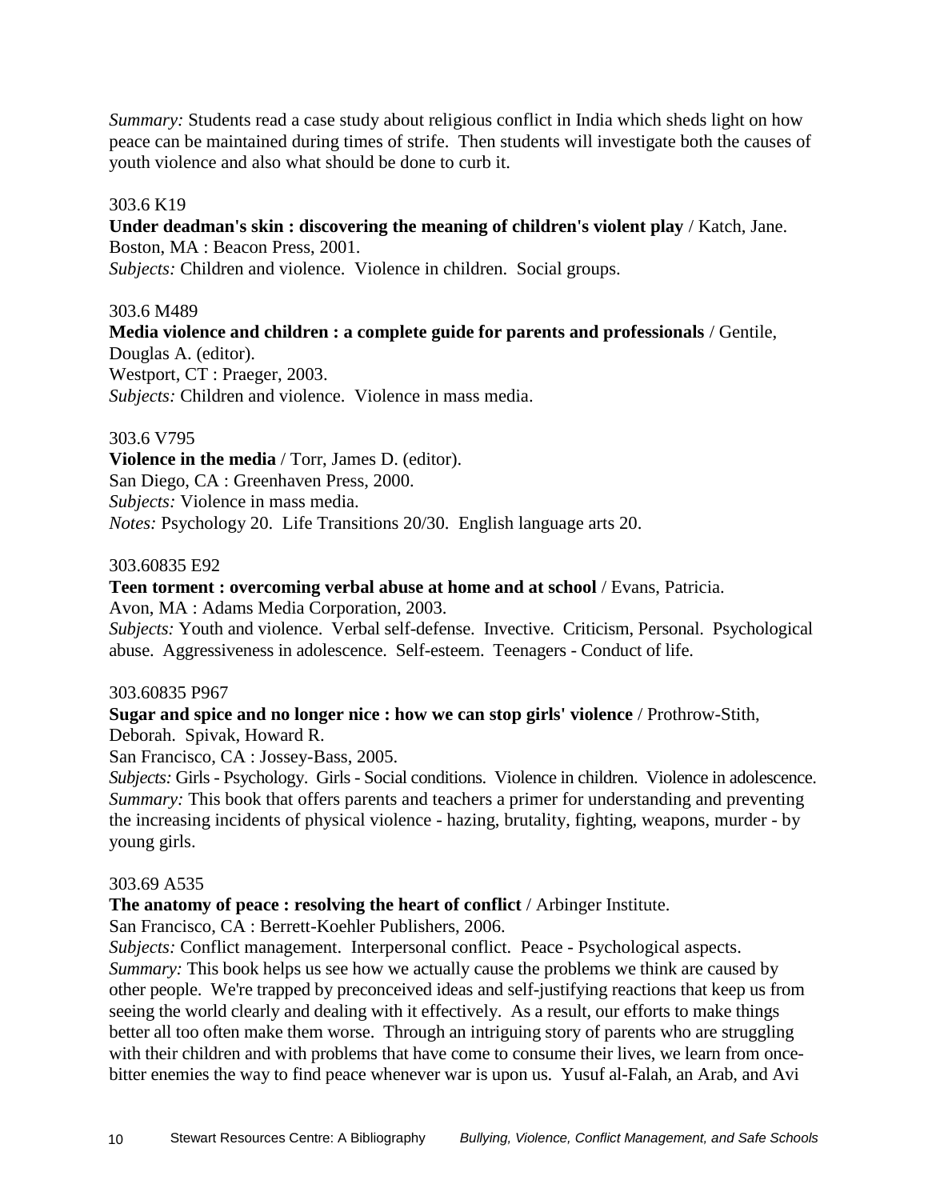*Summary:* Students read a case study about religious conflict in India which sheds light on how peace can be maintained during times of strife. Then students will investigate both the causes of youth violence and also what should be done to curb it.

303.6 K19
**Under deadman's skin : discovering the meaning of children's violent play** / Katch, Jane.
Boston, MA : Beacon Press, 2001.
*Subjects:* Children and violence. Violence in children. Social groups.

303.6 M489
**Media violence and children : a complete guide for parents and professionals** / Gentile, Douglas A. (editor).
Westport, CT : Praeger, 2003.
*Subjects:* Children and violence. Violence in mass media.

303.6 V795
**Violence in the media** / Torr, James D. (editor).
San Diego, CA : Greenhaven Press, 2000.
*Subjects:* Violence in mass media.
*Notes:* Psychology 20. Life Transitions 20/30. English language arts 20.

303.60835 E92
**Teen torment : overcoming verbal abuse at home and at school** / Evans, Patricia.
Avon, MA : Adams Media Corporation, 2003.
*Subjects:* Youth and violence. Verbal self-defense. Invective. Criticism, Personal. Psychological abuse. Aggressiveness in adolescence. Self-esteem. Teenagers - Conduct of life.

303.60835 P967
**Sugar and spice and no longer nice : how we can stop girls' violence** / Prothrow-Stith, Deborah. Spivak, Howard R.
San Francisco, CA : Jossey-Bass, 2005.
*Subjects:* Girls - Psychology. Girls - Social conditions. Violence in children. Violence in adolescence.
*Summary:* This book that offers parents and teachers a primer for understanding and preventing the increasing incidents of physical violence - hazing, brutality, fighting, weapons, murder - by young girls.

303.69 A535
**The anatomy of peace : resolving the heart of conflict** / Arbinger Institute.
San Francisco, CA : Berrett-Koehler Publishers, 2006.
*Subjects:* Conflict management. Interpersonal conflict. Peace - Psychological aspects.
*Summary:* This book helps us see how we actually cause the problems we think are caused by other people. We're trapped by preconceived ideas and self-justifying reactions that keep us from seeing the world clearly and dealing with it effectively. As a result, our efforts to make things better all too often make them worse. Through an intriguing story of parents who are struggling with their children and with problems that have come to consume their lives, we learn from once-bitter enemies the way to find peace whenever war is upon us. Yusuf al-Falah, an Arab, and Avi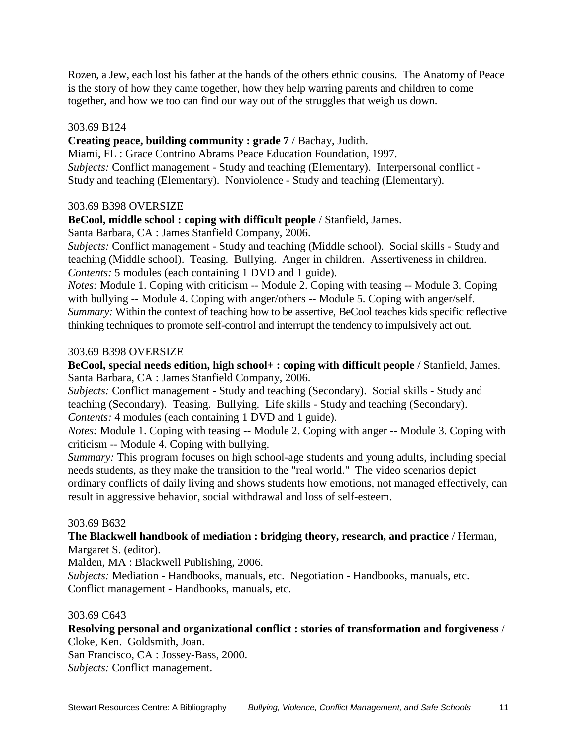Rozen, a Jew, each lost his father at the hands of the others ethnic cousins. The Anatomy of Peace is the story of how they came together, how they help warring parents and children to come together, and how we too can find our way out of the struggles that weigh us down.

303.69 B124

**Creating peace, building community : grade 7** / Bachay, Judith.
Miami, FL : Grace Contrino Abrams Peace Education Foundation, 1997.
*Subjects:* Conflict management - Study and teaching (Elementary). Interpersonal conflict - Study and teaching (Elementary). Nonviolence - Study and teaching (Elementary).

303.69 B398 OVERSIZE

**BeCool, middle school : coping with difficult people** / Stanfield, James.
Santa Barbara, CA : James Stanfield Company, 2006.
*Subjects:* Conflict management - Study and teaching (Middle school). Social skills - Study and teaching (Middle school). Teasing. Bullying. Anger in children. Assertiveness in children.
*Contents:* 5 modules (each containing 1 DVD and 1 guide).
*Notes:* Module 1. Coping with criticism -- Module 2. Coping with teasing -- Module 3. Coping with bullying -- Module 4. Coping with anger/others -- Module 5. Coping with anger/self.
*Summary:* Within the context of teaching how to be assertive, BeCool teaches kids specific reflective thinking techniques to promote self-control and interrupt the tendency to impulsively act out.

303.69 B398 OVERSIZE

**BeCool, special needs edition, high school+ : coping with difficult people** / Stanfield, James.
Santa Barbara, CA : James Stanfield Company, 2006.
*Subjects:* Conflict management - Study and teaching (Secondary). Social skills - Study and teaching (Secondary). Teasing. Bullying. Life skills - Study and teaching (Secondary).
*Contents:* 4 modules (each containing 1 DVD and 1 guide).
*Notes:* Module 1. Coping with teasing -- Module 2. Coping with anger -- Module 3. Coping with criticism -- Module 4. Coping with bullying.
*Summary:* This program focuses on high school-age students and young adults, including special needs students, as they make the transition to the "real world." The video scenarios depict ordinary conflicts of daily living and shows students how emotions, not managed effectively, can result in aggressive behavior, social withdrawal and loss of self-esteem.

303.69 B632

**The Blackwell handbook of mediation : bridging theory, research, and practice** / Herman, Margaret S. (editor).
Malden, MA : Blackwell Publishing, 2006.
*Subjects:* Mediation - Handbooks, manuals, etc. Negotiation - Handbooks, manuals, etc. Conflict management - Handbooks, manuals, etc.

303.69 C643

**Resolving personal and organizational conflict : stories of transformation and forgiveness** / Cloke, Ken. Goldsmith, Joan.
San Francisco, CA : Jossey-Bass, 2000.
*Subjects:* Conflict management.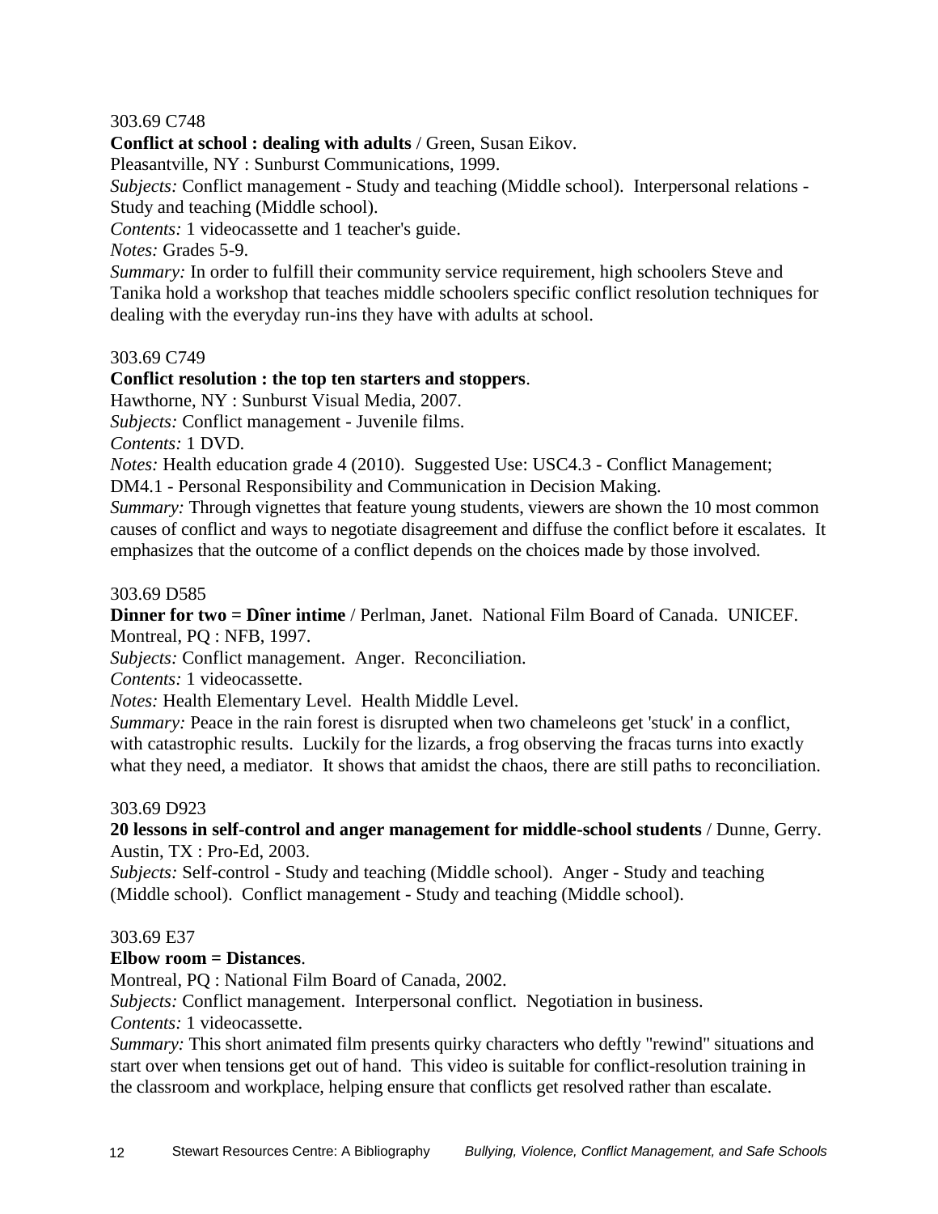303.69 C748

**Conflict at school : dealing with adults** / Green, Susan Eikov.
Pleasantville, NY : Sunburst Communications, 1999.
*Subjects:* Conflict management - Study and teaching (Middle school). Interpersonal relations - Study and teaching (Middle school).
*Contents:* 1 videocassette and 1 teacher's guide.
*Notes:* Grades 5-9.
*Summary:* In order to fulfill their community service requirement, high schoolers Steve and Tanika hold a workshop that teaches middle schoolers specific conflict resolution techniques for dealing with the everyday run-ins they have with adults at school.

303.69 C749

**Conflict resolution : the top ten starters and stoppers**.
Hawthorne, NY : Sunburst Visual Media, 2007.
*Subjects:* Conflict management - Juvenile films.
*Contents:* 1 DVD.
*Notes:* Health education grade 4 (2010). Suggested Use: USC4.3 - Conflict Management; DM4.1 - Personal Responsibility and Communication in Decision Making.
*Summary:* Through vignettes that feature young students, viewers are shown the 10 most common causes of conflict and ways to negotiate disagreement and diffuse the conflict before it escalates. It emphasizes that the outcome of a conflict depends on the choices made by those involved.

303.69 D585

**Dinner for two = Dîner intime** / Perlman, Janet. National Film Board of Canada. UNICEF.
Montreal, PQ : NFB, 1997.
*Subjects:* Conflict management. Anger. Reconciliation.
*Contents:* 1 videocassette.
*Notes:* Health Elementary Level. Health Middle Level.
*Summary:* Peace in the rain forest is disrupted when two chameleons get 'stuck' in a conflict, with catastrophic results. Luckily for the lizards, a frog observing the fracas turns into exactly what they need, a mediator. It shows that amidst the chaos, there are still paths to reconciliation.

303.69 D923

**20 lessons in self-control and anger management for middle-school students** / Dunne, Gerry.
Austin, TX : Pro-Ed, 2003.
*Subjects:* Self-control - Study and teaching (Middle school). Anger - Study and teaching (Middle school). Conflict management - Study and teaching (Middle school).

303.69 E37

**Elbow room = Distances**.
Montreal, PQ : National Film Board of Canada, 2002.
*Subjects:* Conflict management. Interpersonal conflict. Negotiation in business.
*Contents:* 1 videocassette.
*Summary:* This short animated film presents quirky characters who deftly "rewind" situations and start over when tensions get out of hand. This video is suitable for conflict-resolution training in the classroom and workplace, helping ensure that conflicts get resolved rather than escalate.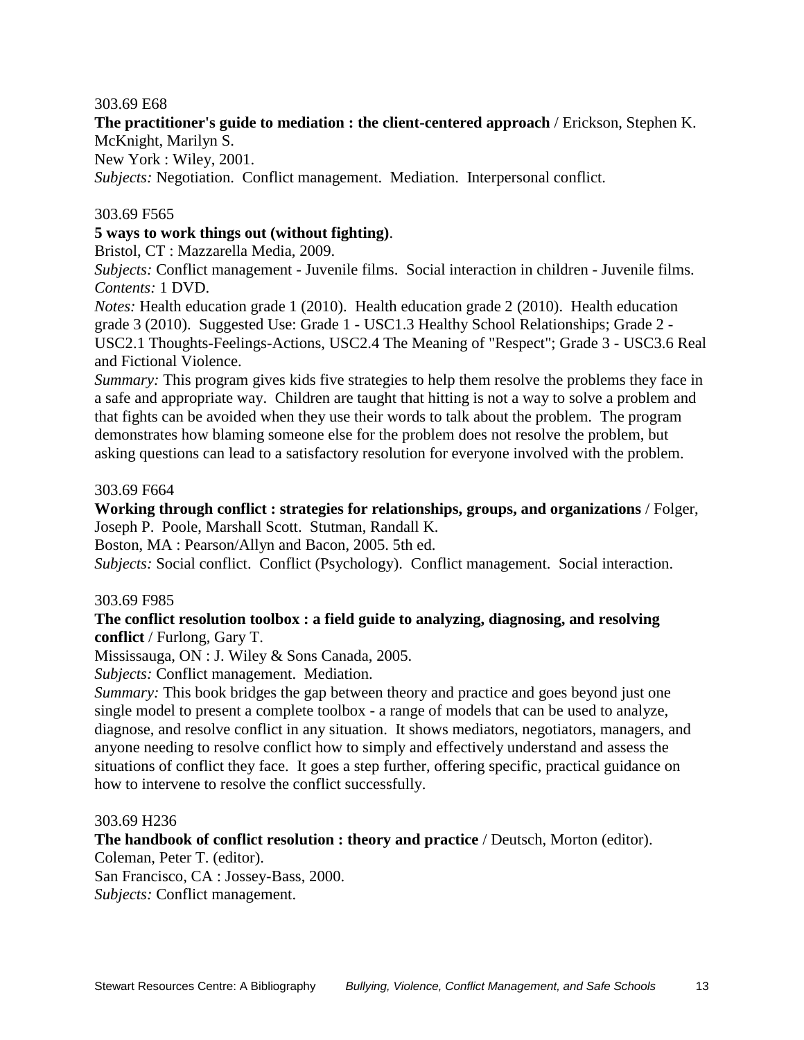303.69 E68

**The practitioner's guide to mediation : the client-centered approach** / Erickson, Stephen K. McKnight, Marilyn S.

New York : Wiley, 2001.

*Subjects:* Negotiation. Conflict management. Mediation. Interpersonal conflict.

303.69 F565

**5 ways to work things out (without fighting)**.

Bristol, CT : Mazzarella Media, 2009.

*Subjects:* Conflict management - Juvenile films. Social interaction in children - Juvenile films.

*Contents:* 1 DVD.

*Notes:* Health education grade 1 (2010). Health education grade 2 (2010). Health education grade 3 (2010). Suggested Use: Grade 1 - USC1.3 Healthy School Relationships; Grade 2 - USC2.1 Thoughts-Feelings-Actions, USC2.4 The Meaning of "Respect"; Grade 3 - USC3.6 Real and Fictional Violence.

*Summary:* This program gives kids five strategies to help them resolve the problems they face in a safe and appropriate way. Children are taught that hitting is not a way to solve a problem and that fights can be avoided when they use their words to talk about the problem. The program demonstrates how blaming someone else for the problem does not resolve the problem, but asking questions can lead to a satisfactory resolution for everyone involved with the problem.

303.69 F664

**Working through conflict : strategies for relationships, groups, and organizations** / Folger, Joseph P. Poole, Marshall Scott. Stutman, Randall K.

Boston, MA : Pearson/Allyn and Bacon, 2005. 5th ed.

*Subjects:* Social conflict. Conflict (Psychology). Conflict management. Social interaction.

303.69 F985

**The conflict resolution toolbox : a field guide to analyzing, diagnosing, and resolving conflict** / Furlong, Gary T.

Mississauga, ON : J. Wiley & Sons Canada, 2005.

*Subjects:* Conflict management. Mediation.

*Summary:* This book bridges the gap between theory and practice and goes beyond just one single model to present a complete toolbox - a range of models that can be used to analyze, diagnose, and resolve conflict in any situation. It shows mediators, negotiators, managers, and anyone needing to resolve conflict how to simply and effectively understand and assess the situations of conflict they face. It goes a step further, offering specific, practical guidance on how to intervene to resolve the conflict successfully.

303.69 H236

**The handbook of conflict resolution : theory and practice** / Deutsch, Morton (editor). Coleman, Peter T. (editor).

San Francisco, CA : Jossey-Bass, 2000.

*Subjects:* Conflict management.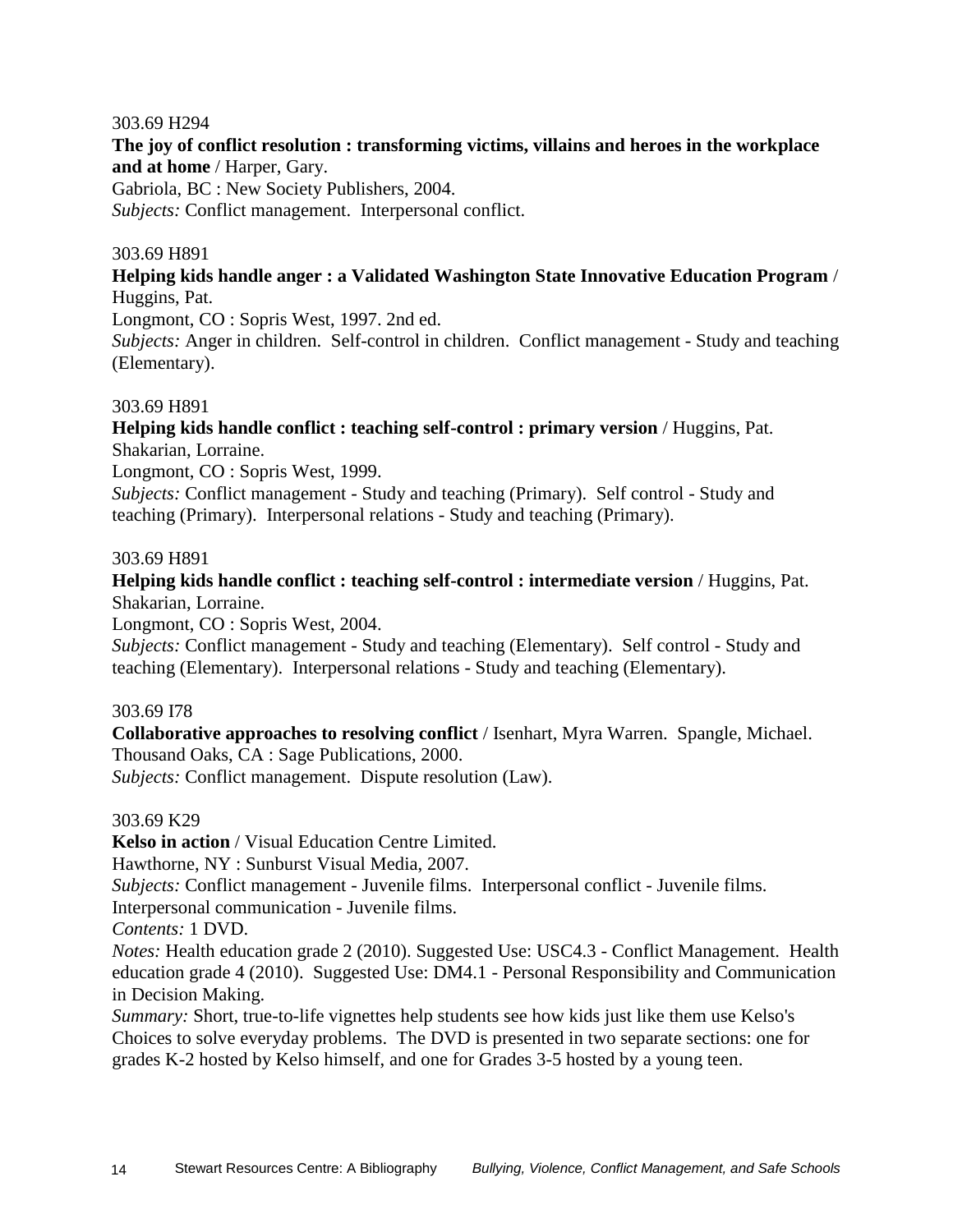303.69 H294

**The joy of conflict resolution : transforming victims, villains and heroes in the workplace and at home** / Harper, Gary.
Gabriola, BC : New Society Publishers, 2004.
*Subjects:* Conflict management. Interpersonal conflict.

303.69 H891

**Helping kids handle anger : a Validated Washington State Innovative Education Program** / Huggins, Pat.
Longmont, CO : Sopris West, 1997. 2nd ed.
*Subjects:* Anger in children. Self-control in children. Conflict management - Study and teaching (Elementary).

303.69 H891

**Helping kids handle conflict : teaching self-control : primary version** / Huggins, Pat. Shakarian, Lorraine.
Longmont, CO : Sopris West, 1999.
*Subjects:* Conflict management - Study and teaching (Primary). Self control - Study and teaching (Primary). Interpersonal relations - Study and teaching (Primary).

303.69 H891

**Helping kids handle conflict : teaching self-control : intermediate version** / Huggins, Pat. Shakarian, Lorraine.
Longmont, CO : Sopris West, 2004.
*Subjects:* Conflict management - Study and teaching (Elementary). Self control - Study and teaching (Elementary). Interpersonal relations - Study and teaching (Elementary).

303.69 I78

**Collaborative approaches to resolving conflict** / Isenhart, Myra Warren. Spangle, Michael.
Thousand Oaks, CA : Sage Publications, 2000.
*Subjects:* Conflict management. Dispute resolution (Law).

303.69 K29

**Kelso in action** / Visual Education Centre Limited.
Hawthorne, NY : Sunburst Visual Media, 2007.
*Subjects:* Conflict management - Juvenile films. Interpersonal conflict - Juvenile films. Interpersonal communication - Juvenile films.
*Contents:* 1 DVD.
*Notes:* Health education grade 2 (2010). Suggested Use: USC4.3 - Conflict Management. Health education grade 4 (2010). Suggested Use: DM4.1 - Personal Responsibility and Communication in Decision Making.
*Summary:* Short, true-to-life vignettes help students see how kids just like them use Kelso's Choices to solve everyday problems. The DVD is presented in two separate sections: one for grades K-2 hosted by Kelso himself, and one for Grades 3-5 hosted by a young teen.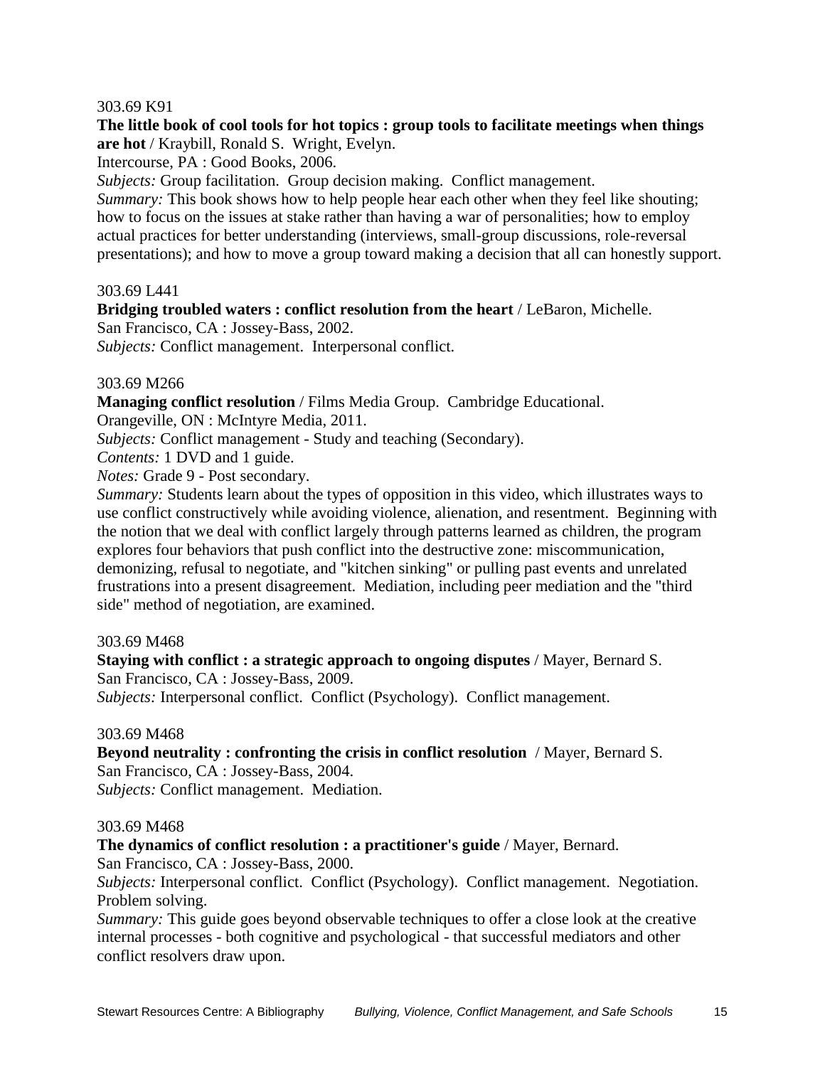303.69 K91

**The little book of cool tools for hot topics : group tools to facilitate meetings when things are hot** / Kraybill, Ronald S. Wright, Evelyn.
Intercourse, PA : Good Books, 2006.
*Subjects:* Group facilitation. Group decision making. Conflict management.
*Summary:* This book shows how to help people hear each other when they feel like shouting; how to focus on the issues at stake rather than having a war of personalities; how to employ actual practices for better understanding (interviews, small-group discussions, role-reversal presentations); and how to move a group toward making a decision that all can honestly support.

303.69 L441

**Bridging troubled waters : conflict resolution from the heart** / LeBaron, Michelle.
San Francisco, CA : Jossey-Bass, 2002.
*Subjects:* Conflict management. Interpersonal conflict.

303.69 M266

**Managing conflict resolution** / Films Media Group. Cambridge Educational.
Orangeville, ON : McIntyre Media, 2011.
*Subjects:* Conflict management - Study and teaching (Secondary).
*Contents:* 1 DVD and 1 guide.
*Notes:* Grade 9 - Post secondary.
*Summary:* Students learn about the types of opposition in this video, which illustrates ways to use conflict constructively while avoiding violence, alienation, and resentment. Beginning with the notion that we deal with conflict largely through patterns learned as children, the program explores four behaviors that push conflict into the destructive zone: miscommunication, demonizing, refusal to negotiate, and "kitchen sinking" or pulling past events and unrelated frustrations into a present disagreement. Mediation, including peer mediation and the "third side" method of negotiation, are examined.

303.69 M468

**Staying with conflict : a strategic approach to ongoing disputes** / Mayer, Bernard S.
San Francisco, CA : Jossey-Bass, 2009.
*Subjects:* Interpersonal conflict. Conflict (Psychology). Conflict management.

303.69 M468

**Beyond neutrality : confronting the crisis in conflict resolution** / Mayer, Bernard S.
San Francisco, CA : Jossey-Bass, 2004.
*Subjects:* Conflict management. Mediation.

303.69 M468

**The dynamics of conflict resolution : a practitioner's guide** / Mayer, Bernard.
San Francisco, CA : Jossey-Bass, 2000.
*Subjects:* Interpersonal conflict. Conflict (Psychology). Conflict management. Negotiation. Problem solving.
*Summary:* This guide goes beyond observable techniques to offer a close look at the creative internal processes - both cognitive and psychological - that successful mediators and other conflict resolvers draw upon.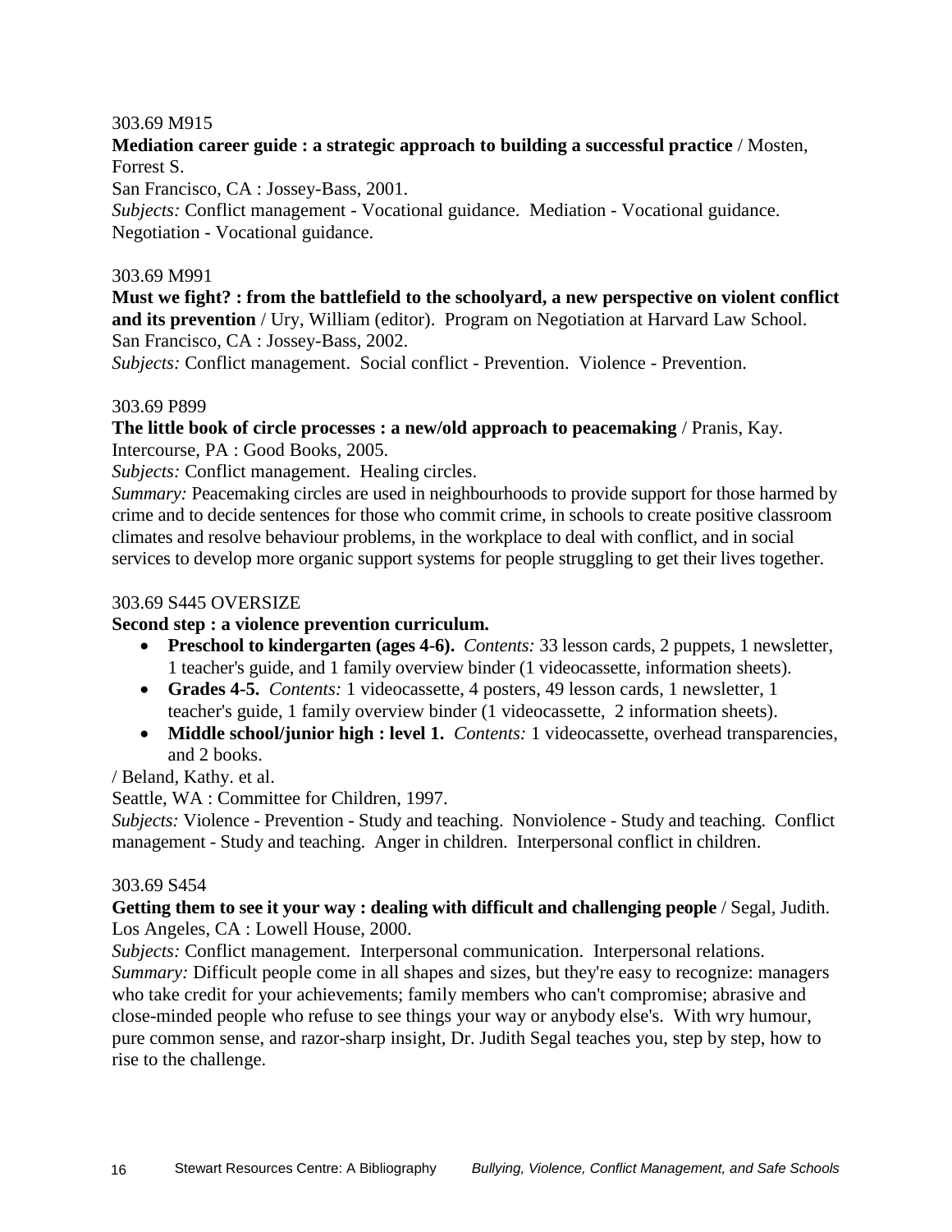303.69 M915

**Mediation career guide : a strategic approach to building a successful practice** / Mosten, Forrest S.

San Francisco, CA : Jossey-Bass, 2001.

*Subjects:* Conflict management - Vocational guidance. Mediation - Vocational guidance. Negotiation - Vocational guidance.

303.69 M991

**Must we fight? : from the battlefield to the schoolyard, a new perspective on violent conflict and its prevention** / Ury, William (editor). Program on Negotiation at Harvard Law School.

San Francisco, CA : Jossey-Bass, 2002.

*Subjects:* Conflict management. Social conflict - Prevention. Violence - Prevention.

303.69 P899

**The little book of circle processes : a new/old approach to peacemaking** / Pranis, Kay.

Intercourse, PA : Good Books, 2005.

*Subjects:* Conflict management. Healing circles.

*Summary:* Peacemaking circles are used in neighbourhoods to provide support for those harmed by crime and to decide sentences for those who commit crime, in schools to create positive classroom climates and resolve behaviour problems, in the workplace to deal with conflict, and in social services to develop more organic support systems for people struggling to get their lives together.

303.69 S445 OVERSIZE

**Second step : a violence prevention curriculum.**

- **Preschool to kindergarten (ages 4-6).** *Contents:* 33 lesson cards, 2 puppets, 1 newsletter, 1 teacher's guide, and 1 family overview binder (1 videocassette, information sheets).
- **Grades 4-5.** *Contents:* 1 videocassette, 4 posters, 49 lesson cards, 1 newsletter, 1 teacher's guide, 1 family overview binder (1 videocassette, 2 information sheets).
- **Middle school/junior high : level 1.** *Contents:* 1 videocassette, overhead transparencies, and 2 books.

/ Beland, Kathy. et al.

Seattle, WA : Committee for Children, 1997.

*Subjects:* Violence - Prevention - Study and teaching. Nonviolence - Study and teaching. Conflict management - Study and teaching. Anger in children. Interpersonal conflict in children.

303.69 S454

**Getting them to see it your way : dealing with difficult and challenging people** / Segal, Judith.

Los Angeles, CA : Lowell House, 2000.

*Subjects:* Conflict management. Interpersonal communication. Interpersonal relations.

*Summary:* Difficult people come in all shapes and sizes, but they're easy to recognize: managers who take credit for your achievements; family members who can't compromise; abrasive and close-minded people who refuse to see things your way or anybody else's. With wry humour, pure common sense, and razor-sharp insight, Dr. Judith Segal teaches you, step by step, how to rise to the challenge.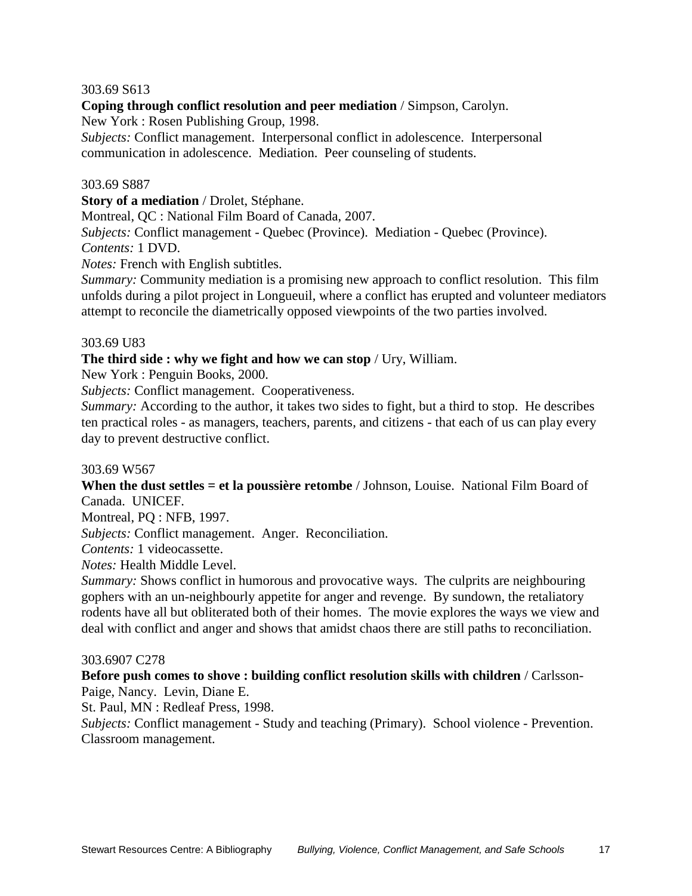303.69 S613

**Coping through conflict resolution and peer mediation** / Simpson, Carolyn.
New York : Rosen Publishing Group, 1998.
*Subjects:* Conflict management. Interpersonal conflict in adolescence. Interpersonal communication in adolescence. Mediation. Peer counseling of students.

303.69 S887

**Story of a mediation** / Drolet, Stéphane.
Montreal, QC : National Film Board of Canada, 2007.
*Subjects:* Conflict management - Quebec (Province). Mediation - Quebec (Province).
*Contents:* 1 DVD.
*Notes:* French with English subtitles.
*Summary:* Community mediation is a promising new approach to conflict resolution. This film unfolds during a pilot project in Longueuil, where a conflict has erupted and volunteer mediators attempt to reconcile the diametrically opposed viewpoints of the two parties involved.

303.69 U83

**The third side : why we fight and how we can stop** / Ury, William.
New York : Penguin Books, 2000.
*Subjects:* Conflict management. Cooperativeness.
*Summary:* According to the author, it takes two sides to fight, but a third to stop. He describes ten practical roles - as managers, teachers, parents, and citizens - that each of us can play every day to prevent destructive conflict.

303.69 W567

**When the dust settles = et la poussière retombe** / Johnson, Louise. National Film Board of Canada. UNICEF.
Montreal, PQ : NFB, 1997.
*Subjects:* Conflict management. Anger. Reconciliation.
*Contents:* 1 videocassette.
*Notes:* Health Middle Level.
*Summary:* Shows conflict in humorous and provocative ways. The culprits are neighbouring gophers with an un-neighbourly appetite for anger and revenge. By sundown, the retaliatory rodents have all but obliterated both of their homes. The movie explores the ways we view and deal with conflict and anger and shows that amidst chaos there are still paths to reconciliation.

303.6907 C278

**Before push comes to shove : building conflict resolution skills with children** / Carlsson-Paige, Nancy. Levin, Diane E.
St. Paul, MN : Redleaf Press, 1998.
*Subjects:* Conflict management - Study and teaching (Primary). School violence - Prevention. Classroom management.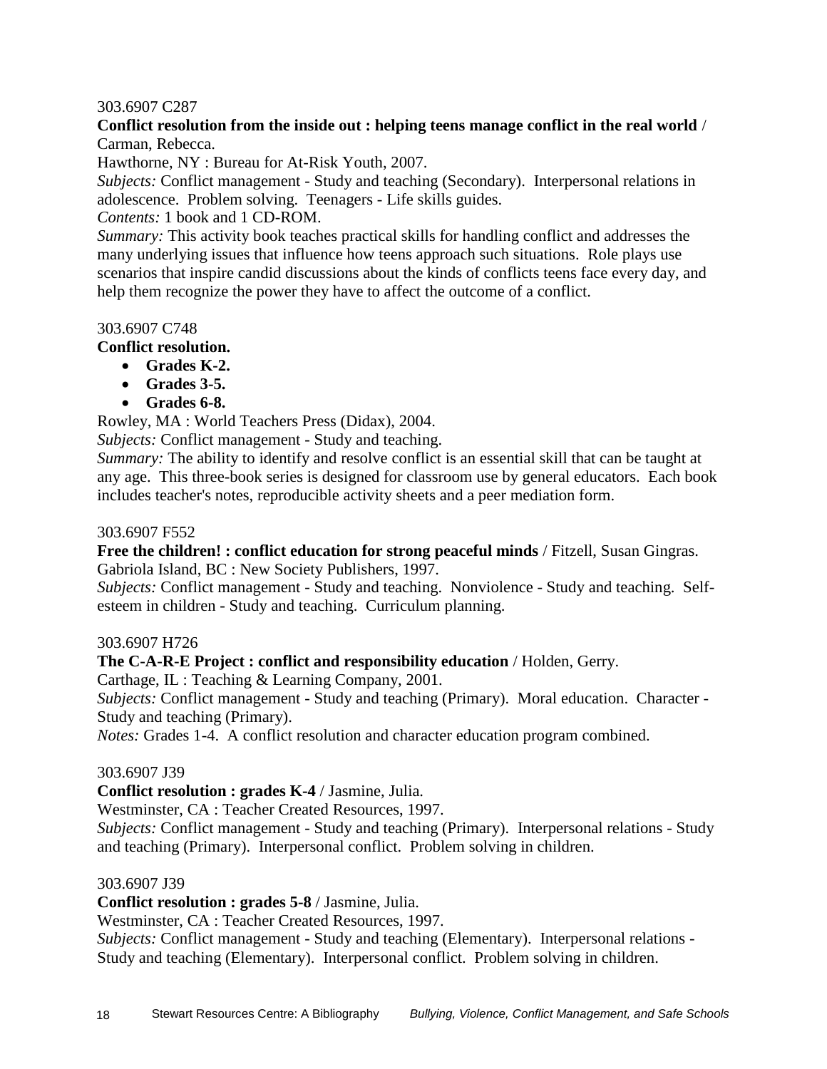303.6907 C287

**Conflict resolution from the inside out : helping teens manage conflict in the real world** / Carman, Rebecca.

Hawthorne, NY : Bureau for At-Risk Youth, 2007.

*Subjects:* Conflict management - Study and teaching (Secondary). Interpersonal relations in adolescence. Problem solving. Teenagers - Life skills guides.

*Contents:* 1 book and 1 CD-ROM.

*Summary:* This activity book teaches practical skills for handling conflict and addresses the many underlying issues that influence how teens approach such situations. Role plays use scenarios that inspire candid discussions about the kinds of conflicts teens face every day, and help them recognize the power they have to affect the outcome of a conflict.

303.6907 C748

**Conflict resolution.**

- **Grades K-2.**
- **Grades 3-5.**
- **Grades 6-8.**

Rowley, MA : World Teachers Press (Didax), 2004.

*Subjects:* Conflict management - Study and teaching.

*Summary:* The ability to identify and resolve conflict is an essential skill that can be taught at any age. This three-book series is designed for classroom use by general educators. Each book includes teacher's notes, reproducible activity sheets and a peer mediation form.

303.6907 F552

**Free the children! : conflict education for strong peaceful minds** / Fitzell, Susan Gingras.

Gabriola Island, BC : New Society Publishers, 1997.

*Subjects:* Conflict management - Study and teaching. Nonviolence - Study and teaching. Self-esteem in children - Study and teaching. Curriculum planning.

303.6907 H726

**The C-A-R-E Project : conflict and responsibility education** / Holden, Gerry.

Carthage, IL : Teaching & Learning Company, 2001.

*Subjects:* Conflict management - Study and teaching (Primary). Moral education. Character - Study and teaching (Primary).

*Notes:* Grades 1-4. A conflict resolution and character education program combined.

303.6907 J39

**Conflict resolution : grades K-4** / Jasmine, Julia.

Westminster, CA : Teacher Created Resources, 1997.

*Subjects:* Conflict management - Study and teaching (Primary). Interpersonal relations - Study and teaching (Primary). Interpersonal conflict. Problem solving in children.

303.6907 J39

**Conflict resolution : grades 5-8** / Jasmine, Julia.

Westminster, CA : Teacher Created Resources, 1997.

*Subjects:* Conflict management - Study and teaching (Elementary). Interpersonal relations - Study and teaching (Elementary). Interpersonal conflict. Problem solving in children.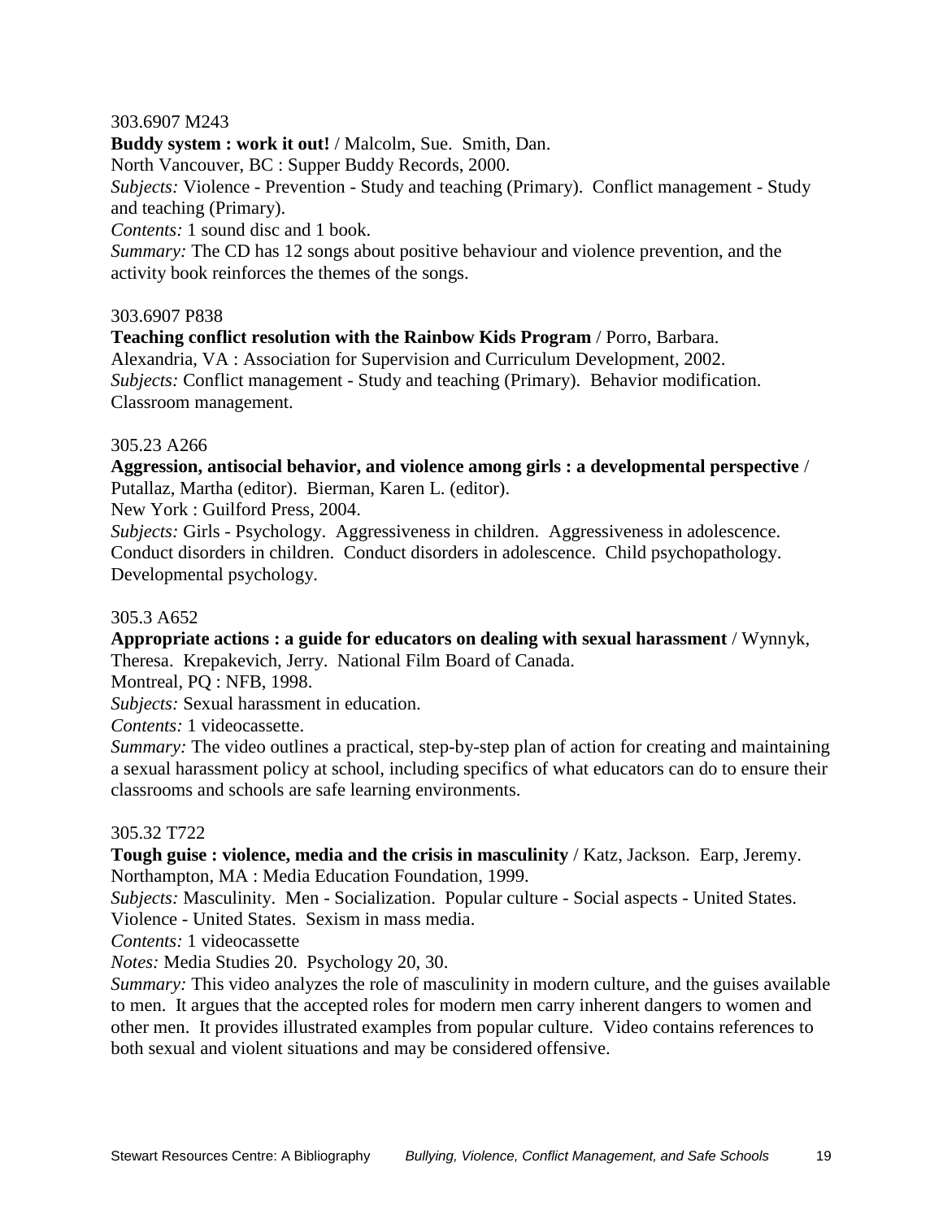303.6907 M243

**Buddy system : work it out!** / Malcolm, Sue.  Smith, Dan.
North Vancouver, BC : Supper Buddy Records, 2000.
*Subjects:* Violence - Prevention - Study and teaching (Primary).  Conflict management - Study and teaching (Primary).
*Contents:* 1 sound disc and 1 book.
*Summary:* The CD has 12 songs about positive behaviour and violence prevention, and the activity book reinforces the themes of the songs.

303.6907 P838

**Teaching conflict resolution with the Rainbow Kids Program** / Porro, Barbara.
Alexandria, VA : Association for Supervision and Curriculum Development, 2002.
*Subjects:* Conflict management - Study and teaching (Primary).  Behavior modification.  Classroom management.

305.23 A266

**Aggression, antisocial behavior, and violence among girls : a developmental perspective** / Putallaz, Martha (editor).  Bierman, Karen L. (editor).
New York : Guilford Press, 2004.
*Subjects:* Girls - Psychology.  Aggressiveness in children.  Aggressiveness in adolescence.  Conduct disorders in children.  Conduct disorders in adolescence.  Child psychopathology.  Developmental psychology.

305.3 A652

**Appropriate actions : a guide for educators on dealing with sexual harassment** / Wynnyk, Theresa.  Krepakevich, Jerry.  National Film Board of Canada.
Montreal, PQ : NFB, 1998.
*Subjects:* Sexual harassment in education.
*Contents:* 1 videocassette.
*Summary:* The video outlines a practical, step-by-step plan of action for creating and maintaining a sexual harassment policy at school, including specifics of what educators can do to ensure their classrooms and schools are safe learning environments.

305.32 T722

**Tough guise : violence, media and the crisis in masculinity** / Katz, Jackson.  Earp, Jeremy.
Northampton, MA : Media Education Foundation, 1999.
*Subjects:* Masculinity.  Men - Socialization.  Popular culture - Social aspects - United States.  Violence - United States.  Sexism in mass media.
*Contents:* 1 videocassette
*Notes:* Media Studies 20.  Psychology 20, 30.
*Summary:* This video analyzes the role of masculinity in modern culture, and the guises available to men.  It argues that the accepted roles for modern men carry inherent dangers to women and other men.  It provides illustrated examples from popular culture.  Video contains references to both sexual and violent situations and may be considered offensive.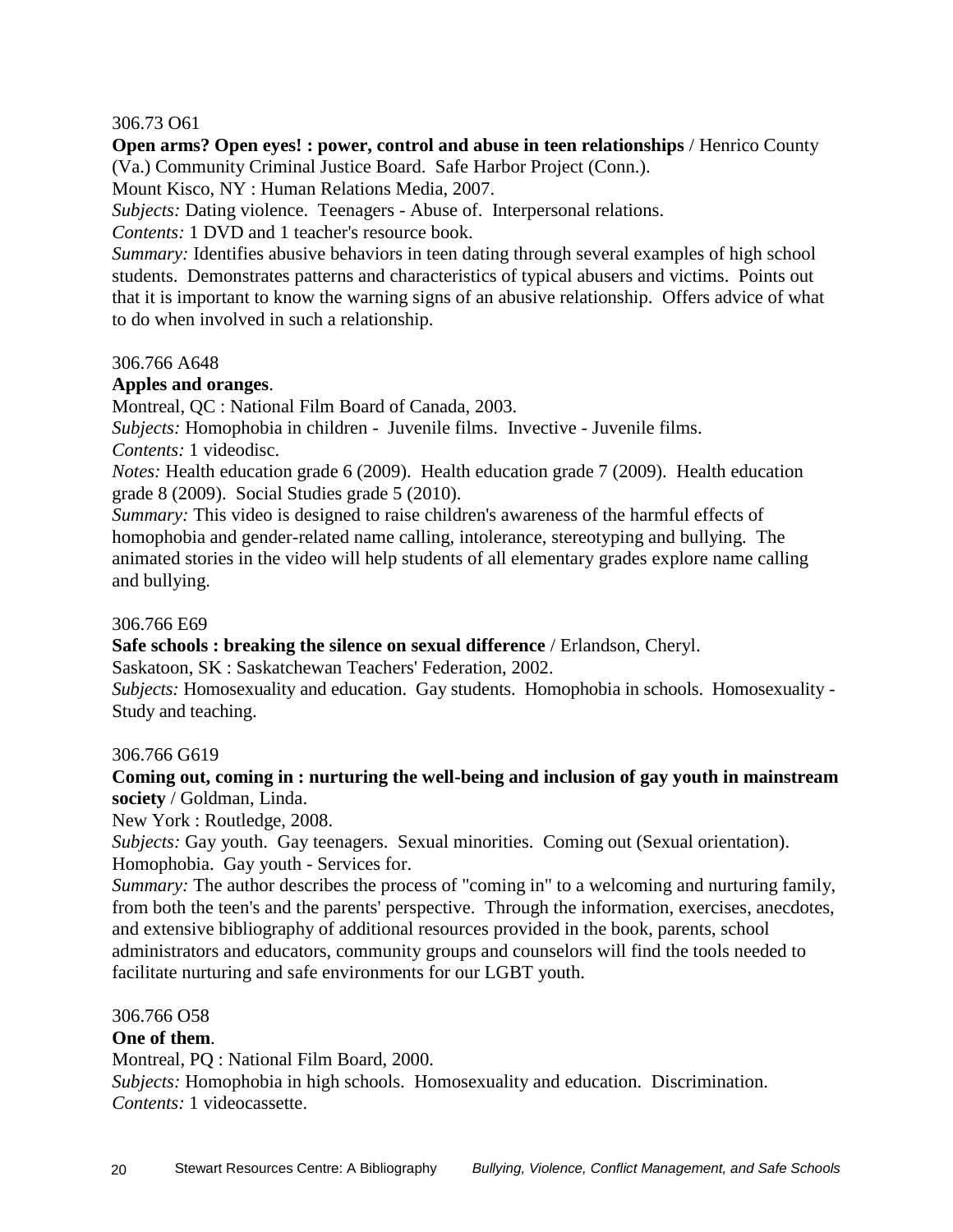306.73 O61

**Open arms? Open eyes! : power, control and abuse in teen relationships** / Henrico County (Va.) Community Criminal Justice Board. Safe Harbor Project (Conn.).

Mount Kisco, NY : Human Relations Media, 2007.

*Subjects:* Dating violence. Teenagers - Abuse of. Interpersonal relations.

*Contents:* 1 DVD and 1 teacher's resource book.

*Summary:* Identifies abusive behaviors in teen dating through several examples of high school students. Demonstrates patterns and characteristics of typical abusers and victims. Points out that it is important to know the warning signs of an abusive relationship. Offers advice of what to do when involved in such a relationship.

306.766 A648

**Apples and oranges**.

Montreal, QC : National Film Board of Canada, 2003.

*Subjects:* Homophobia in children - Juvenile films. Invective - Juvenile films.

*Contents:* 1 videodisc.

*Notes:* Health education grade 6 (2009). Health education grade 7 (2009). Health education grade 8 (2009). Social Studies grade 5 (2010).

*Summary:* This video is designed to raise children's awareness of the harmful effects of homophobia and gender-related name calling, intolerance, stereotyping and bullying. The animated stories in the video will help students of all elementary grades explore name calling and bullying.

306.766 E69

**Safe schools : breaking the silence on sexual difference** / Erlandson, Cheryl.

Saskatoon, SK : Saskatchewan Teachers' Federation, 2002.

*Subjects:* Homosexuality and education. Gay students. Homophobia in schools. Homosexuality - Study and teaching.

306.766 G619

**Coming out, coming in : nurturing the well-being and inclusion of gay youth in mainstream society** / Goldman, Linda.

New York : Routledge, 2008.

*Subjects:* Gay youth. Gay teenagers. Sexual minorities. Coming out (Sexual orientation). Homophobia. Gay youth - Services for.

*Summary:* The author describes the process of "coming in" to a welcoming and nurturing family, from both the teen's and the parents' perspective. Through the information, exercises, anecdotes, and extensive bibliography of additional resources provided in the book, parents, school administrators and educators, community groups and counselors will find the tools needed to facilitate nurturing and safe environments for our LGBT youth.

306.766 O58

**One of them**.

Montreal, PQ : National Film Board, 2000.

*Subjects:* Homophobia in high schools. Homosexuality and education. Discrimination.

*Contents:* 1 videocassette.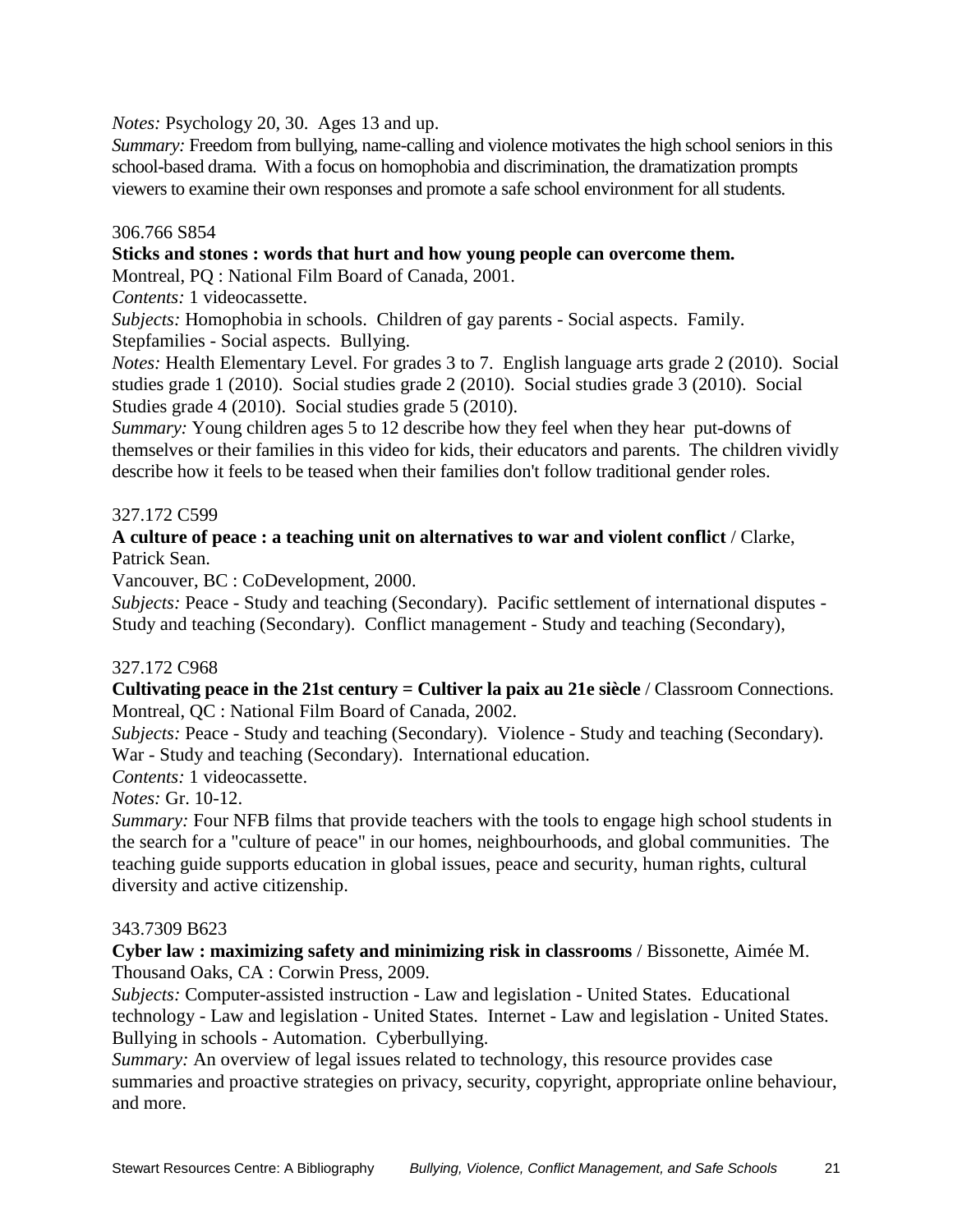*Notes:* Psychology 20, 30. Ages 13 and up.
*Summary:* Freedom from bullying, name-calling and violence motivates the high school seniors in this school-based drama. With a focus on homophobia and discrimination, the dramatization prompts viewers to examine their own responses and promote a safe school environment for all students.

306.766 S854
**Sticks and stones : words that hurt and how young people can overcome them.**
Montreal, PQ : National Film Board of Canada, 2001.
*Contents:* 1 videocassette.
*Subjects:* Homophobia in schools. Children of gay parents - Social aspects. Family. Stepfamilies - Social aspects. Bullying.
*Notes:* Health Elementary Level. For grades 3 to 7. English language arts grade 2 (2010). Social studies grade 1 (2010). Social studies grade 2 (2010). Social studies grade 3 (2010). Social Studies grade 4 (2010). Social studies grade 5 (2010).
*Summary:* Young children ages 5 to 12 describe how they feel when they hear put-downs of themselves or their families in this video for kids, their educators and parents. The children vividly describe how it feels to be teased when their families don't follow traditional gender roles.

327.172 C599
**A culture of peace : a teaching unit on alternatives to war and violent conflict** / Clarke, Patrick Sean.
Vancouver, BC : CoDevelopment, 2000.
*Subjects:* Peace - Study and teaching (Secondary). Pacific settlement of international disputes - Study and teaching (Secondary). Conflict management - Study and teaching (Secondary),

327.172 C968
**Cultivating peace in the 21st century = Cultiver la paix au 21e siècle** / Classroom Connections.
Montreal, QC : National Film Board of Canada, 2002.
*Subjects:* Peace - Study and teaching (Secondary). Violence - Study and teaching (Secondary). War - Study and teaching (Secondary). International education.
*Contents:* 1 videocassette.
*Notes:* Gr. 10-12.
*Summary:* Four NFB films that provide teachers with the tools to engage high school students in the search for a "culture of peace" in our homes, neighbourhoods, and global communities. The teaching guide supports education in global issues, peace and security, human rights, cultural diversity and active citizenship.

343.7309 B623
**Cyber law : maximizing safety and minimizing risk in classrooms** / Bissonette, Aimée M.
Thousand Oaks, CA : Corwin Press, 2009.
*Subjects:* Computer-assisted instruction - Law and legislation - United States. Educational technology - Law and legislation - United States. Internet - Law and legislation - United States. Bullying in schools - Automation. Cyberbullying.
*Summary:* An overview of legal issues related to technology, this resource provides case summaries and proactive strategies on privacy, security, copyright, appropriate online behaviour, and more.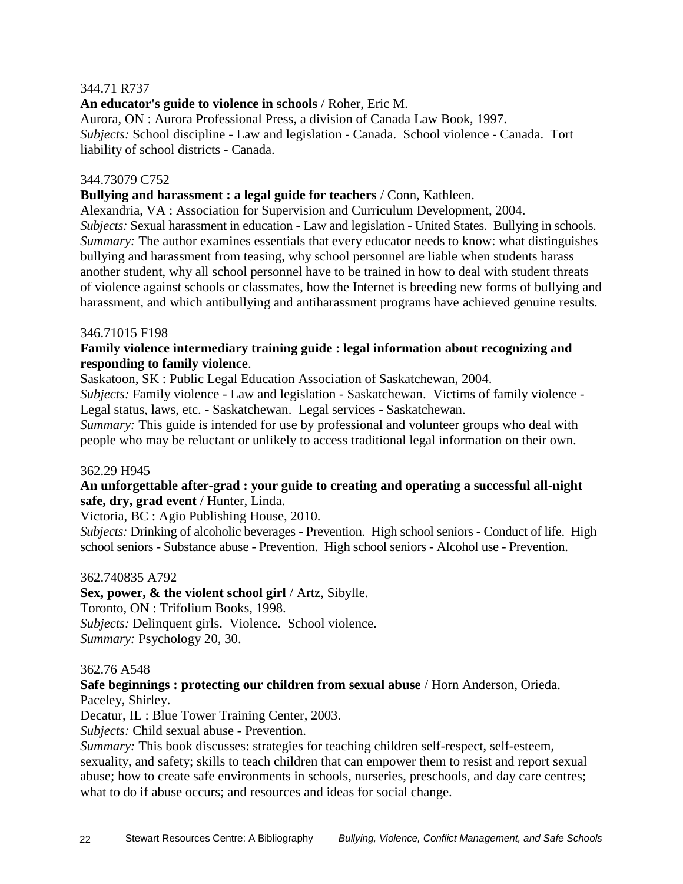344.71 R737

**An educator's guide to violence in schools** / Roher, Eric M.
Aurora, ON : Aurora Professional Press, a division of Canada Law Book, 1997.
*Subjects:* School discipline - Law and legislation - Canada. School violence - Canada. Tort liability of school districts - Canada.

344.73079 C752

**Bullying and harassment : a legal guide for teachers** / Conn, Kathleen.
Alexandria, VA : Association for Supervision and Curriculum Development, 2004.
*Subjects:* Sexual harassment in education - Law and legislation - United States. Bullying in schools.
*Summary:* The author examines essentials that every educator needs to know: what distinguishes bullying and harassment from teasing, why school personnel are liable when students harass another student, why all school personnel have to be trained in how to deal with student threats of violence against schools or classmates, how the Internet is breeding new forms of bullying and harassment, and which antibullying and antiharassment programs have achieved genuine results.

346.71015 F198

**Family violence intermediary training guide : legal information about recognizing and responding to family violence**.
Saskatoon, SK : Public Legal Education Association of Saskatchewan, 2004.
*Subjects:* Family violence - Law and legislation - Saskatchewan. Victims of family violence - Legal status, laws, etc. - Saskatchewan. Legal services - Saskatchewan.
*Summary:* This guide is intended for use by professional and volunteer groups who deal with people who may be reluctant or unlikely to access traditional legal information on their own.

362.29 H945

**An unforgettable after-grad : your guide to creating and operating a successful all-night safe, dry, grad event** / Hunter, Linda.
Victoria, BC : Agio Publishing House, 2010.
*Subjects:* Drinking of alcoholic beverages - Prevention. High school seniors - Conduct of life. High school seniors - Substance abuse - Prevention. High school seniors - Alcohol use - Prevention.

362.740835 A792

**Sex, power, & the violent school girl** / Artz, Sibylle.
Toronto, ON : Trifolium Books, 1998.
*Subjects:* Delinquent girls. Violence. School violence.
*Summary:* Psychology 20, 30.

362.76 A548

**Safe beginnings : protecting our children from sexual abuse** / Horn Anderson, Orieda. Paceley, Shirley.
Decatur, IL : Blue Tower Training Center, 2003.
*Subjects:* Child sexual abuse - Prevention.
*Summary:* This book discusses: strategies for teaching children self-respect, self-esteem, sexuality, and safety; skills to teach children that can empower them to resist and report sexual abuse; how to create safe environments in schools, nurseries, preschools, and day care centres; what to do if abuse occurs; and resources and ideas for social change.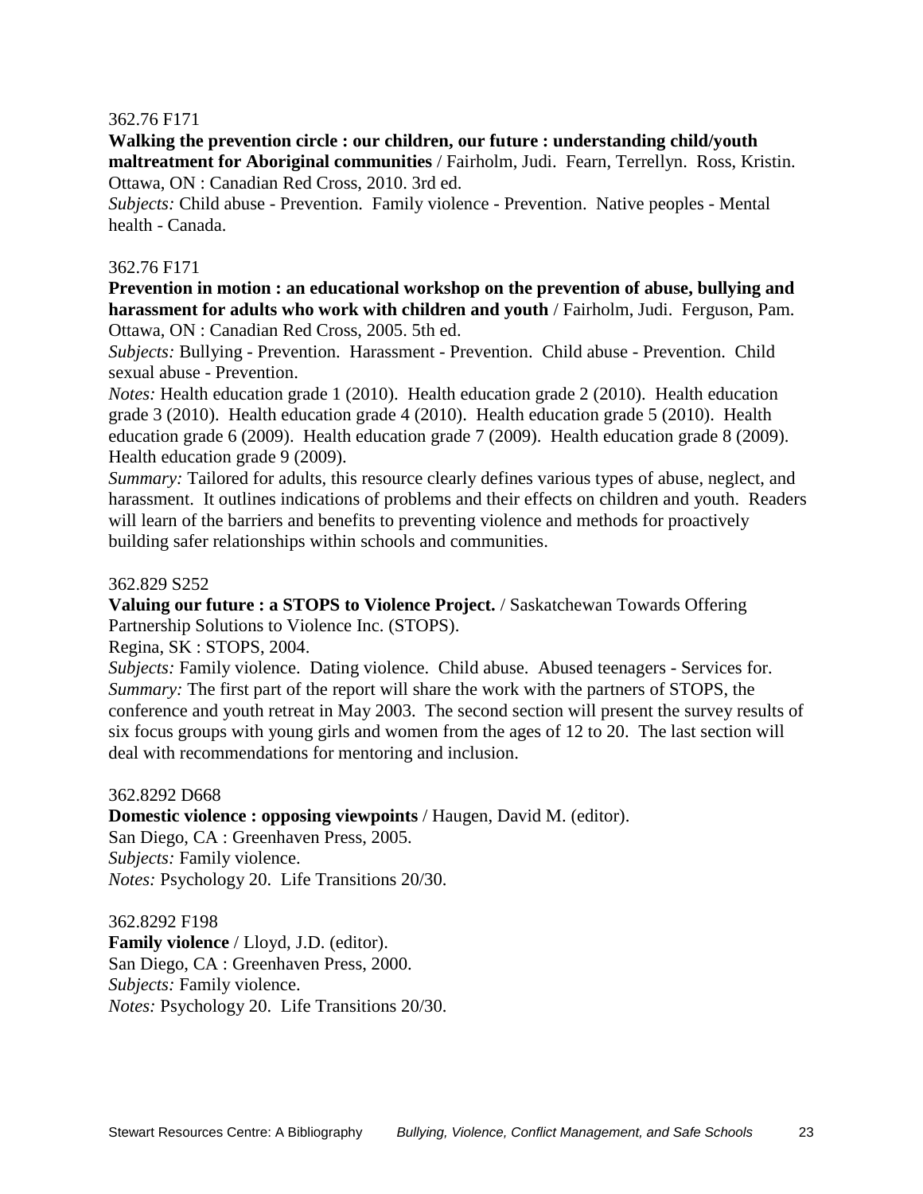362.76 F171

**Walking the prevention circle : our children, our future : understanding child/youth maltreatment for Aboriginal communities** / Fairholm, Judi. Fearn, Terrellyn. Ross, Kristin.
Ottawa, ON : Canadian Red Cross, 2010. 3rd ed.
*Subjects:* Child abuse - Prevention. Family violence - Prevention. Native peoples - Mental health - Canada.

362.76 F171

**Prevention in motion : an educational workshop on the prevention of abuse, bullying and harassment for adults who work with children and youth** / Fairholm, Judi. Ferguson, Pam.
Ottawa, ON : Canadian Red Cross, 2005. 5th ed.
*Subjects:* Bullying - Prevention. Harassment - Prevention. Child abuse - Prevention. Child sexual abuse - Prevention.
*Notes:* Health education grade 1 (2010). Health education grade 2 (2010). Health education grade 3 (2010). Health education grade 4 (2010). Health education grade 5 (2010). Health education grade 6 (2009). Health education grade 7 (2009). Health education grade 8 (2009). Health education grade 9 (2009).
*Summary:* Tailored for adults, this resource clearly defines various types of abuse, neglect, and harassment. It outlines indications of problems and their effects on children and youth. Readers will learn of the barriers and benefits to preventing violence and methods for proactively building safer relationships within schools and communities.

362.829 S252

**Valuing our future : a STOPS to Violence Project.** / Saskatchewan Towards Offering Partnership Solutions to Violence Inc. (STOPS).
Regina, SK : STOPS, 2004.
*Subjects:* Family violence. Dating violence. Child abuse. Abused teenagers - Services for.
*Summary:* The first part of the report will share the work with the partners of STOPS, the conference and youth retreat in May 2003. The second section will present the survey results of six focus groups with young girls and women from the ages of 12 to 20. The last section will deal with recommendations for mentoring and inclusion.

362.8292 D668

**Domestic violence : opposing viewpoints** / Haugen, David M. (editor).
San Diego, CA : Greenhaven Press, 2005.
*Subjects:* Family violence.
*Notes:* Psychology 20. Life Transitions 20/30.

362.8292 F198

**Family violence** / Lloyd, J.D. (editor).
San Diego, CA : Greenhaven Press, 2000.
*Subjects:* Family violence.
*Notes:* Psychology 20. Life Transitions 20/30.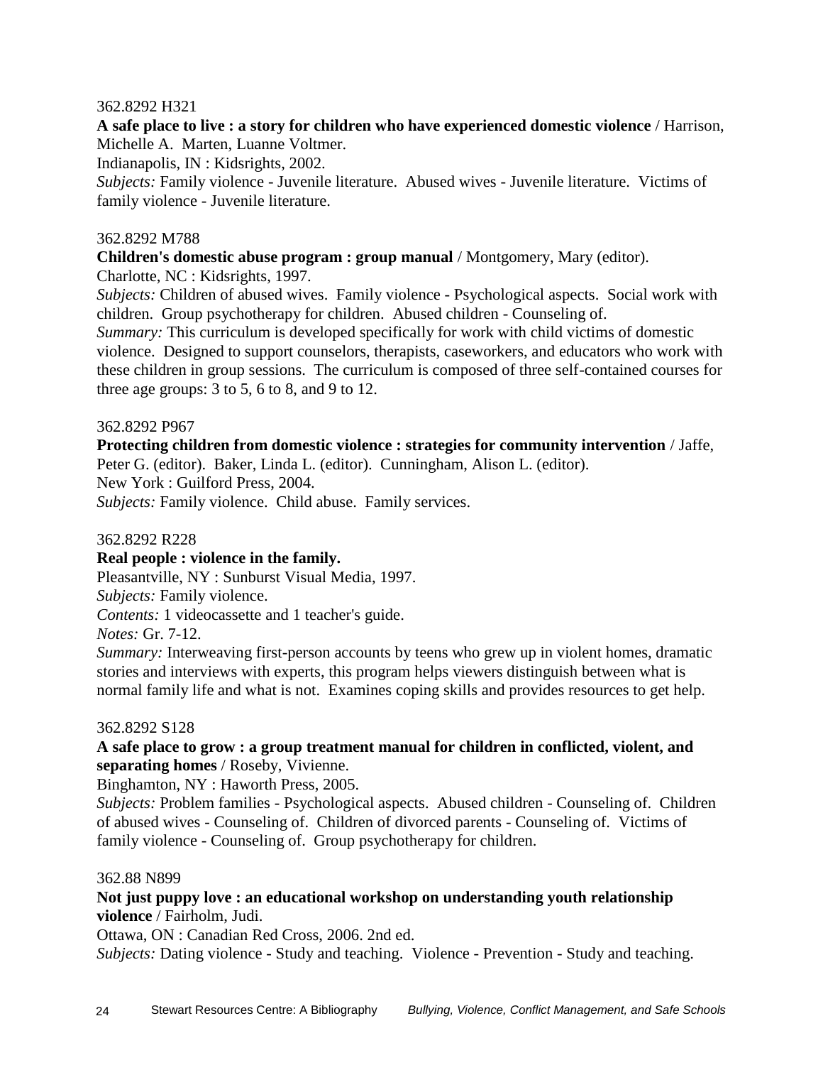362.8292 H321

**A safe place to live : a story for children who have experienced domestic violence** / Harrison, Michelle A. Marten, Luanne Voltmer.

Indianapolis, IN : Kidsrights, 2002.

*Subjects:* Family violence - Juvenile literature. Abused wives - Juvenile literature. Victims of family violence - Juvenile literature.

362.8292 M788

**Children's domestic abuse program : group manual** / Montgomery, Mary (editor).

Charlotte, NC : Kidsrights, 1997.

*Subjects:* Children of abused wives. Family violence - Psychological aspects. Social work with children. Group psychotherapy for children. Abused children - Counseling of.

*Summary:* This curriculum is developed specifically for work with child victims of domestic violence. Designed to support counselors, therapists, caseworkers, and educators who work with these children in group sessions. The curriculum is composed of three self-contained courses for three age groups: 3 to 5, 6 to 8, and 9 to 12.

362.8292 P967

**Protecting children from domestic violence : strategies for community intervention** / Jaffe, Peter G. (editor). Baker, Linda L. (editor). Cunningham, Alison L. (editor).

New York : Guilford Press, 2004.

*Subjects:* Family violence. Child abuse. Family services.

362.8292 R228

**Real people : violence in the family.**

Pleasantville, NY : Sunburst Visual Media, 1997.

*Subjects:* Family violence.

*Contents:* 1 videocassette and 1 teacher's guide.

*Notes:* Gr. 7-12.

*Summary:* Interweaving first-person accounts by teens who grew up in violent homes, dramatic stories and interviews with experts, this program helps viewers distinguish between what is normal family life and what is not. Examines coping skills and provides resources to get help.

362.8292 S128

**A safe place to grow : a group treatment manual for children in conflicted, violent, and separating homes** / Roseby, Vivienne.

Binghamton, NY : Haworth Press, 2005.

*Subjects:* Problem families - Psychological aspects. Abused children - Counseling of. Children of abused wives - Counseling of. Children of divorced parents - Counseling of. Victims of family violence - Counseling of. Group psychotherapy for children.

362.88 N899

**Not just puppy love : an educational workshop on understanding youth relationship violence** / Fairholm, Judi.

Ottawa, ON : Canadian Red Cross, 2006. 2nd ed.

*Subjects:* Dating violence - Study and teaching. Violence - Prevention - Study and teaching.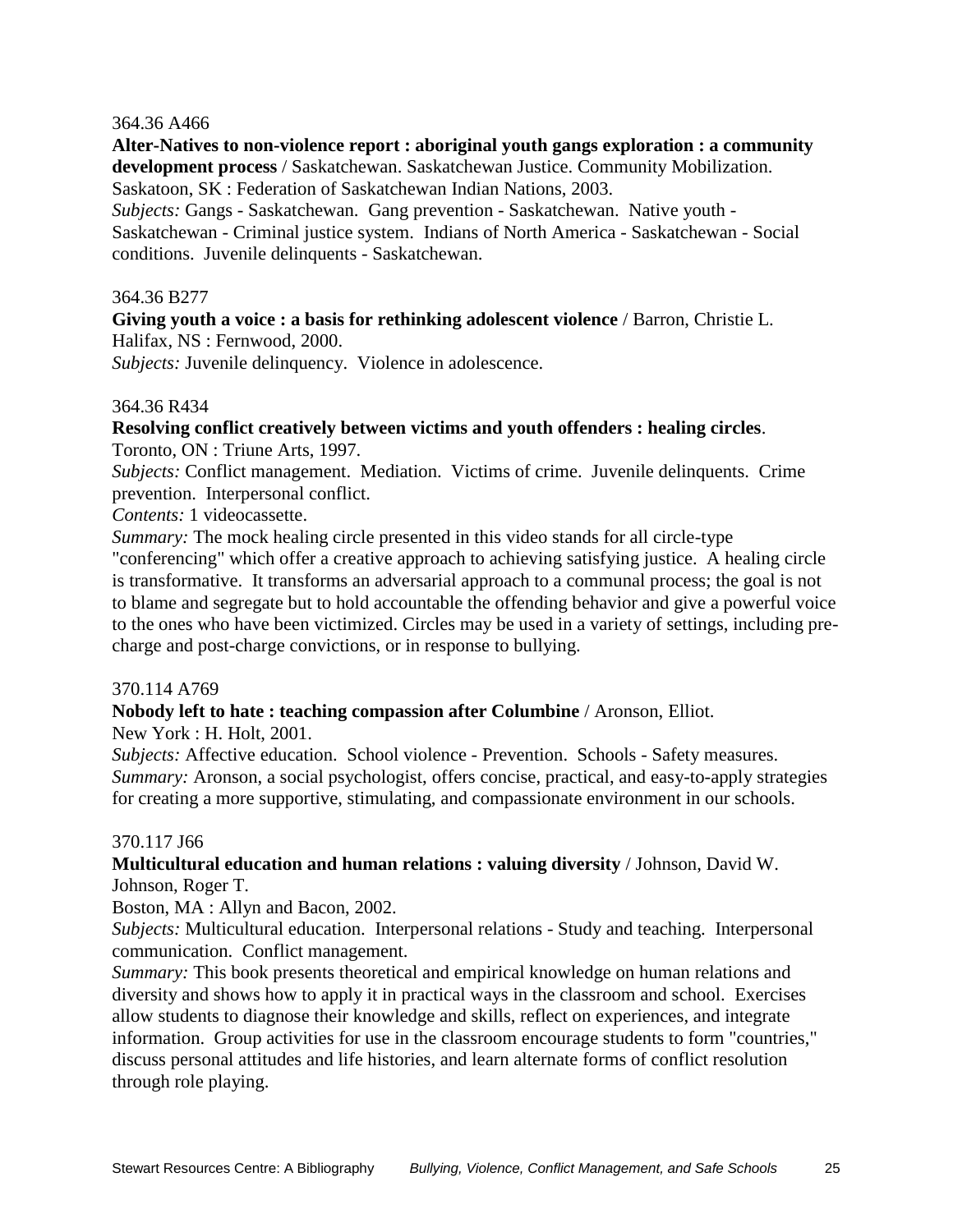364.36 A466

**Alter-Natives to non-violence report : aboriginal youth gangs exploration : a community development process** / Saskatchewan. Saskatchewan Justice. Community Mobilization.
Saskatoon, SK : Federation of Saskatchewan Indian Nations, 2003.
*Subjects:* Gangs - Saskatchewan. Gang prevention - Saskatchewan. Native youth - Saskatchewan - Criminal justice system. Indians of North America - Saskatchewan - Social conditions. Juvenile delinquents - Saskatchewan.

364.36 B277

**Giving youth a voice : a basis for rethinking adolescent violence** / Barron, Christie L.
Halifax, NS : Fernwood, 2000.
*Subjects:* Juvenile delinquency. Violence in adolescence.

364.36 R434

**Resolving conflict creatively between victims and youth offenders : healing circles**.
Toronto, ON : Triune Arts, 1997.
*Subjects:* Conflict management. Mediation. Victims of crime. Juvenile delinquents. Crime prevention. Interpersonal conflict.
*Contents:* 1 videocassette.
*Summary:* The mock healing circle presented in this video stands for all circle-type "conferencing" which offer a creative approach to achieving satisfying justice. A healing circle is transformative. It transforms an adversarial approach to a communal process; the goal is not to blame and segregate but to hold accountable the offending behavior and give a powerful voice to the ones who have been victimized. Circles may be used in a variety of settings, including pre-charge and post-charge convictions, or in response to bullying.

370.114 A769

**Nobody left to hate : teaching compassion after Columbine** / Aronson, Elliot.
New York : H. Holt, 2001.
*Subjects:* Affective education. School violence - Prevention. Schools - Safety measures.
*Summary:* Aronson, a social psychologist, offers concise, practical, and easy-to-apply strategies for creating a more supportive, stimulating, and compassionate environment in our schools.

370.117 J66

**Multicultural education and human relations : valuing diversity** / Johnson, David W. Johnson, Roger T.
Boston, MA : Allyn and Bacon, 2002.
*Subjects:* Multicultural education. Interpersonal relations - Study and teaching. Interpersonal communication. Conflict management.
*Summary:* This book presents theoretical and empirical knowledge on human relations and diversity and shows how to apply it in practical ways in the classroom and school. Exercises allow students to diagnose their knowledge and skills, reflect on experiences, and integrate information. Group activities for use in the classroom encourage students to form "countries," discuss personal attitudes and life histories, and learn alternate forms of conflict resolution through role playing.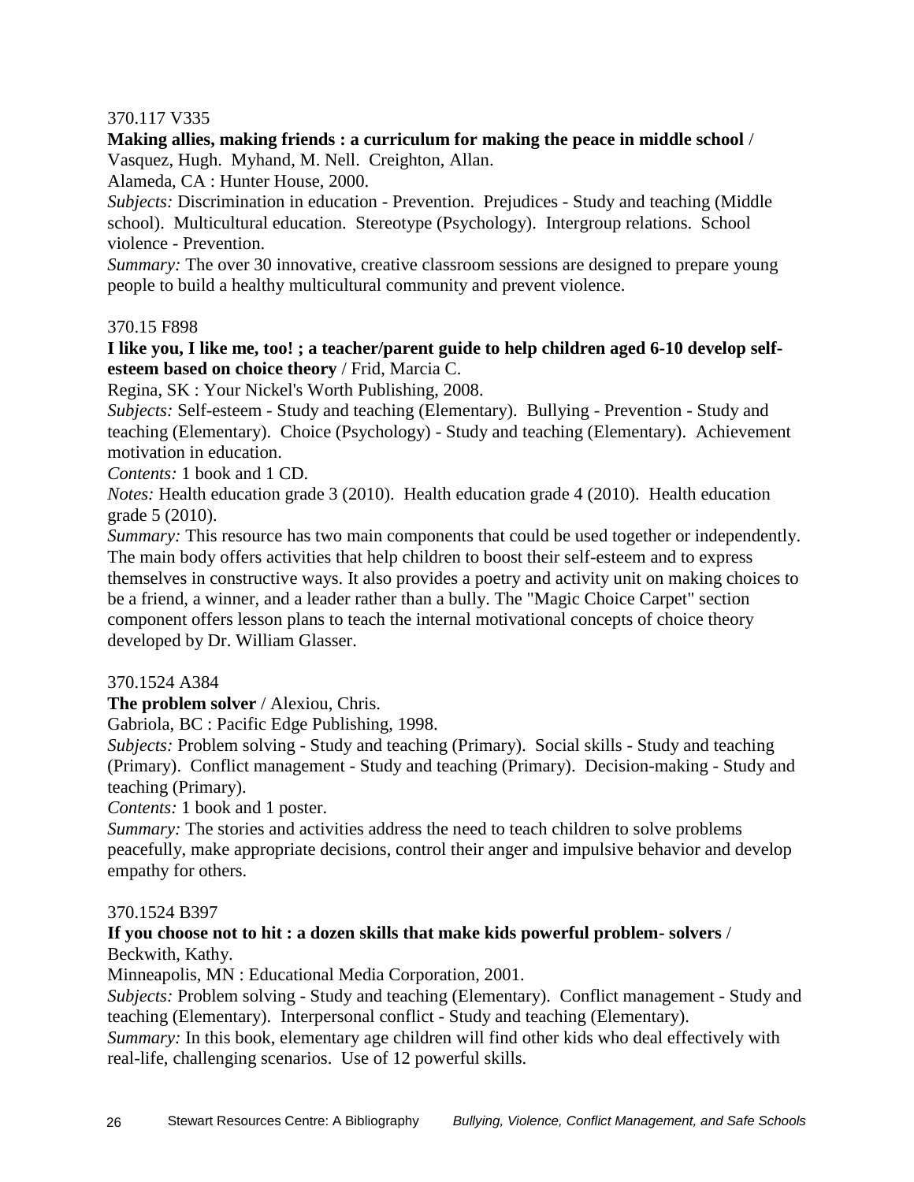370.117 V335

**Making allies, making friends : a curriculum for making the peace in middle school** / Vasquez, Hugh. Myhand, M. Nell. Creighton, Allan.

Alameda, CA : Hunter House, 2000.

*Subjects:* Discrimination in education - Prevention. Prejudices - Study and teaching (Middle school). Multicultural education. Stereotype (Psychology). Intergroup relations. School violence - Prevention.

*Summary:* The over 30 innovative, creative classroom sessions are designed to prepare young people to build a healthy multicultural community and prevent violence.

370.15 F898

**I like you, I like me, too! ; a teacher/parent guide to help children aged 6-10 develop self-esteem based on choice theory** / Frid, Marcia C.

Regina, SK : Your Nickel's Worth Publishing, 2008.

*Subjects:* Self-esteem - Study and teaching (Elementary). Bullying - Prevention - Study and teaching (Elementary). Choice (Psychology) - Study and teaching (Elementary). Achievement motivation in education.

*Contents:* 1 book and 1 CD.

*Notes:* Health education grade 3 (2010). Health education grade 4 (2010). Health education grade 5 (2010).

*Summary:* This resource has two main components that could be used together or independently. The main body offers activities that help children to boost their self-esteem and to express themselves in constructive ways. It also provides a poetry and activity unit on making choices to be a friend, a winner, and a leader rather than a bully. The "Magic Choice Carpet" section component offers lesson plans to teach the internal motivational concepts of choice theory developed by Dr. William Glasser.

370.1524 A384

**The problem solver** / Alexiou, Chris.

Gabriola, BC : Pacific Edge Publishing, 1998.

*Subjects:* Problem solving - Study and teaching (Primary). Social skills - Study and teaching (Primary). Conflict management - Study and teaching (Primary). Decision-making - Study and teaching (Primary).

*Contents:* 1 book and 1 poster.

*Summary:* The stories and activities address the need to teach children to solve problems peacefully, make appropriate decisions, control their anger and impulsive behavior and develop empathy for others.

370.1524 B397

**If you choose not to hit : a dozen skills that make kids powerful problem- solvers** / Beckwith, Kathy.

Minneapolis, MN : Educational Media Corporation, 2001.

*Subjects:* Problem solving - Study and teaching (Elementary). Conflict management - Study and teaching (Elementary). Interpersonal conflict - Study and teaching (Elementary).

*Summary:* In this book, elementary age children will find other kids who deal effectively with real-life, challenging scenarios. Use of 12 powerful skills.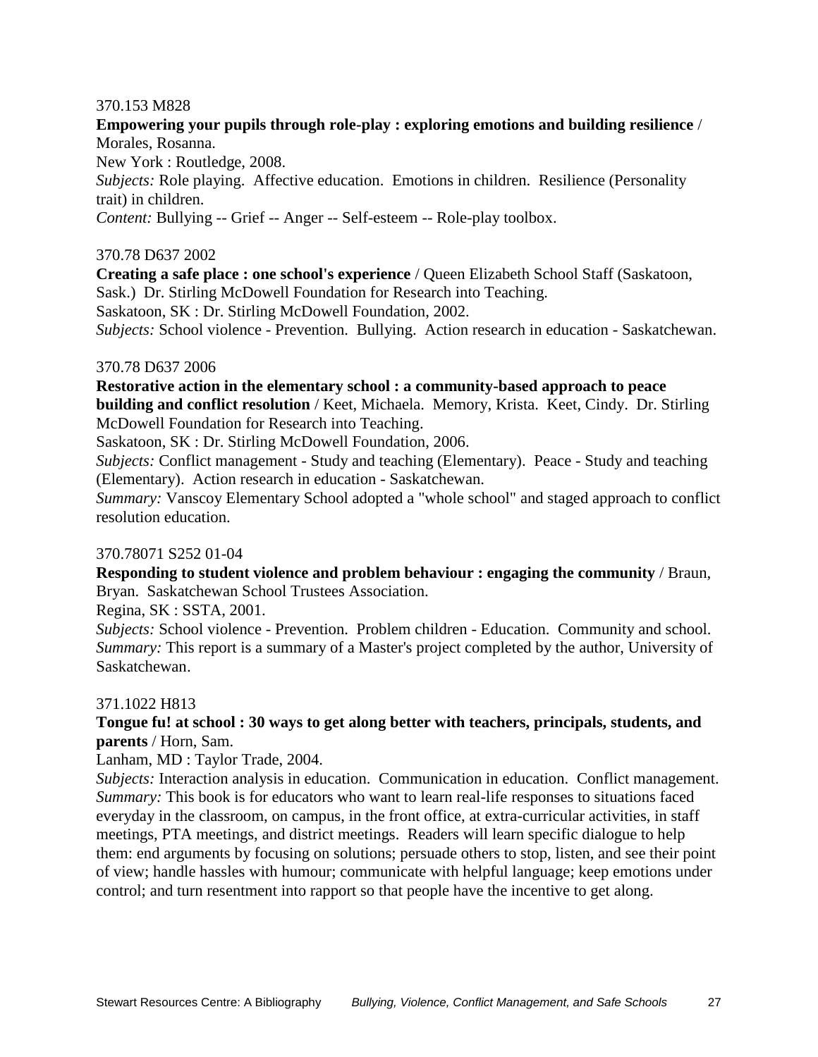370.153 M828

**Empowering your pupils through role-play : exploring emotions and building resilience** / Morales, Rosanna.

New York : Routledge, 2008.

*Subjects:* Role playing. Affective education. Emotions in children. Resilience (Personality trait) in children.

*Content:* Bullying -- Grief -- Anger -- Self-esteem -- Role-play toolbox.

370.78 D637 2002

**Creating a safe place : one school's experience** / Queen Elizabeth School Staff (Saskatoon, Sask.) Dr. Stirling McDowell Foundation for Research into Teaching.

Saskatoon, SK : Dr. Stirling McDowell Foundation, 2002.

*Subjects:* School violence - Prevention. Bullying. Action research in education - Saskatchewan.

370.78 D637 2006

**Restorative action in the elementary school : a community-based approach to peace building and conflict resolution** / Keet, Michaela. Memory, Krista. Keet, Cindy. Dr. Stirling McDowell Foundation for Research into Teaching.

Saskatoon, SK : Dr. Stirling McDowell Foundation, 2006.

*Subjects:* Conflict management - Study and teaching (Elementary). Peace - Study and teaching (Elementary). Action research in education - Saskatchewan.

*Summary:* Vanscoy Elementary School adopted a "whole school" and staged approach to conflict resolution education.

370.78071 S252 01-04

**Responding to student violence and problem behaviour : engaging the community** / Braun, Bryan. Saskatchewan School Trustees Association.

Regina, SK : SSTA, 2001.

*Subjects:* School violence - Prevention. Problem children - Education. Community and school.

*Summary:* This report is a summary of a Master's project completed by the author, University of Saskatchewan.

371.1022 H813

**Tongue fu! at school : 30 ways to get along better with teachers, principals, students, and parents** / Horn, Sam.

Lanham, MD : Taylor Trade, 2004.

*Subjects:* Interaction analysis in education. Communication in education. Conflict management.

*Summary:* This book is for educators who want to learn real-life responses to situations faced everyday in the classroom, on campus, in the front office, at extra-curricular activities, in staff meetings, PTA meetings, and district meetings. Readers will learn specific dialogue to help them: end arguments by focusing on solutions; persuade others to stop, listen, and see their point of view; handle hassles with humour; communicate with helpful language; keep emotions under control; and turn resentment into rapport so that people have the incentive to get along.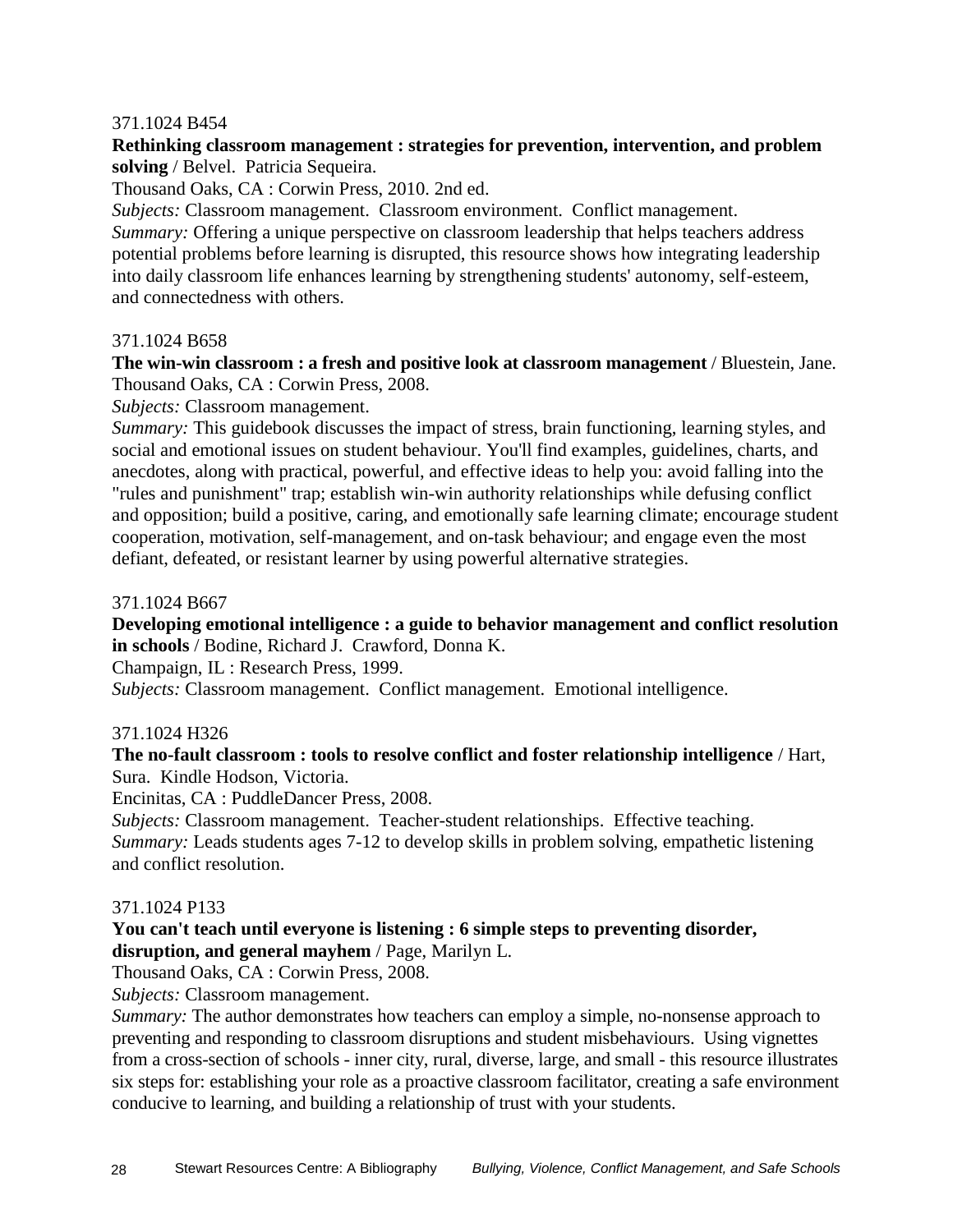371.1024 B454

**Rethinking classroom management : strategies for prevention, intervention, and problem solving** / Belvel. Patricia Sequeira.

Thousand Oaks, CA : Corwin Press, 2010. 2nd ed.

*Subjects:* Classroom management. Classroom environment. Conflict management.

*Summary:* Offering a unique perspective on classroom leadership that helps teachers address potential problems before learning is disrupted, this resource shows how integrating leadership into daily classroom life enhances learning by strengthening students' autonomy, self-esteem, and connectedness with others.

371.1024 B658

**The win-win classroom : a fresh and positive look at classroom management** / Bluestein, Jane.

Thousand Oaks, CA : Corwin Press, 2008.

*Subjects:* Classroom management.

*Summary:* This guidebook discusses the impact of stress, brain functioning, learning styles, and social and emotional issues on student behaviour. You'll find examples, guidelines, charts, and anecdotes, along with practical, powerful, and effective ideas to help you: avoid falling into the "rules and punishment" trap; establish win-win authority relationships while defusing conflict and opposition; build a positive, caring, and emotionally safe learning climate; encourage student cooperation, motivation, self-management, and on-task behaviour; and engage even the most defiant, defeated, or resistant learner by using powerful alternative strategies.

371.1024 B667

**Developing emotional intelligence : a guide to behavior management and conflict resolution in schools** / Bodine, Richard J. Crawford, Donna K.

Champaign, IL : Research Press, 1999.

*Subjects:* Classroom management. Conflict management. Emotional intelligence.

371.1024 H326

**The no-fault classroom : tools to resolve conflict and foster relationship intelligence** / Hart, Sura. Kindle Hodson, Victoria.

Encinitas, CA : PuddleDancer Press, 2008.

*Subjects:* Classroom management. Teacher-student relationships. Effective teaching.

*Summary:* Leads students ages 7-12 to develop skills in problem solving, empathetic listening and conflict resolution.

371.1024 P133

**You can't teach until everyone is listening : 6 simple steps to preventing disorder, disruption, and general mayhem** / Page, Marilyn L.

Thousand Oaks, CA : Corwin Press, 2008.

*Subjects:* Classroom management.

*Summary:* The author demonstrates how teachers can employ a simple, no-nonsense approach to preventing and responding to classroom disruptions and student misbehaviours. Using vignettes from a cross-section of schools - inner city, rural, diverse, large, and small - this resource illustrates six steps for: establishing your role as a proactive classroom facilitator, creating a safe environment conducive to learning, and building a relationship of trust with your students.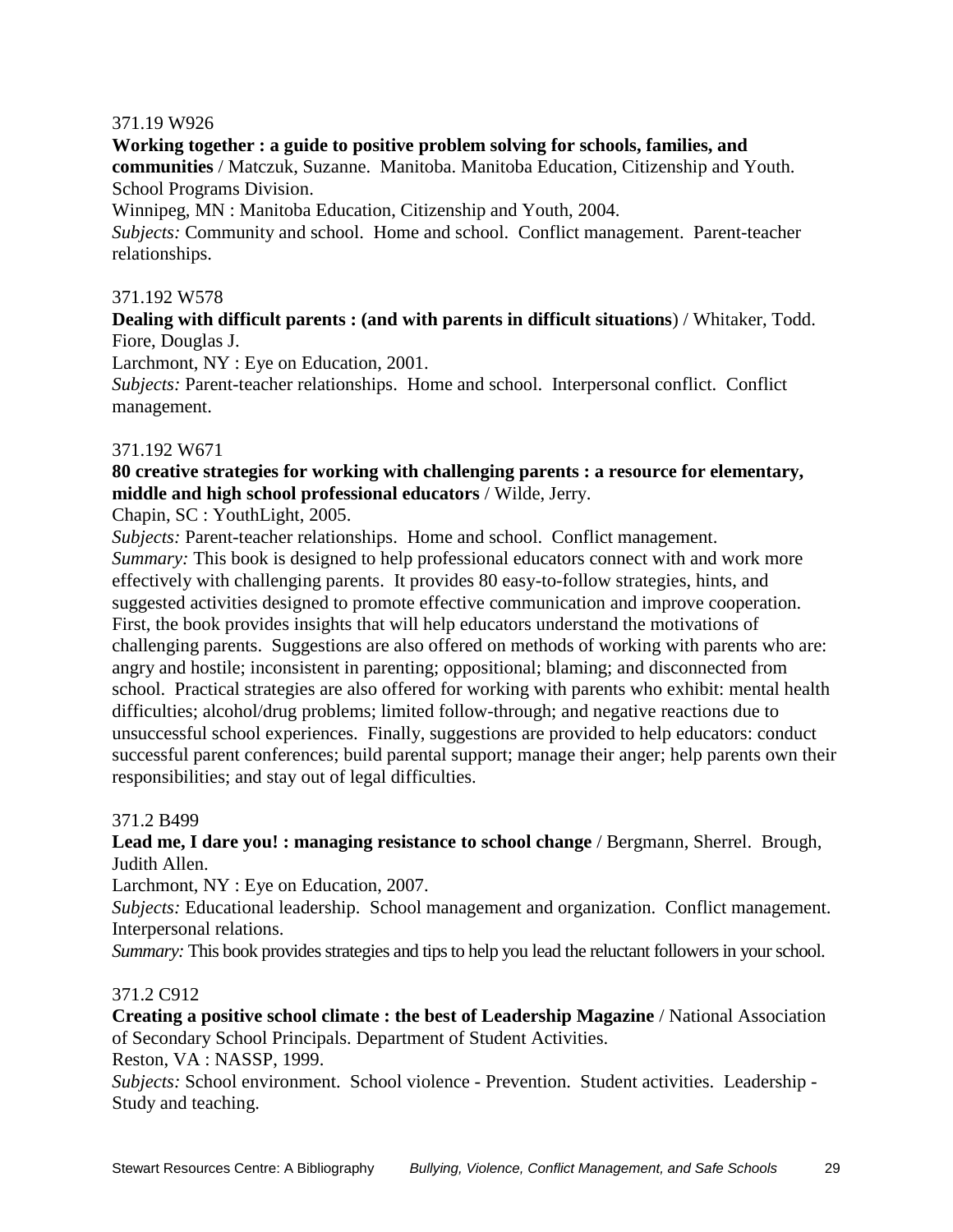371.19 W926

**Working together : a guide to positive problem solving for schools, families, and communities** / Matczuk, Suzanne. Manitoba. Manitoba Education, Citizenship and Youth. School Programs Division.

Winnipeg, MN : Manitoba Education, Citizenship and Youth, 2004.

*Subjects:* Community and school. Home and school. Conflict management. Parent-teacher relationships.

371.192 W578

**Dealing with difficult parents : (and with parents in difficult situations**) / Whitaker, Todd. Fiore, Douglas J.

Larchmont, NY : Eye on Education, 2001.

*Subjects:* Parent-teacher relationships. Home and school. Interpersonal conflict. Conflict management.

371.192 W671

**80 creative strategies for working with challenging parents : a resource for elementary, middle and high school professional educators** / Wilde, Jerry.

Chapin, SC : YouthLight, 2005.

*Subjects:* Parent-teacher relationships. Home and school. Conflict management.

*Summary:* This book is designed to help professional educators connect with and work more effectively with challenging parents. It provides 80 easy-to-follow strategies, hints, and suggested activities designed to promote effective communication and improve cooperation. First, the book provides insights that will help educators understand the motivations of challenging parents. Suggestions are also offered on methods of working with parents who are: angry and hostile; inconsistent in parenting; oppositional; blaming; and disconnected from school. Practical strategies are also offered for working with parents who exhibit: mental health difficulties; alcohol/drug problems; limited follow-through; and negative reactions due to unsuccessful school experiences. Finally, suggestions are provided to help educators: conduct successful parent conferences; build parental support; manage their anger; help parents own their responsibilities; and stay out of legal difficulties.

371.2 B499

**Lead me, I dare you! : managing resistance to school change** / Bergmann, Sherrel. Brough, Judith Allen.

Larchmont, NY : Eye on Education, 2007.

*Subjects:* Educational leadership. School management and organization. Conflict management. Interpersonal relations.

*Summary:* This book provides strategies and tips to help you lead the reluctant followers in your school.

371.2 C912

**Creating a positive school climate : the best of Leadership Magazine** / National Association of Secondary School Principals. Department of Student Activities.

Reston, VA : NASSP, 1999.

*Subjects:* School environment. School violence - Prevention. Student activities. Leadership - Study and teaching.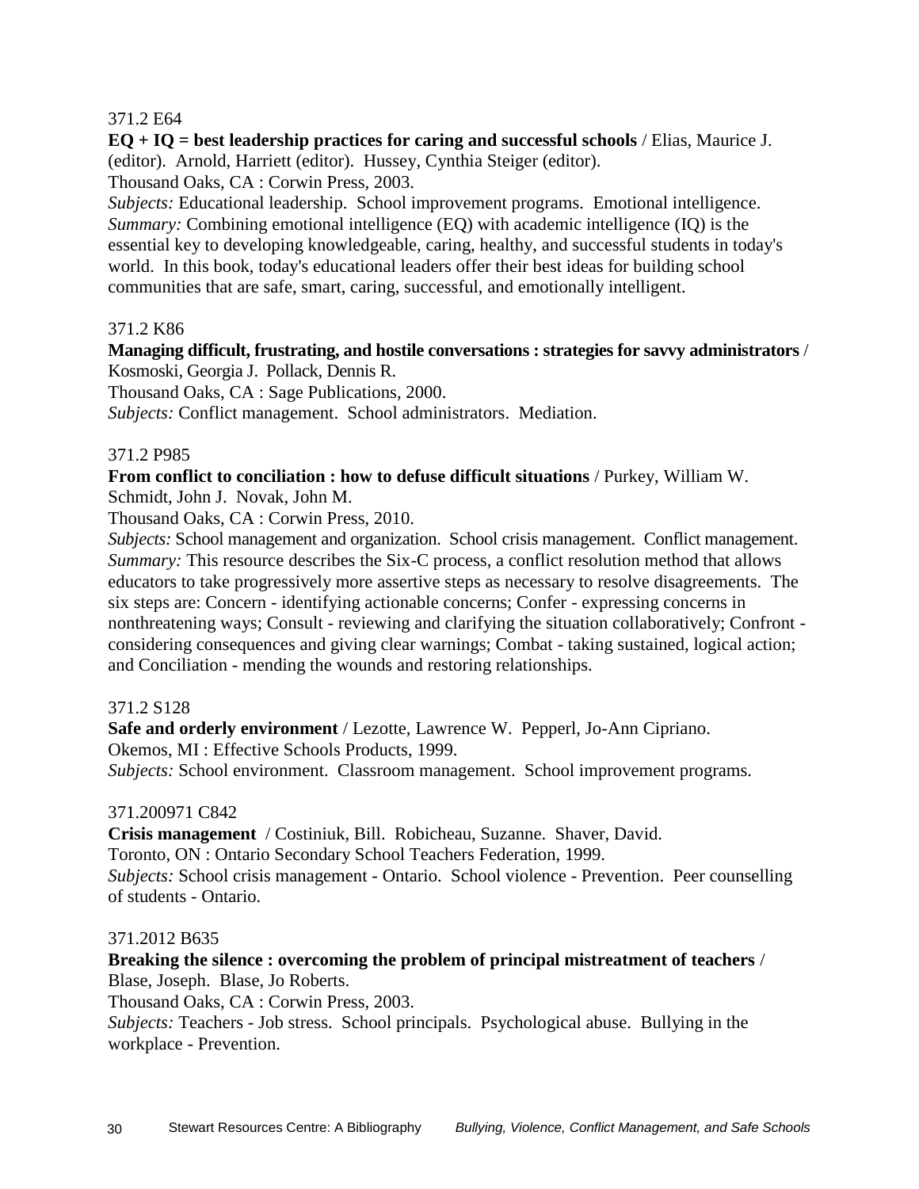371.2 E64

**EQ + IQ = best leadership practices for caring and successful schools** / Elias, Maurice J. (editor). Arnold, Harriett (editor). Hussey, Cynthia Steiger (editor).
Thousand Oaks, CA : Corwin Press, 2003.
*Subjects:* Educational leadership. School improvement programs. Emotional intelligence.
*Summary:* Combining emotional intelligence (EQ) with academic intelligence (IQ) is the essential key to developing knowledgeable, caring, healthy, and successful students in today's world. In this book, today's educational leaders offer their best ideas for building school communities that are safe, smart, caring, successful, and emotionally intelligent.

371.2 K86

**Managing difficult, frustrating, and hostile conversations : strategies for savvy administrators** / Kosmoski, Georgia J. Pollack, Dennis R.
Thousand Oaks, CA : Sage Publications, 2000.
*Subjects:* Conflict management. School administrators. Mediation.

371.2 P985

**From conflict to conciliation : how to defuse difficult situations** / Purkey, William W. Schmidt, John J. Novak, John M.
Thousand Oaks, CA : Corwin Press, 2010.
*Subjects:* School management and organization. School crisis management. Conflict management.
*Summary:* This resource describes the Six-C process, a conflict resolution method that allows educators to take progressively more assertive steps as necessary to resolve disagreements. The six steps are: Concern - identifying actionable concerns; Confer - expressing concerns in nonthreatening ways; Consult - reviewing and clarifying the situation collaboratively; Confront - considering consequences and giving clear warnings; Combat - taking sustained, logical action; and Conciliation - mending the wounds and restoring relationships.

371.2 S128

**Safe and orderly environment** / Lezotte, Lawrence W. Pepperl, Jo-Ann Cipriano.
Okemos, MI : Effective Schools Products, 1999.
*Subjects:* School environment. Classroom management. School improvement programs.

371.200971 C842

**Crisis management** / Costiniuk, Bill. Robicheau, Suzanne. Shaver, David.
Toronto, ON : Ontario Secondary School Teachers Federation, 1999.
*Subjects:* School crisis management - Ontario. School violence - Prevention. Peer counselling of students - Ontario.

371.2012 B635

**Breaking the silence : overcoming the problem of principal mistreatment of teachers** / Blase, Joseph. Blase, Jo Roberts.
Thousand Oaks, CA : Corwin Press, 2003.
*Subjects:* Teachers - Job stress. School principals. Psychological abuse. Bullying in the workplace - Prevention.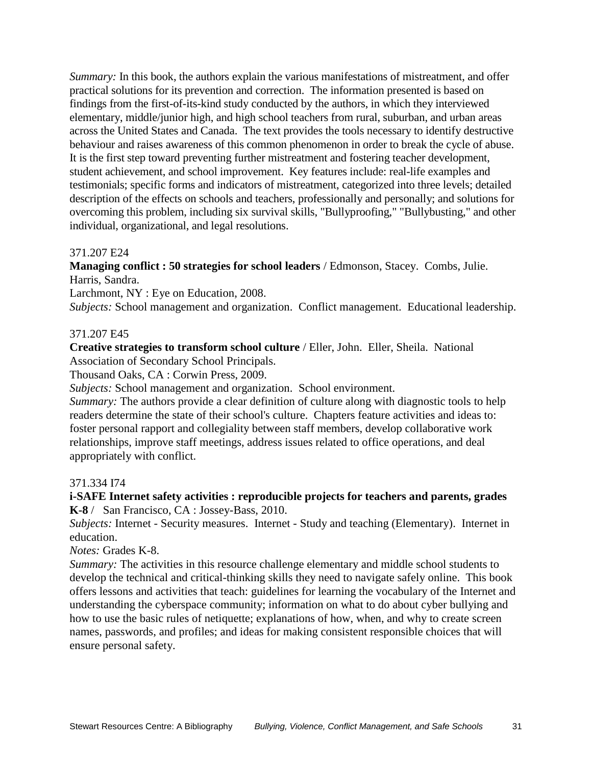*Summary:* In this book, the authors explain the various manifestations of mistreatment, and offer practical solutions for its prevention and correction. The information presented is based on findings from the first-of-its-kind study conducted by the authors, in which they interviewed elementary, middle/junior high, and high school teachers from rural, suburban, and urban areas across the United States and Canada. The text provides the tools necessary to identify destructive behaviour and raises awareness of this common phenomenon in order to break the cycle of abuse. It is the first step toward preventing further mistreatment and fostering teacher development, student achievement, and school improvement. Key features include: real-life examples and testimonials; specific forms and indicators of mistreatment, categorized into three levels; detailed description of the effects on schools and teachers, professionally and personally; and solutions for overcoming this problem, including six survival skills, "Bullyproofing," "Bullybusting," and other individual, organizational, and legal resolutions.

371.207 E24
**Managing conflict : 50 strategies for school leaders** / Edmonson, Stacey. Combs, Julie. Harris, Sandra.
Larchmont, NY : Eye on Education, 2008.
*Subjects:* School management and organization. Conflict management. Educational leadership.

371.207 E45
**Creative strategies to transform school culture** / Eller, John. Eller, Sheila. National Association of Secondary School Principals.
Thousand Oaks, CA : Corwin Press, 2009.
*Subjects:* School management and organization. School environment.
*Summary:* The authors provide a clear definition of culture along with diagnostic tools to help readers determine the state of their school's culture. Chapters feature activities and ideas to: foster personal rapport and collegiality between staff members, develop collaborative work relationships, improve staff meetings, address issues related to office operations, and deal appropriately with conflict.

371.334 I74
**i-SAFE Internet safety activities : reproducible projects for teachers and parents, grades K-8** / San Francisco, CA : Jossey-Bass, 2010.
*Subjects:* Internet - Security measures. Internet - Study and teaching (Elementary). Internet in education.
*Notes:* Grades K-8.
*Summary:* The activities in this resource challenge elementary and middle school students to develop the technical and critical-thinking skills they need to navigate safely online. This book offers lessons and activities that teach: guidelines for learning the vocabulary of the Internet and understanding the cyberspace community; information on what to do about cyber bullying and how to use the basic rules of netiquette; explanations of how, when, and why to create screen names, passwords, and profiles; and ideas for making consistent responsible choices that will ensure personal safety.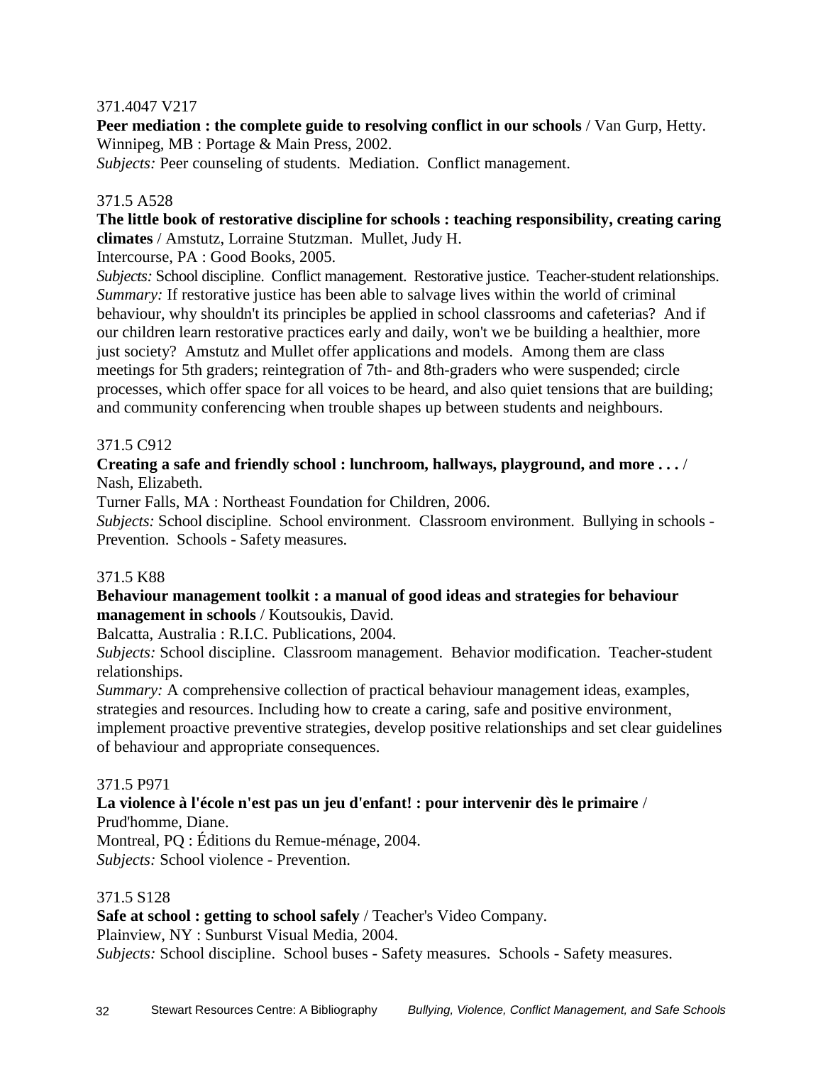371.4047 V217

**Peer mediation : the complete guide to resolving conflict in our schools** / Van Gurp, Hetty.
Winnipeg, MB : Portage & Main Press, 2002.
*Subjects:* Peer counseling of students. Mediation. Conflict management.

371.5 A528

**The little book of restorative discipline for schools : teaching responsibility, creating caring climates** / Amstutz, Lorraine Stutzman. Mullet, Judy H.
Intercourse, PA : Good Books, 2005.
*Subjects:* School discipline. Conflict management. Restorative justice. Teacher-student relationships.
*Summary:* If restorative justice has been able to salvage lives within the world of criminal behaviour, why shouldn't its principles be applied in school classrooms and cafeterias? And if our children learn restorative practices early and daily, won't we be building a healthier, more just society? Amstutz and Mullet offer applications and models. Among them are class meetings for 5th graders; reintegration of 7th- and 8th-graders who were suspended; circle processes, which offer space for all voices to be heard, and also quiet tensions that are building; and community conferencing when trouble shapes up between students and neighbours.

371.5 C912

**Creating a safe and friendly school : lunchroom, hallways, playground, and more . . .** /
Nash, Elizabeth.
Turner Falls, MA : Northeast Foundation for Children, 2006.
*Subjects:* School discipline. School environment. Classroom environment. Bullying in schools - Prevention. Schools - Safety measures.

371.5 K88

**Behaviour management toolkit : a manual of good ideas and strategies for behaviour management in schools** / Koutsoukis, David.
Balcatta, Australia : R.I.C. Publications, 2004.
*Subjects:* School discipline. Classroom management. Behavior modification. Teacher-student relationships.
*Summary:* A comprehensive collection of practical behaviour management ideas, examples, strategies and resources. Including how to create a caring, safe and positive environment, implement proactive preventive strategies, develop positive relationships and set clear guidelines of behaviour and appropriate consequences.

371.5 P971

**La violence à l'école n'est pas un jeu d'enfant! : pour intervenir dès le primaire** /
Prud'homme, Diane.
Montreal, PQ : Éditions du Remue-ménage, 2004.
*Subjects:* School violence - Prevention.

371.5 S128

**Safe at school : getting to school safely** / Teacher's Video Company.
Plainview, NY : Sunburst Visual Media, 2004.
*Subjects:* School discipline. School buses - Safety measures. Schools - Safety measures.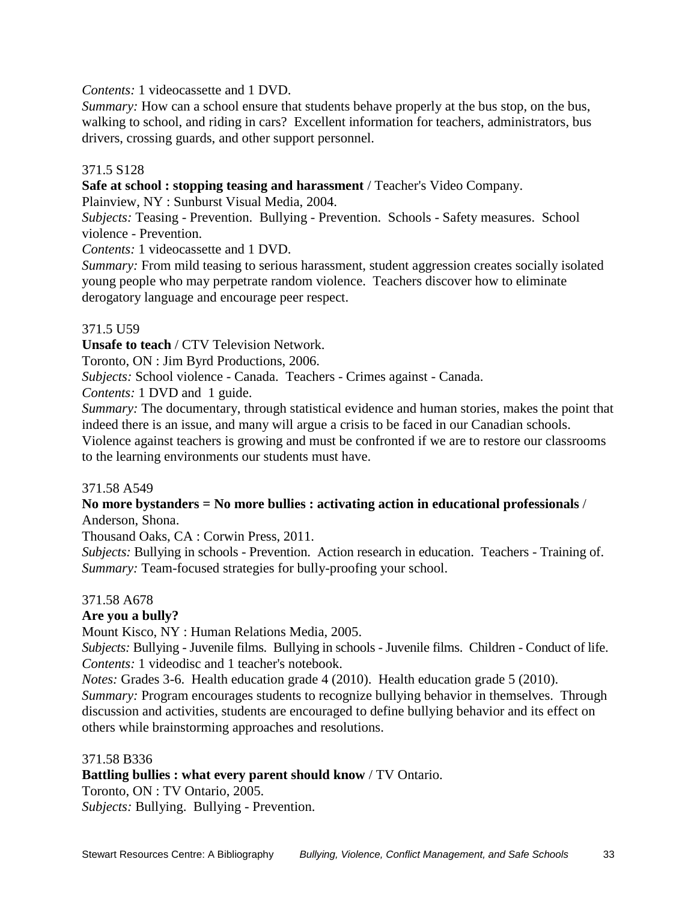*Contents:* 1 videocassette and 1 DVD.
*Summary:* How can a school ensure that students behave properly at the bus stop, on the bus, walking to school, and riding in cars? Excellent information for teachers, administrators, bus drivers, crossing guards, and other support personnel.

371.5 S128
**Safe at school : stopping teasing and harassment** / Teacher's Video Company.
Plainview, NY : Sunburst Visual Media, 2004.
*Subjects:* Teasing - Prevention. Bullying - Prevention. Schools - Safety measures. School violence - Prevention.
*Contents:* 1 videocassette and 1 DVD.
*Summary:* From mild teasing to serious harassment, student aggression creates socially isolated young people who may perpetrate random violence. Teachers discover how to eliminate derogatory language and encourage peer respect.

371.5 U59
**Unsafe to teach** / CTV Television Network.
Toronto, ON : Jim Byrd Productions, 2006.
*Subjects:* School violence - Canada. Teachers - Crimes against - Canada.
*Contents:* 1 DVD and 1 guide.
*Summary:* The documentary, through statistical evidence and human stories, makes the point that indeed there is an issue, and many will argue a crisis to be faced in our Canadian schools. Violence against teachers is growing and must be confronted if we are to restore our classrooms to the learning environments our students must have.

371.58 A549
**No more bystanders = No more bullies : activating action in educational professionals** / Anderson, Shona.
Thousand Oaks, CA : Corwin Press, 2011.
*Subjects:* Bullying in schools - Prevention. Action research in education. Teachers - Training of.
*Summary:* Team-focused strategies for bully-proofing your school.

371.58 A678
**Are you a bully?**
Mount Kisco, NY : Human Relations Media, 2005.
*Subjects:* Bullying - Juvenile films. Bullying in schools - Juvenile films. Children - Conduct of life.
*Contents:* 1 videodisc and 1 teacher's notebook.
*Notes:* Grades 3-6. Health education grade 4 (2010). Health education grade 5 (2010).
*Summary:* Program encourages students to recognize bullying behavior in themselves. Through discussion and activities, students are encouraged to define bullying behavior and its effect on others while brainstorming approaches and resolutions.

371.58 B336
**Battling bullies : what every parent should know** / TV Ontario.
Toronto, ON : TV Ontario, 2005.
*Subjects:* Bullying. Bullying - Prevention.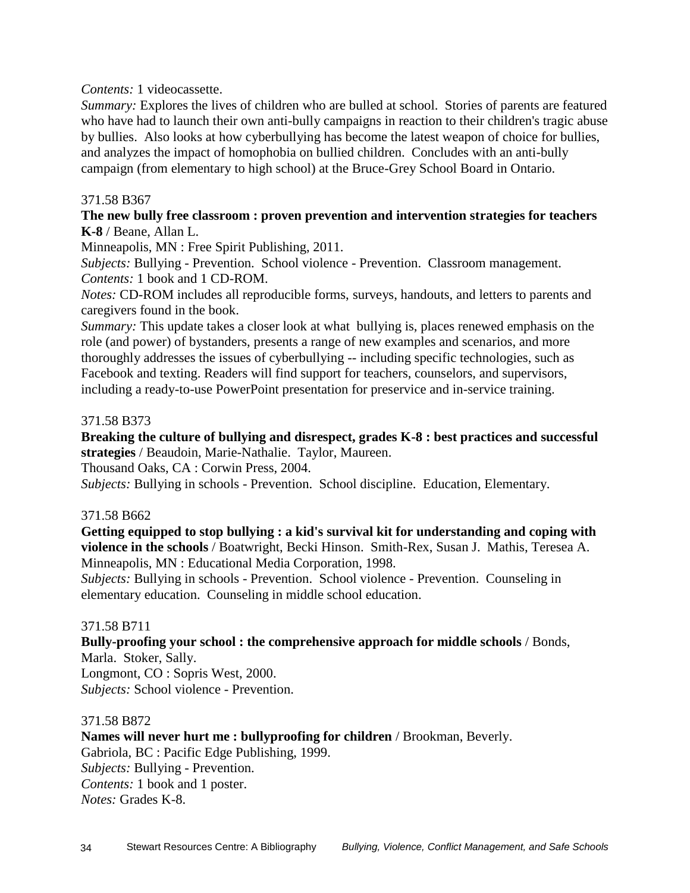*Contents:* 1 videocassette.
*Summary:* Explores the lives of children who are bulled at school. Stories of parents are featured who have had to launch their own anti-bully campaigns in reaction to their children's tragic abuse by bullies. Also looks at how cyberbullying has become the latest weapon of choice for bullies, and analyzes the impact of homophobia on bullied children. Concludes with an anti-bully campaign (from elementary to high school) at the Bruce-Grey School Board in Ontario.

371.58 B367
**The new bully free classroom : proven prevention and intervention strategies for teachers K-8** / Beane, Allan L.
Minneapolis, MN : Free Spirit Publishing, 2011.
*Subjects:* Bullying - Prevention. School violence - Prevention. Classroom management.
*Contents:* 1 book and 1 CD-ROM.
*Notes:* CD-ROM includes all reproducible forms, surveys, handouts, and letters to parents and caregivers found in the book.
*Summary:* This update takes a closer look at what bullying is, places renewed emphasis on the role (and power) of bystanders, presents a range of new examples and scenarios, and more thoroughly addresses the issues of cyberbullying -- including specific technologies, such as Facebook and texting. Readers will find support for teachers, counselors, and supervisors, including a ready-to-use PowerPoint presentation for preservice and in-service training.

371.58 B373
**Breaking the culture of bullying and disrespect, grades K-8 : best practices and successful strategies** / Beaudoin, Marie-Nathalie. Taylor, Maureen.
Thousand Oaks, CA : Corwin Press, 2004.
*Subjects:* Bullying in schools - Prevention. School discipline. Education, Elementary.

371.58 B662
**Getting equipped to stop bullying : a kid's survival kit for understanding and coping with violence in the schools** / Boatwright, Becki Hinson. Smith-Rex, Susan J. Mathis, Teresea A.
Minneapolis, MN : Educational Media Corporation, 1998.
*Subjects:* Bullying in schools - Prevention. School violence - Prevention. Counseling in elementary education. Counseling in middle school education.

371.58 B711
**Bully-proofing your school : the comprehensive approach for middle schools** / Bonds, Marla. Stoker, Sally.
Longmont, CO : Sopris West, 2000.
*Subjects:* School violence - Prevention.

371.58 B872
**Names will never hurt me : bullyproofing for children** / Brookman, Beverly.
Gabriola, BC : Pacific Edge Publishing, 1999.
*Subjects:* Bullying - Prevention.
*Contents:* 1 book and 1 poster.
*Notes:* Grades K-8.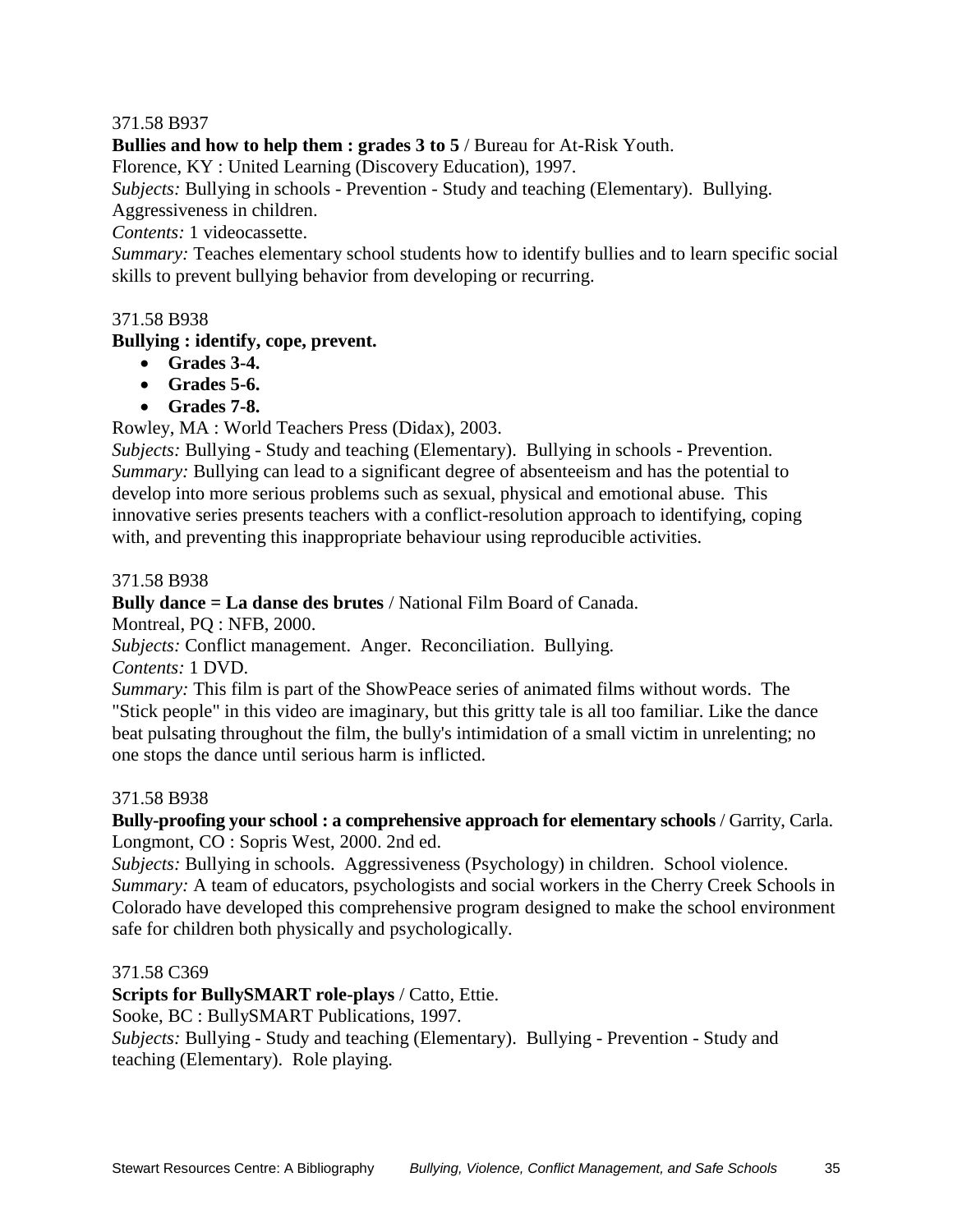371.58 B937

**Bullies and how to help them : grades 3 to 5** / Bureau for At-Risk Youth.
Florence, KY : United Learning (Discovery Education), 1997.
*Subjects:* Bullying in schools - Prevention - Study and teaching (Elementary). Bullying. Aggressiveness in children.
*Contents:* 1 videocassette.
*Summary:* Teaches elementary school students how to identify bullies and to learn specific social skills to prevent bullying behavior from developing or recurring.

371.58 B938

**Bullying : identify, cope, prevent.**

- **Grades 3-4.**
- **Grades 5-6.**
- **Grades 7-8.**

Rowley, MA : World Teachers Press (Didax), 2003.
*Subjects:* Bullying - Study and teaching (Elementary). Bullying in schools - Prevention.
*Summary:* Bullying can lead to a significant degree of absenteeism and has the potential to develop into more serious problems such as sexual, physical and emotional abuse. This innovative series presents teachers with a conflict-resolution approach to identifying, coping with, and preventing this inappropriate behaviour using reproducible activities.

371.58 B938

**Bully dance = La danse des brutes** / National Film Board of Canada.
Montreal, PQ : NFB, 2000.
*Subjects:* Conflict management. Anger. Reconciliation. Bullying.
*Contents:* 1 DVD.
*Summary:* This film is part of the ShowPeace series of animated films without words. The "Stick people" in this video are imaginary, but this gritty tale is all too familiar. Like the dance beat pulsating throughout the film, the bully's intimidation of a small victim in unrelenting; no one stops the dance until serious harm is inflicted.

371.58 B938

**Bully-proofing your school : a comprehensive approach for elementary schools** / Garrity, Carla.
Longmont, CO : Sopris West, 2000. 2nd ed.
*Subjects:* Bullying in schools. Aggressiveness (Psychology) in children. School violence.
*Summary:* A team of educators, psychologists and social workers in the Cherry Creek Schools in Colorado have developed this comprehensive program designed to make the school environment safe for children both physically and psychologically.

371.58 C369

**Scripts for BullySMART role-plays** / Catto, Ettie.
Sooke, BC : BullySMART Publications, 1997.
*Subjects:* Bullying - Study and teaching (Elementary). Bullying - Prevention - Study and teaching (Elementary). Role playing.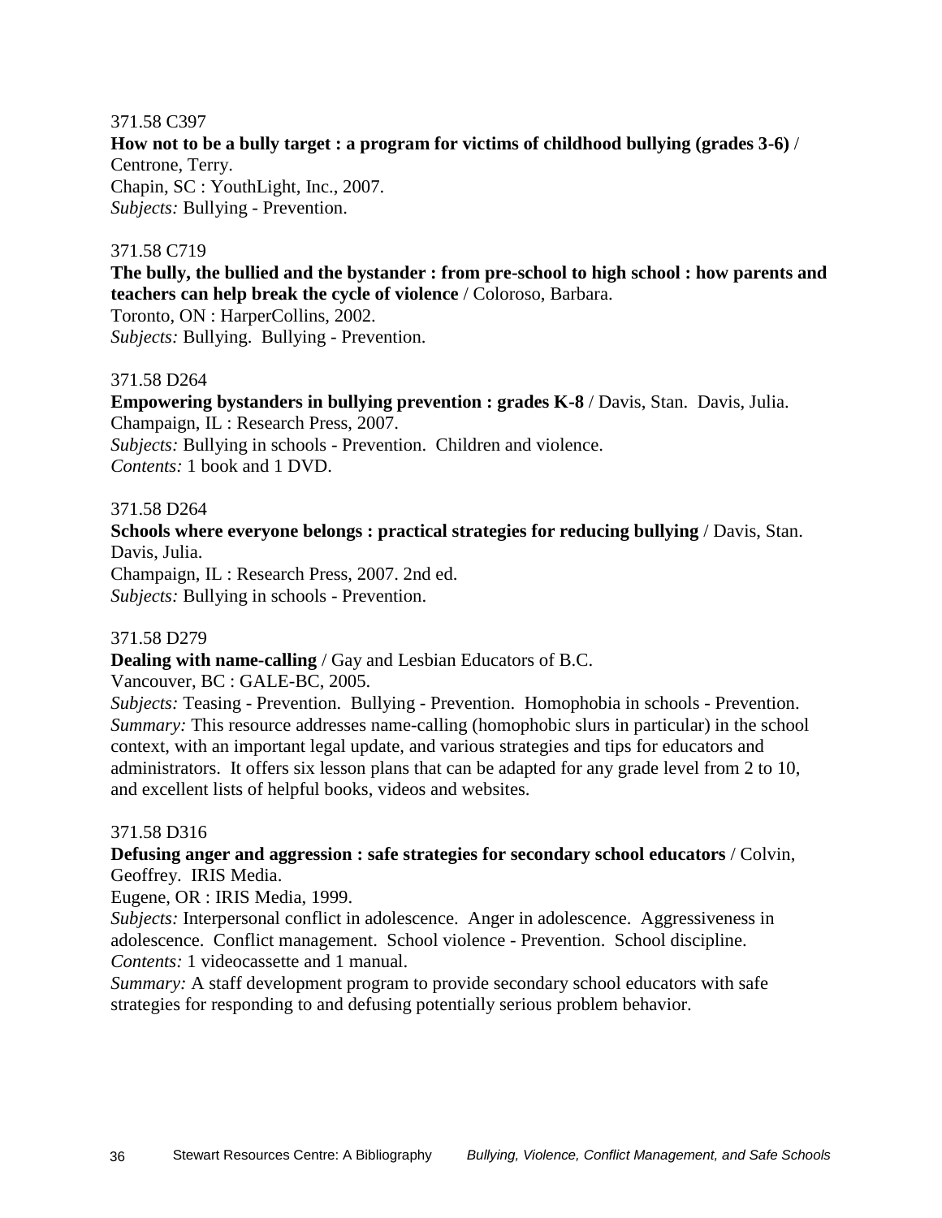371.58 C397

**How not to be a bully target : a program for victims of childhood bullying (grades 3-6)** / Centrone, Terry.
Chapin, SC : YouthLight, Inc., 2007.
*Subjects:* Bullying - Prevention.

371.58 C719

**The bully, the bullied and the bystander : from pre-school to high school : how parents and teachers can help break the cycle of violence** / Coloroso, Barbara.
Toronto, ON : HarperCollins, 2002.
*Subjects:* Bullying. Bullying - Prevention.

371.58 D264

**Empowering bystanders in bullying prevention : grades K-8** / Davis, Stan. Davis, Julia.
Champaign, IL : Research Press, 2007.
*Subjects:* Bullying in schools - Prevention. Children and violence.
*Contents:* 1 book and 1 DVD.

371.58 D264

**Schools where everyone belongs : practical strategies for reducing bullying** / Davis, Stan. Davis, Julia.
Champaign, IL : Research Press, 2007. 2nd ed.
*Subjects:* Bullying in schools - Prevention.

371.58 D279

**Dealing with name-calling** / Gay and Lesbian Educators of B.C.
Vancouver, BC : GALE-BC, 2005.
*Subjects:* Teasing - Prevention. Bullying - Prevention. Homophobia in schools - Prevention.
*Summary:* This resource addresses name-calling (homophobic slurs in particular) in the school context, with an important legal update, and various strategies and tips for educators and administrators. It offers six lesson plans that can be adapted for any grade level from 2 to 10, and excellent lists of helpful books, videos and websites.

371.58 D316

**Defusing anger and aggression : safe strategies for secondary school educators** / Colvin, Geoffrey. IRIS Media.
Eugene, OR : IRIS Media, 1999.
*Subjects:* Interpersonal conflict in adolescence. Anger in adolescence. Aggressiveness in adolescence. Conflict management. School violence - Prevention. School discipline.
*Contents:* 1 videocassette and 1 manual.
*Summary:* A staff development program to provide secondary school educators with safe strategies for responding to and defusing potentially serious problem behavior.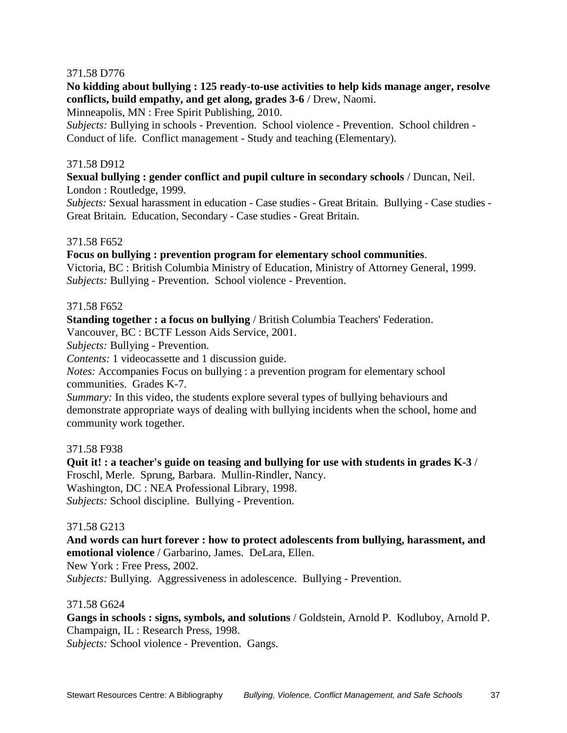371.58 D776

**No kidding about bullying : 125 ready-to-use activities to help kids manage anger, resolve conflicts, build empathy, and get along, grades 3-6** / Drew, Naomi.
Minneapolis, MN : Free Spirit Publishing, 2010.
*Subjects:* Bullying in schools - Prevention. School violence - Prevention. School children - Conduct of life. Conflict management - Study and teaching (Elementary).

371.58 D912

**Sexual bullying : gender conflict and pupil culture in secondary schools** / Duncan, Neil.
London : Routledge, 1999.
*Subjects:* Sexual harassment in education - Case studies - Great Britain. Bullying - Case studies - Great Britain. Education, Secondary - Case studies - Great Britain.

371.58 F652

**Focus on bullying : prevention program for elementary school communities**.
Victoria, BC : British Columbia Ministry of Education, Ministry of Attorney General, 1999.
*Subjects:* Bullying - Prevention. School violence - Prevention.

371.58 F652

**Standing together : a focus on bullying** / British Columbia Teachers' Federation.
Vancouver, BC : BCTF Lesson Aids Service, 2001.
*Subjects:* Bullying - Prevention.
*Contents:* 1 videocassette and 1 discussion guide.
*Notes:* Accompanies Focus on bullying : a prevention program for elementary school communities. Grades K-7.
*Summary:* In this video, the students explore several types of bullying behaviours and demonstrate appropriate ways of dealing with bullying incidents when the school, home and community work together.

371.58 F938

**Quit it! : a teacher's guide on teasing and bullying for use with students in grades K-3** / Froschl, Merle. Sprung, Barbara. Mullin-Rindler, Nancy.
Washington, DC : NEA Professional Library, 1998.
*Subjects:* School discipline. Bullying - Prevention.

371.58 G213

**And words can hurt forever : how to protect adolescents from bullying, harassment, and emotional violence** / Garbarino, James. DeLara, Ellen.
New York : Free Press, 2002.
*Subjects:* Bullying. Aggressiveness in adolescence. Bullying - Prevention.

371.58 G624

**Gangs in schools : signs, symbols, and solutions** / Goldstein, Arnold P. Kodluboy, Arnold P.
Champaign, IL : Research Press, 1998.
*Subjects:* School violence - Prevention. Gangs.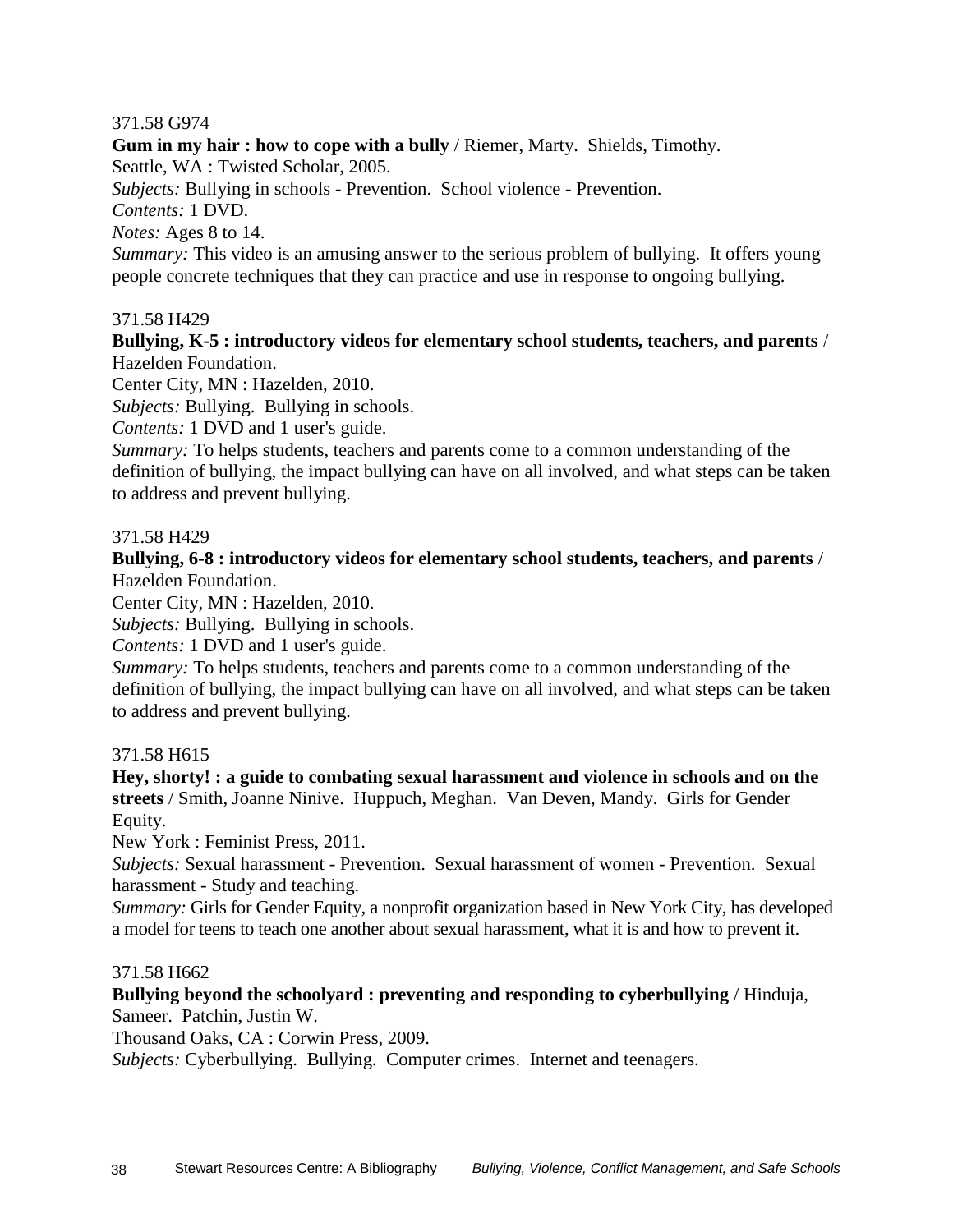371.58 G974  
**Gum in my hair : how to cope with a bully** / Riemer, Marty. Shields, Timothy.  
Seattle, WA : Twisted Scholar, 2005.  
*Subjects:* Bullying in schools - Prevention. School violence - Prevention.  
*Contents:* 1 DVD.  
*Notes:* Ages 8 to 14.  
*Summary:* This video is an amusing answer to the serious problem of bullying. It offers young people concrete techniques that they can practice and use in response to ongoing bullying.

371.58 H429  
**Bullying, K-5 : introductory videos for elementary school students, teachers, and parents** / Hazelden Foundation.  
Center City, MN : Hazelden, 2010.  
*Subjects:* Bullying. Bullying in schools.  
*Contents:* 1 DVD and 1 user's guide.  
*Summary:* To helps students, teachers and parents come to a common understanding of the definition of bullying, the impact bullying can have on all involved, and what steps can be taken to address and prevent bullying.

371.58 H429  
**Bullying, 6-8 : introductory videos for elementary school students, teachers, and parents** / Hazelden Foundation.  
Center City, MN : Hazelden, 2010.  
*Subjects:* Bullying. Bullying in schools.  
*Contents:* 1 DVD and 1 user's guide.  
*Summary:* To helps students, teachers and parents come to a common understanding of the definition of bullying, the impact bullying can have on all involved, and what steps can be taken to address and prevent bullying.

371.58 H615  
**Hey, shorty! : a guide to combating sexual harassment and violence in schools and on the streets** / Smith, Joanne Ninive. Huppuch, Meghan. Van Deven, Mandy. Girls for Gender Equity.  
New York : Feminist Press, 2011.  
*Subjects:* Sexual harassment - Prevention. Sexual harassment of women - Prevention. Sexual harassment - Study and teaching.  
*Summary:* Girls for Gender Equity, a nonprofit organization based in New York City, has developed a model for teens to teach one another about sexual harassment, what it is and how to prevent it.

371.58 H662  
**Bullying beyond the schoolyard : preventing and responding to cyberbullying** / Hinduja, Sameer. Patchin, Justin W.  
Thousand Oaks, CA : Corwin Press, 2009.  
*Subjects:* Cyberbullying. Bullying. Computer crimes. Internet and teenagers.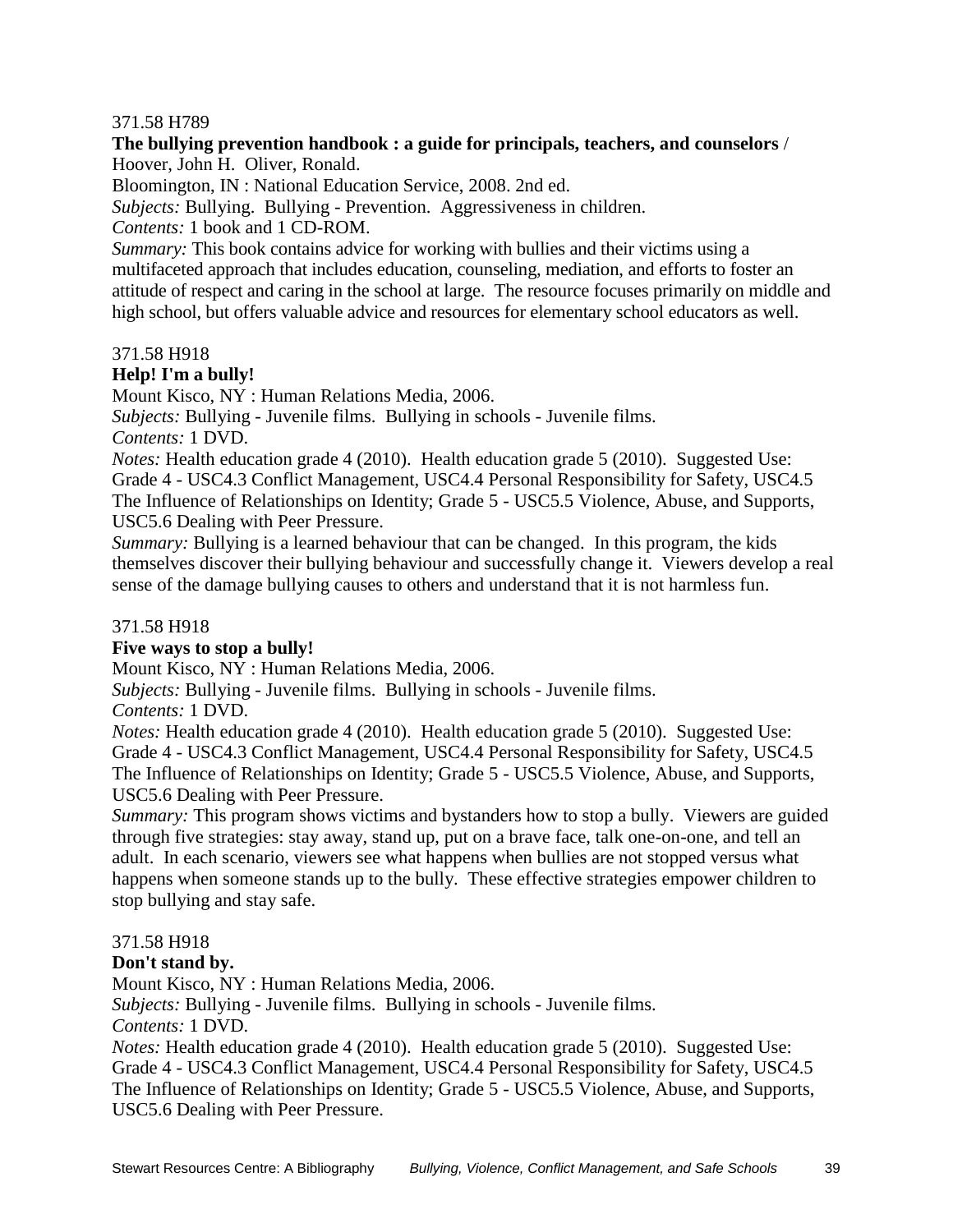371.58 H789

**The bullying prevention handbook : a guide for principals, teachers, and counselors** /
Hoover, John H. Oliver, Ronald.
Bloomington, IN : National Education Service, 2008. 2nd ed.
*Subjects:* Bullying. Bullying - Prevention. Aggressiveness in children.
*Contents:* 1 book and 1 CD-ROM.
*Summary:* This book contains advice for working with bullies and their victims using a multifaceted approach that includes education, counseling, mediation, and efforts to foster an attitude of respect and caring in the school at large. The resource focuses primarily on middle and high school, but offers valuable advice and resources for elementary school educators as well.

371.58 H918

**Help! I'm a bully!**
Mount Kisco, NY : Human Relations Media, 2006.
*Subjects:* Bullying - Juvenile films. Bullying in schools - Juvenile films.
*Contents:* 1 DVD.
*Notes:* Health education grade 4 (2010). Health education grade 5 (2010). Suggested Use: Grade 4 - USC4.3 Conflict Management, USC4.4 Personal Responsibility for Safety, USC4.5 The Influence of Relationships on Identity; Grade 5 - USC5.5 Violence, Abuse, and Supports, USC5.6 Dealing with Peer Pressure.
*Summary:* Bullying is a learned behaviour that can be changed. In this program, the kids themselves discover their bullying behaviour and successfully change it. Viewers develop a real sense of the damage bullying causes to others and understand that it is not harmless fun.

371.58 H918

**Five ways to stop a bully!**
Mount Kisco, NY : Human Relations Media, 2006.
*Subjects:* Bullying - Juvenile films. Bullying in schools - Juvenile films.
*Contents:* 1 DVD.
*Notes:* Health education grade 4 (2010). Health education grade 5 (2010). Suggested Use: Grade 4 - USC4.3 Conflict Management, USC4.4 Personal Responsibility for Safety, USC4.5 The Influence of Relationships on Identity; Grade 5 - USC5.5 Violence, Abuse, and Supports, USC5.6 Dealing with Peer Pressure.
*Summary:* This program shows victims and bystanders how to stop a bully. Viewers are guided through five strategies: stay away, stand up, put on a brave face, talk one-on-one, and tell an adult. In each scenario, viewers see what happens when bullies are not stopped versus what happens when someone stands up to the bully. These effective strategies empower children to stop bullying and stay safe.

371.58 H918

**Don't stand by.**
Mount Kisco, NY : Human Relations Media, 2006.
*Subjects:* Bullying - Juvenile films. Bullying in schools - Juvenile films.
*Contents:* 1 DVD.
*Notes:* Health education grade 4 (2010). Health education grade 5 (2010). Suggested Use: Grade 4 - USC4.3 Conflict Management, USC4.4 Personal Responsibility for Safety, USC4.5 The Influence of Relationships on Identity; Grade 5 - USC5.5 Violence, Abuse, and Supports, USC5.6 Dealing with Peer Pressure.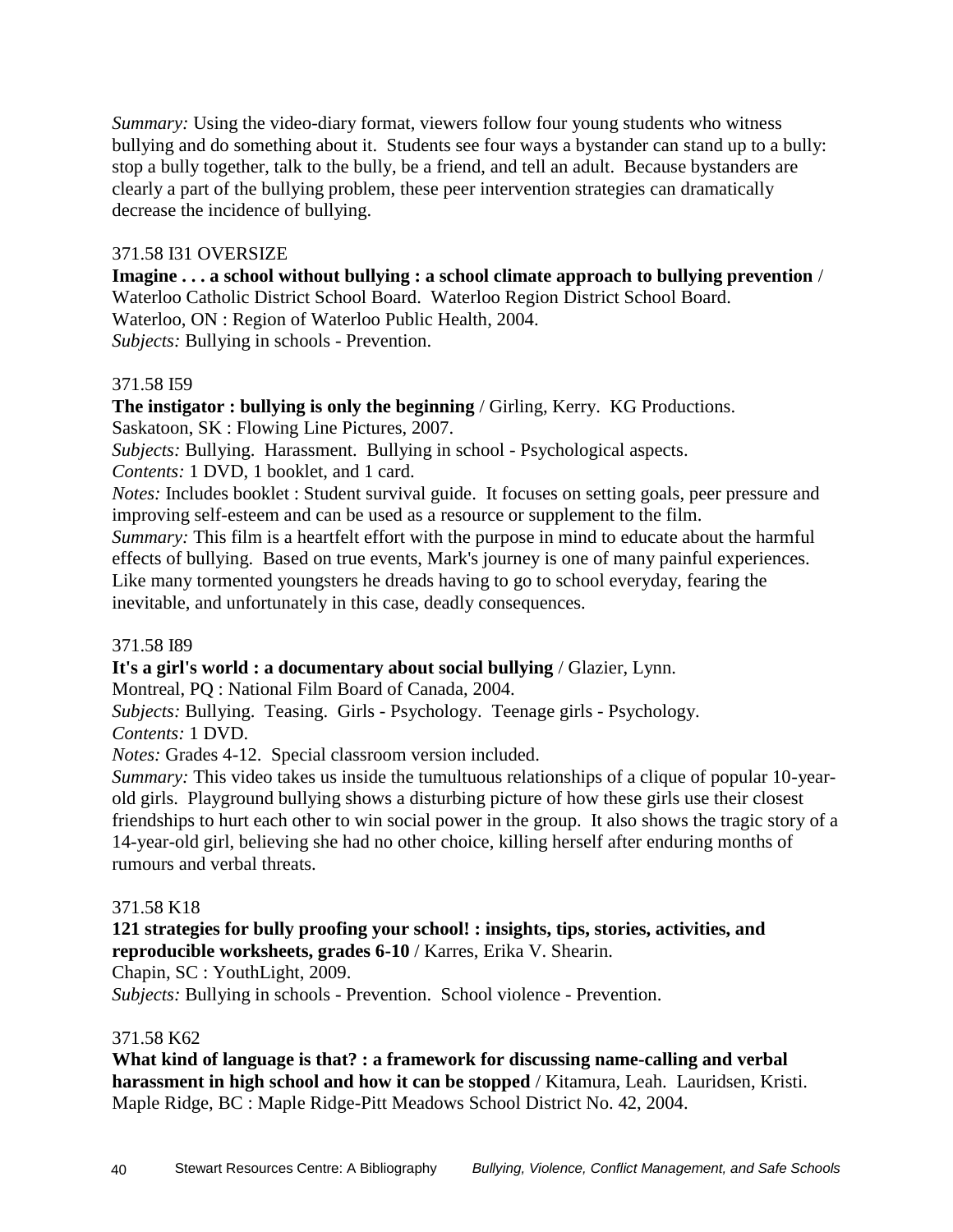*Summary:* Using the video-diary format, viewers follow four young students who witness bullying and do something about it. Students see four ways a bystander can stand up to a bully: stop a bully together, talk to the bully, be a friend, and tell an adult. Because bystanders are clearly a part of the bullying problem, these peer intervention strategies can dramatically decrease the incidence of bullying.

371.58 I31 OVERSIZE

**Imagine . . . a school without bullying : a school climate approach to bullying prevention** / Waterloo Catholic District School Board. Waterloo Region District School Board.
Waterloo, ON : Region of Waterloo Public Health, 2004.
*Subjects:* Bullying in schools - Prevention.

371.58 I59

**The instigator : bullying is only the beginning** / Girling, Kerry. KG Productions.
Saskatoon, SK : Flowing Line Pictures, 2007.
*Subjects:* Bullying. Harassment. Bullying in school - Psychological aspects.
*Contents:* 1 DVD, 1 booklet, and 1 card.
*Notes:* Includes booklet : Student survival guide. It focuses on setting goals, peer pressure and improving self-esteem and can be used as a resource or supplement to the film.
*Summary:* This film is a heartfelt effort with the purpose in mind to educate about the harmful effects of bullying. Based on true events, Mark's journey is one of many painful experiences. Like many tormented youngsters he dreads having to go to school everyday, fearing the inevitable, and unfortunately in this case, deadly consequences.

371.58 I89

**It's a girl's world : a documentary about social bullying** / Glazier, Lynn.
Montreal, PQ : National Film Board of Canada, 2004.
*Subjects:* Bullying. Teasing. Girls - Psychology. Teenage girls - Psychology.
*Contents:* 1 DVD.
*Notes:* Grades 4-12. Special classroom version included.
*Summary:* This video takes us inside the tumultuous relationships of a clique of popular 10-year-old girls. Playground bullying shows a disturbing picture of how these girls use their closest friendships to hurt each other to win social power in the group. It also shows the tragic story of a 14-year-old girl, believing she had no other choice, killing herself after enduring months of rumours and verbal threats.

371.58 K18

**121 strategies for bully proofing your school! : insights, tips, stories, activities, and reproducible worksheets, grades 6-10** / Karres, Erika V. Shearin.
Chapin, SC : YouthLight, 2009.
*Subjects:* Bullying in schools - Prevention. School violence - Prevention.

371.58 K62

**What kind of language is that? : a framework for discussing name-calling and verbal harassment in high school and how it can be stopped** / Kitamura, Leah. Lauridsen, Kristi.
Maple Ridge, BC : Maple Ridge-Pitt Meadows School District No. 42, 2004.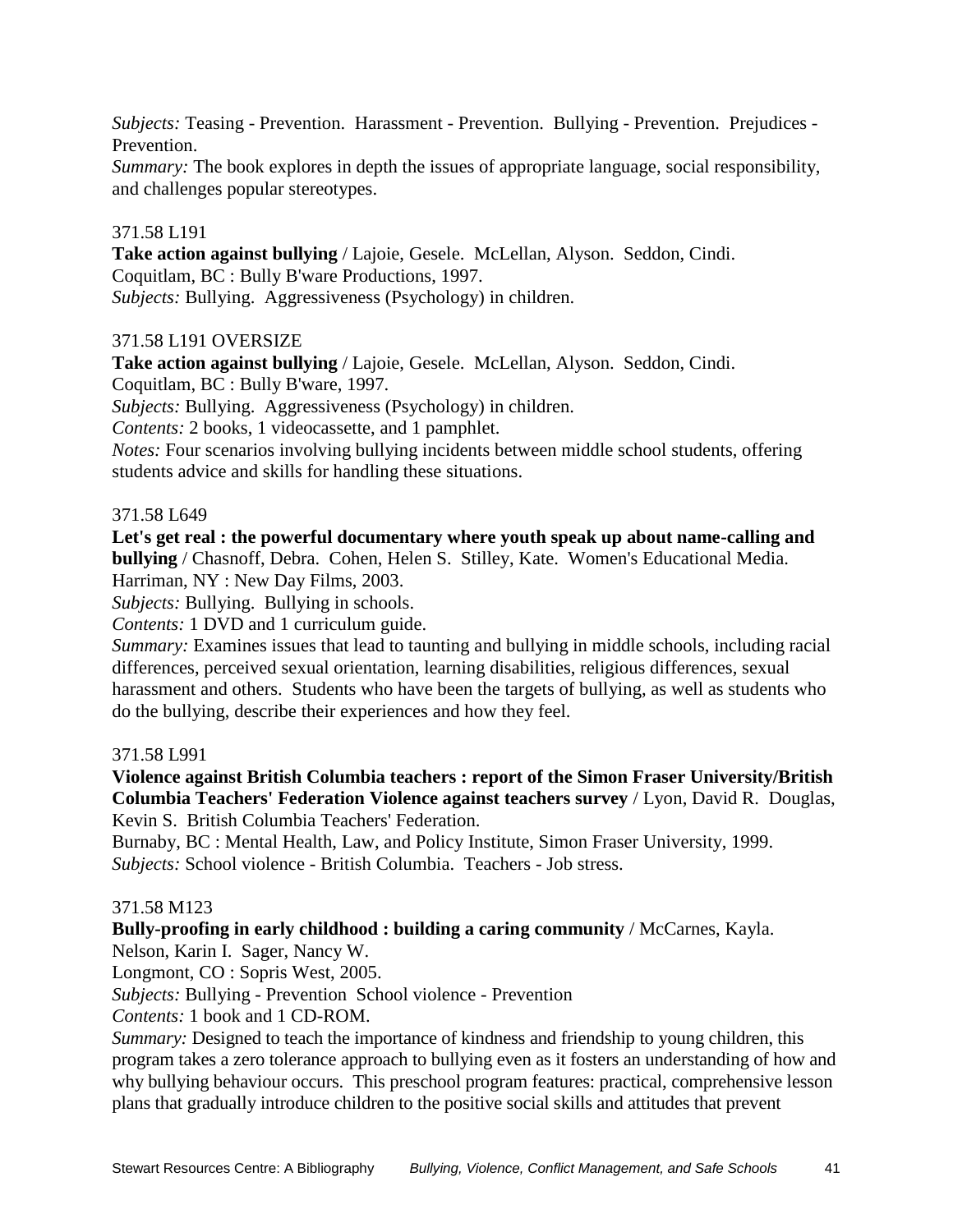*Subjects:* Teasing - Prevention. Harassment - Prevention. Bullying - Prevention. Prejudices - Prevention.
*Summary:* The book explores in depth the issues of appropriate language, social responsibility, and challenges popular stereotypes.

371.58 L191
**Take action against bullying** / Lajoie, Gesele. McLellan, Alyson. Seddon, Cindi.
Coquitlam, BC : Bully B'ware Productions, 1997.
*Subjects:* Bullying. Aggressiveness (Psychology) in children.

371.58 L191 OVERSIZE
**Take action against bullying** / Lajoie, Gesele. McLellan, Alyson. Seddon, Cindi.
Coquitlam, BC : Bully B'ware, 1997.
*Subjects:* Bullying. Aggressiveness (Psychology) in children.
*Contents:* 2 books, 1 videocassette, and 1 pamphlet.
*Notes:* Four scenarios involving bullying incidents between middle school students, offering students advice and skills for handling these situations.

371.58 L649
**Let's get real : the powerful documentary where youth speak up about name-calling and bullying** / Chasnoff, Debra. Cohen, Helen S. Stilley, Kate. Women's Educational Media.
Harriman, NY : New Day Films, 2003.
*Subjects:* Bullying. Bullying in schools.
*Contents:* 1 DVD and 1 curriculum guide.
*Summary:* Examines issues that lead to taunting and bullying in middle schools, including racial differences, perceived sexual orientation, learning disabilities, religious differences, sexual harassment and others. Students who have been the targets of bullying, as well as students who do the bullying, describe their experiences and how they feel.

371.58 L991
**Violence against British Columbia teachers : report of the Simon Fraser University/British Columbia Teachers' Federation Violence against teachers survey** / Lyon, David R. Douglas, Kevin S. British Columbia Teachers' Federation.
Burnaby, BC : Mental Health, Law, and Policy Institute, Simon Fraser University, 1999.
*Subjects:* School violence - British Columbia. Teachers - Job stress.

371.58 M123
**Bully-proofing in early childhood : building a caring community** / McCarnes, Kayla. Nelson, Karin I. Sager, Nancy W.
Longmont, CO : Sopris West, 2005.
*Subjects:* Bullying - Prevention School violence - Prevention
*Contents:* 1 book and 1 CD-ROM.
*Summary:* Designed to teach the importance of kindness and friendship to young children, this program takes a zero tolerance approach to bullying even as it fosters an understanding of how and why bullying behaviour occurs. This preschool program features: practical, comprehensive lesson plans that gradually introduce children to the positive social skills and attitudes that prevent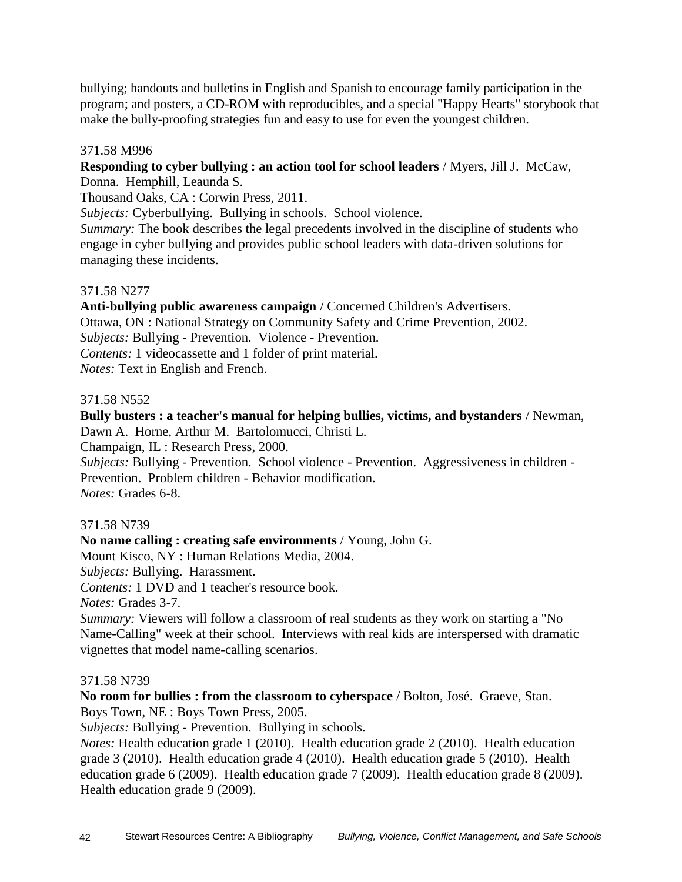bullying; handouts and bulletins in English and Spanish to encourage family participation in the program; and posters, a CD-ROM with reproducibles, and a special "Happy Hearts" storybook that make the bully-proofing strategies fun and easy to use for even the youngest children.

371.58 M996

**Responding to cyber bullying : an action tool for school leaders** / Myers, Jill J. McCaw, Donna. Hemphill, Leaunda S.
Thousand Oaks, CA : Corwin Press, 2011.
*Subjects:* Cyberbullying. Bullying in schools. School violence.
*Summary:* The book describes the legal precedents involved in the discipline of students who engage in cyber bullying and provides public school leaders with data-driven solutions for managing these incidents.

371.58 N277

**Anti-bullying public awareness campaign** / Concerned Children's Advertisers.
Ottawa, ON : National Strategy on Community Safety and Crime Prevention, 2002.
*Subjects:* Bullying - Prevention. Violence - Prevention.
*Contents:* 1 videocassette and 1 folder of print material.
*Notes:* Text in English and French.

371.58 N552

**Bully busters : a teacher's manual for helping bullies, victims, and bystanders** / Newman, Dawn A. Horne, Arthur M. Bartolomucci, Christi L.
Champaign, IL : Research Press, 2000.
*Subjects:* Bullying - Prevention. School violence - Prevention. Aggressiveness in children - Prevention. Problem children - Behavior modification.
*Notes:* Grades 6-8.

371.58 N739

**No name calling : creating safe environments** / Young, John G.
Mount Kisco, NY : Human Relations Media, 2004.
*Subjects:* Bullying. Harassment.
*Contents:* 1 DVD and 1 teacher's resource book.
*Notes:* Grades 3-7.
*Summary:* Viewers will follow a classroom of real students as they work on starting a "No Name-Calling" week at their school. Interviews with real kids are interspersed with dramatic vignettes that model name-calling scenarios.

371.58 N739

**No room for bullies : from the classroom to cyberspace** / Bolton, José. Graeve, Stan.
Boys Town, NE : Boys Town Press, 2005.
*Subjects:* Bullying - Prevention. Bullying in schools.
*Notes:* Health education grade 1 (2010). Health education grade 2 (2010). Health education grade 3 (2010). Health education grade 4 (2010). Health education grade 5 (2010). Health education grade 6 (2009). Health education grade 7 (2009). Health education grade 8 (2009). Health education grade 9 (2009).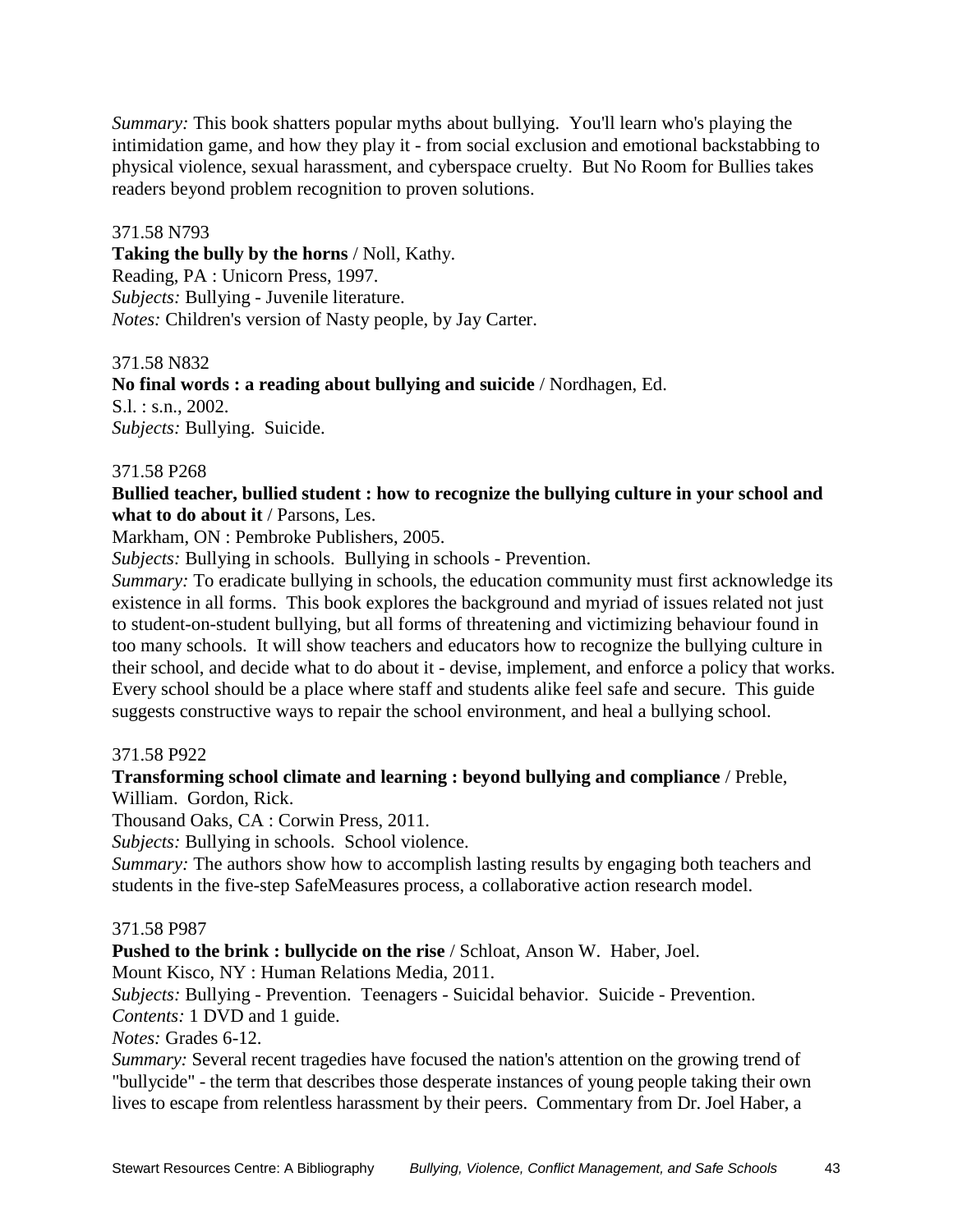*Summary:* This book shatters popular myths about bullying. You'll learn who's playing the intimidation game, and how they play it - from social exclusion and emotional backstabbing to physical violence, sexual harassment, and cyberspace cruelty. But No Room for Bullies takes readers beyond problem recognition to proven solutions.

371.58 N793
**Taking the bully by the horns** / Noll, Kathy.
Reading, PA : Unicorn Press, 1997.
*Subjects:* Bullying - Juvenile literature.
*Notes:* Children's version of Nasty people, by Jay Carter.

371.58 N832
**No final words : a reading about bullying and suicide** / Nordhagen, Ed.
S.l. : s.n., 2002.
*Subjects:* Bullying. Suicide.

371.58 P268
**Bullied teacher, bullied student : how to recognize the bullying culture in your school and what to do about it** / Parsons, Les.
Markham, ON : Pembroke Publishers, 2005.
*Subjects:* Bullying in schools. Bullying in schools - Prevention.
*Summary:* To eradicate bullying in schools, the education community must first acknowledge its existence in all forms. This book explores the background and myriad of issues related not just to student-on-student bullying, but all forms of threatening and victimizing behaviour found in too many schools. It will show teachers and educators how to recognize the bullying culture in their school, and decide what to do about it - devise, implement, and enforce a policy that works. Every school should be a place where staff and students alike feel safe and secure. This guide suggests constructive ways to repair the school environment, and heal a bullying school.

371.58 P922
**Transforming school climate and learning : beyond bullying and compliance** / Preble, William. Gordon, Rick.
Thousand Oaks, CA : Corwin Press, 2011.
*Subjects:* Bullying in schools. School violence.
*Summary:* The authors show how to accomplish lasting results by engaging both teachers and students in the five-step SafeMeasures process, a collaborative action research model.

371.58 P987
**Pushed to the brink : bullycide on the rise** / Schloat, Anson W. Haber, Joel.
Mount Kisco, NY : Human Relations Media, 2011.
*Subjects:* Bullying - Prevention. Teenagers - Suicidal behavior. Suicide - Prevention.
*Contents:* 1 DVD and 1 guide.
*Notes:* Grades 6-12.
*Summary:* Several recent tragedies have focused the nation's attention on the growing trend of "bullycide" - the term that describes those desperate instances of young people taking their own lives to escape from relentless harassment by their peers. Commentary from Dr. Joel Haber, a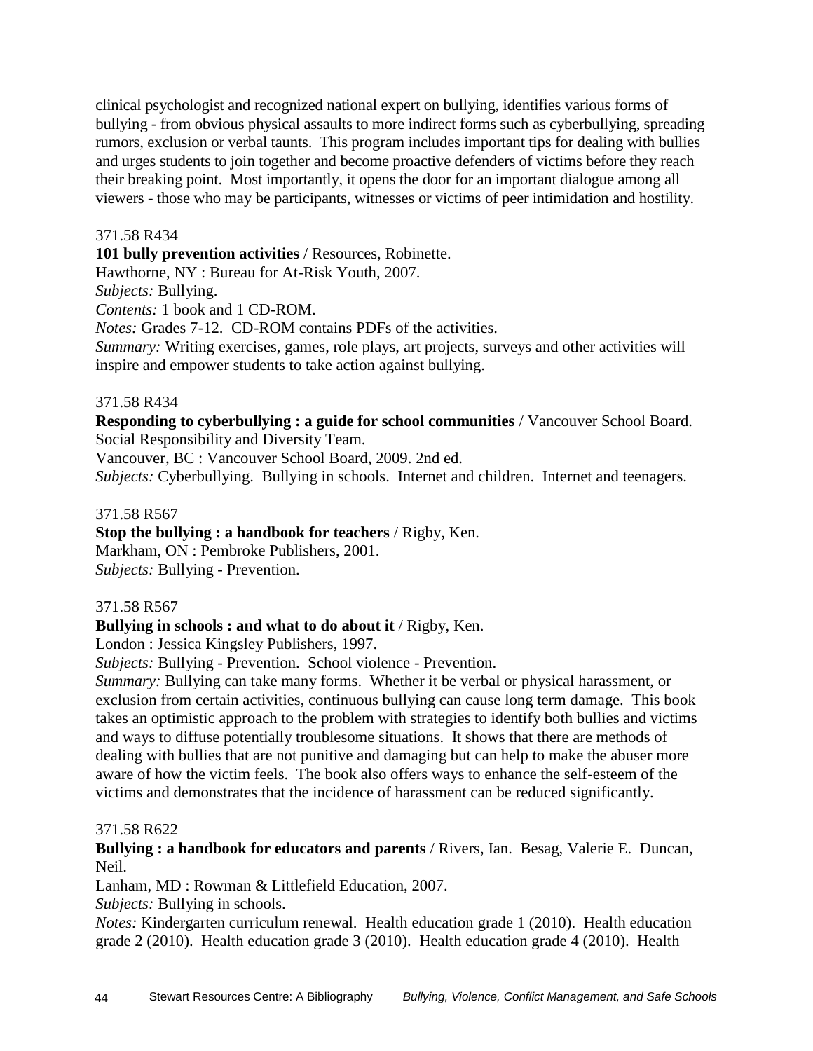clinical psychologist and recognized national expert on bullying, identifies various forms of bullying - from obvious physical assaults to more indirect forms such as cyberbullying, spreading rumors, exclusion or verbal taunts. This program includes important tips for dealing with bullies and urges students to join together and become proactive defenders of victims before they reach their breaking point. Most importantly, it opens the door for an important dialogue among all viewers - those who may be participants, witnesses or victims of peer intimidation and hostility.

371.58 R434
**101 bully prevention activities** / Resources, Robinette.
Hawthorne, NY : Bureau for At-Risk Youth, 2007.
*Subjects:* Bullying.
*Contents:* 1 book and 1 CD-ROM.
*Notes:* Grades 7-12. CD-ROM contains PDFs of the activities.
*Summary:* Writing exercises, games, role plays, art projects, surveys and other activities will inspire and empower students to take action against bullying.

371.58 R434
**Responding to cyberbullying : a guide for school communities** / Vancouver School Board. Social Responsibility and Diversity Team.
Vancouver, BC : Vancouver School Board, 2009. 2nd ed.
*Subjects:* Cyberbullying. Bullying in schools. Internet and children. Internet and teenagers.

371.58 R567
**Stop the bullying : a handbook for teachers** / Rigby, Ken.
Markham, ON : Pembroke Publishers, 2001.
*Subjects:* Bullying - Prevention.

371.58 R567
**Bullying in schools : and what to do about it** / Rigby, Ken.
London : Jessica Kingsley Publishers, 1997.
*Subjects:* Bullying - Prevention. School violence - Prevention.
*Summary:* Bullying can take many forms. Whether it be verbal or physical harassment, or exclusion from certain activities, continuous bullying can cause long term damage. This book takes an optimistic approach to the problem with strategies to identify both bullies and victims and ways to diffuse potentially troublesome situations. It shows that there are methods of dealing with bullies that are not punitive and damaging but can help to make the abuser more aware of how the victim feels. The book also offers ways to enhance the self-esteem of the victims and demonstrates that the incidence of harassment can be reduced significantly.

371.58 R622
**Bullying : a handbook for educators and parents** / Rivers, Ian. Besag, Valerie E. Duncan, Neil.
Lanham, MD : Rowman & Littlefield Education, 2007.
*Subjects:* Bullying in schools.
*Notes:* Kindergarten curriculum renewal. Health education grade 1 (2010). Health education grade 2 (2010). Health education grade 3 (2010). Health education grade 4 (2010). Health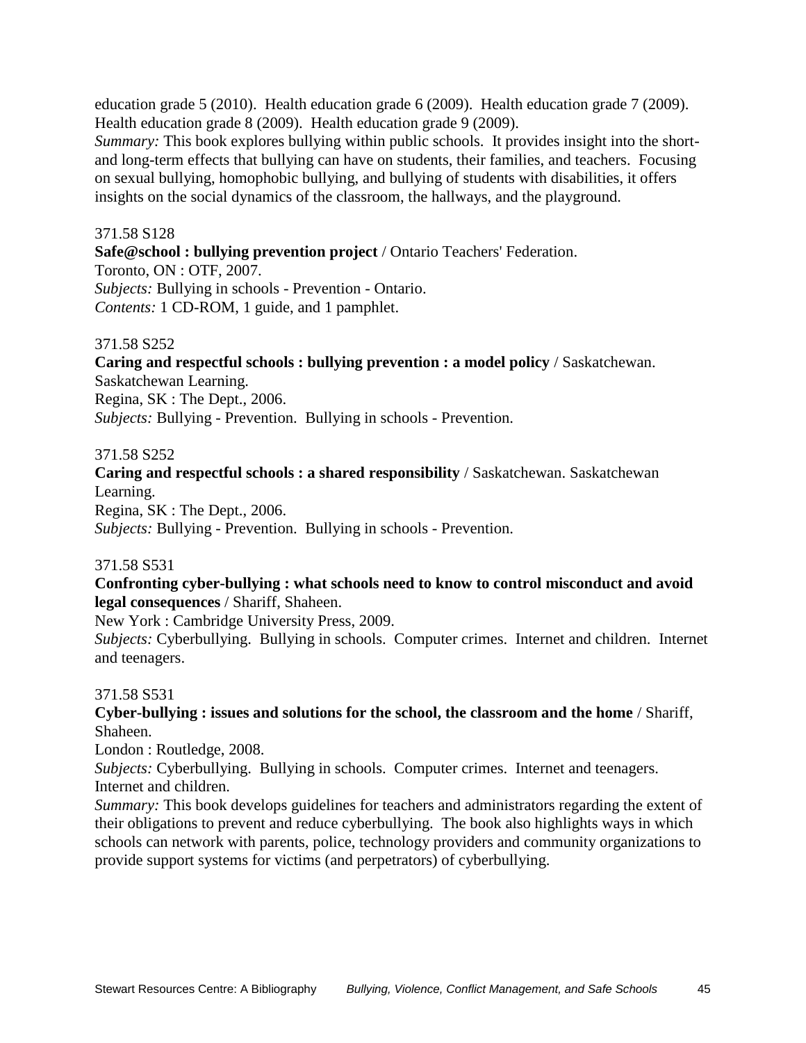education grade 5 (2010). Health education grade 6 (2009). Health education grade 7 (2009). Health education grade 8 (2009). Health education grade 9 (2009).
*Summary:* This book explores bullying within public schools. It provides insight into the short- and long-term effects that bullying can have on students, their families, and teachers. Focusing on sexual bullying, homophobic bullying, and bullying of students with disabilities, it offers insights on the social dynamics of the classroom, the hallways, and the playground.

371.58 S128
**Safe@school : bullying prevention project** / Ontario Teachers' Federation.
Toronto, ON : OTF, 2007.
*Subjects:* Bullying in schools - Prevention - Ontario.
*Contents:* 1 CD-ROM, 1 guide, and 1 pamphlet.

371.58 S252
**Caring and respectful schools : bullying prevention : a model policy** / Saskatchewan. Saskatchewan Learning.
Regina, SK : The Dept., 2006.
*Subjects:* Bullying - Prevention. Bullying in schools - Prevention.

371.58 S252
**Caring and respectful schools : a shared responsibility** / Saskatchewan. Saskatchewan Learning.
Regina, SK : The Dept., 2006.
*Subjects:* Bullying - Prevention. Bullying in schools - Prevention.

371.58 S531
**Confronting cyber-bullying : what schools need to know to control misconduct and avoid legal consequences** / Shariff, Shaheen.
New York : Cambridge University Press, 2009.
*Subjects:* Cyberbullying. Bullying in schools. Computer crimes. Internet and children. Internet and teenagers.

371.58 S531
**Cyber-bullying : issues and solutions for the school, the classroom and the home** / Shariff, Shaheen.
London : Routledge, 2008.
*Subjects:* Cyberbullying. Bullying in schools. Computer crimes. Internet and teenagers. Internet and children.
*Summary:* This book develops guidelines for teachers and administrators regarding the extent of their obligations to prevent and reduce cyberbullying. The book also highlights ways in which schools can network with parents, police, technology providers and community organizations to provide support systems for victims (and perpetrators) of cyberbullying.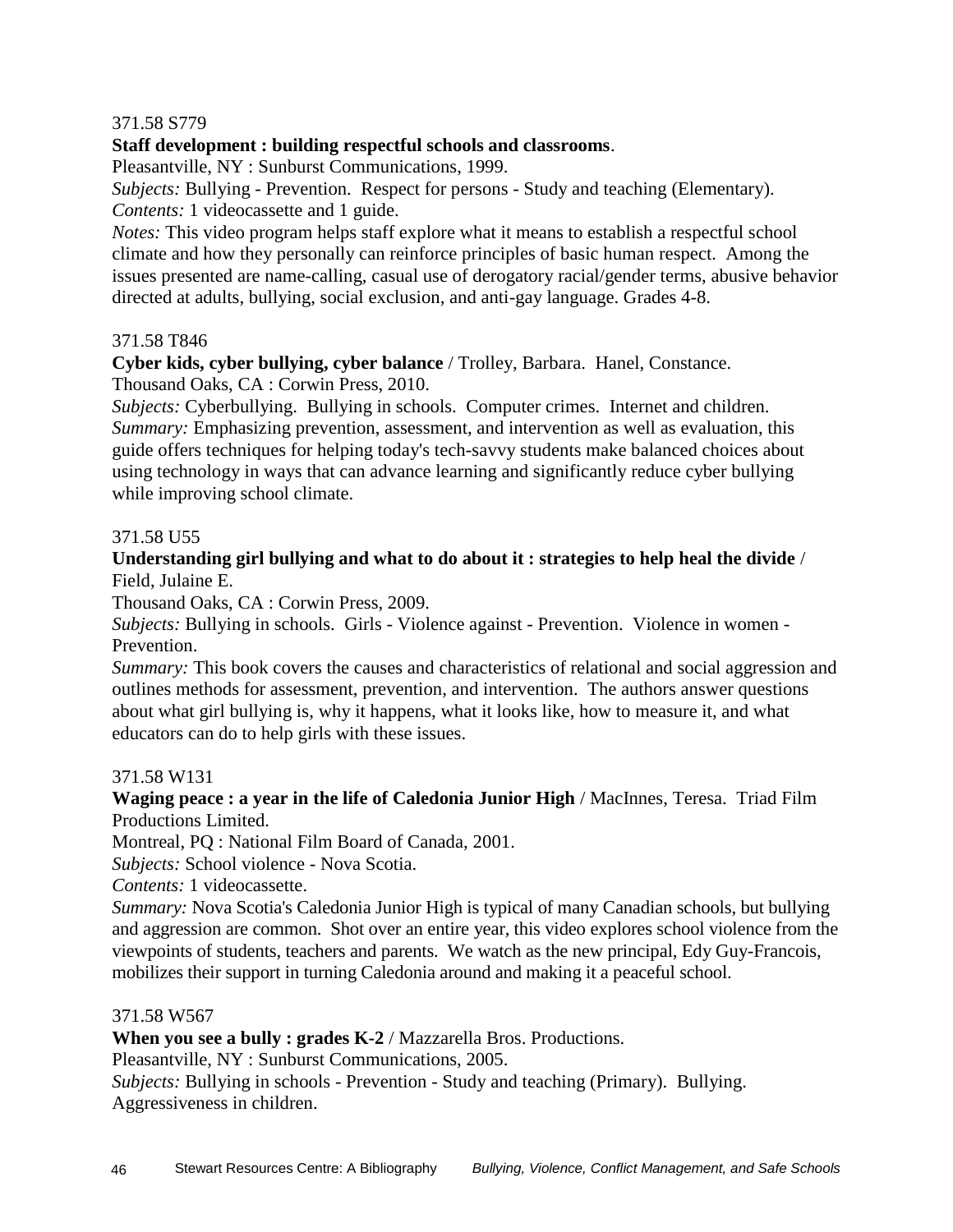371.58 S779

**Staff development : building respectful schools and classrooms**.

Pleasantville, NY : Sunburst Communications, 1999.

*Subjects:* Bullying - Prevention. Respect for persons - Study and teaching (Elementary).

*Contents:* 1 videocassette and 1 guide.

*Notes:* This video program helps staff explore what it means to establish a respectful school climate and how they personally can reinforce principles of basic human respect. Among the issues presented are name-calling, casual use of derogatory racial/gender terms, abusive behavior directed at adults, bullying, social exclusion, and anti-gay language. Grades 4-8.

371.58 T846

**Cyber kids, cyber bullying, cyber balance** / Trolley, Barbara. Hanel, Constance.

Thousand Oaks, CA : Corwin Press, 2010.

*Subjects:* Cyberbullying. Bullying in schools. Computer crimes. Internet and children.

*Summary:* Emphasizing prevention, assessment, and intervention as well as evaluation, this guide offers techniques for helping today's tech-savvy students make balanced choices about using technology in ways that can advance learning and significantly reduce cyber bullying while improving school climate.

371.58 U55

**Understanding girl bullying and what to do about it : strategies to help heal the divide** / Field, Julaine E.

Thousand Oaks, CA : Corwin Press, 2009.

*Subjects:* Bullying in schools. Girls - Violence against - Prevention. Violence in women - Prevention.

*Summary:* This book covers the causes and characteristics of relational and social aggression and outlines methods for assessment, prevention, and intervention. The authors answer questions about what girl bullying is, why it happens, what it looks like, how to measure it, and what educators can do to help girls with these issues.

371.58 W131

**Waging peace : a year in the life of Caledonia Junior High** / MacInnes, Teresa. Triad Film Productions Limited.

Montreal, PQ : National Film Board of Canada, 2001.

*Subjects:* School violence - Nova Scotia.

*Contents:* 1 videocassette.

*Summary:* Nova Scotia's Caledonia Junior High is typical of many Canadian schools, but bullying and aggression are common. Shot over an entire year, this video explores school violence from the viewpoints of students, teachers and parents. We watch as the new principal, Edy Guy-Francois, mobilizes their support in turning Caledonia around and making it a peaceful school.

371.58 W567

**When you see a bully : grades K-2** / Mazzarella Bros. Productions.

Pleasantville, NY : Sunburst Communications, 2005.

*Subjects:* Bullying in schools - Prevention - Study and teaching (Primary). Bullying. Aggressiveness in children.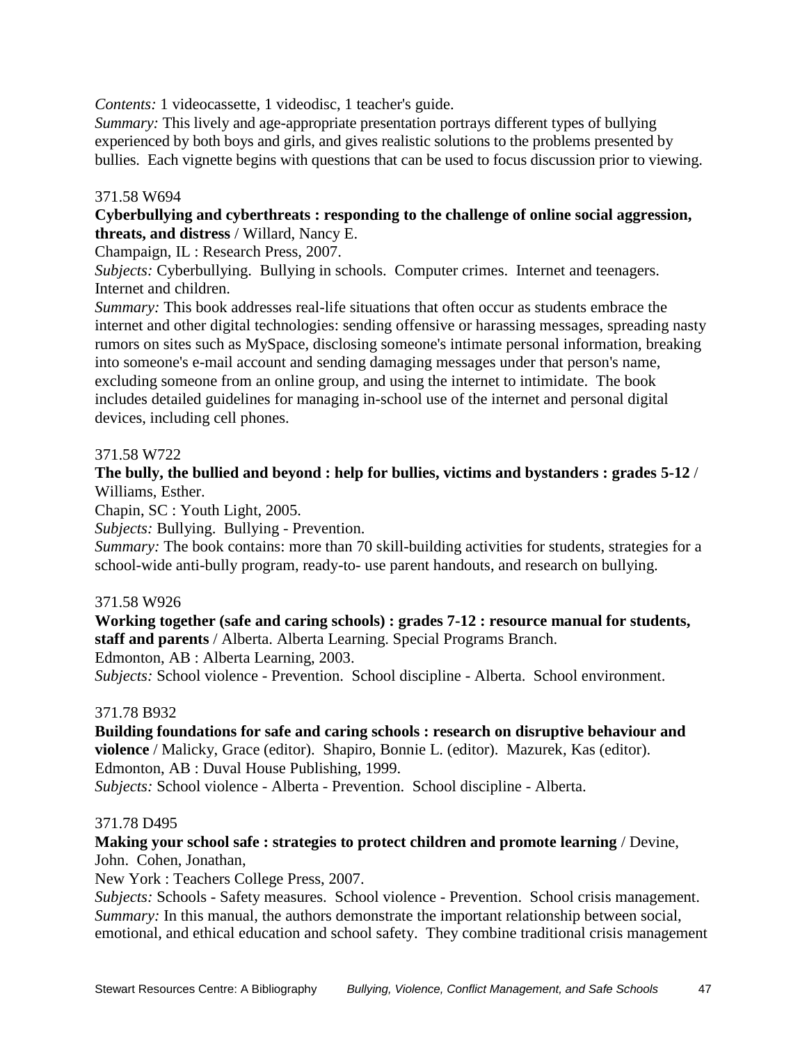*Contents:* 1 videocassette, 1 videodisc, 1 teacher's guide.
*Summary:* This lively and age-appropriate presentation portrays different types of bullying experienced by both boys and girls, and gives realistic solutions to the problems presented by bullies. Each vignette begins with questions that can be used to focus discussion prior to viewing.

371.58 W694

**Cyberbullying and cyberthreats : responding to the challenge of online social aggression, threats, and distress** / Willard, Nancy E.
Champaign, IL : Research Press, 2007.
*Subjects:* Cyberbullying. Bullying in schools. Computer crimes. Internet and teenagers. Internet and children.
*Summary:* This book addresses real-life situations that often occur as students embrace the internet and other digital technologies: sending offensive or harassing messages, spreading nasty rumors on sites such as MySpace, disclosing someone's intimate personal information, breaking into someone's e-mail account and sending damaging messages under that person's name, excluding someone from an online group, and using the internet to intimidate. The book includes detailed guidelines for managing in-school use of the internet and personal digital devices, including cell phones.

371.58 W722

**The bully, the bullied and beyond : help for bullies, victims and bystanders : grades 5-12** / Williams, Esther.
Chapin, SC : Youth Light, 2005.
*Subjects:* Bullying. Bullying - Prevention.
*Summary:* The book contains: more than 70 skill-building activities for students, strategies for a school-wide anti-bully program, ready-to- use parent handouts, and research on bullying.

371.58 W926

**Working together (safe and caring schools) : grades 7-12 : resource manual for students, staff and parents** / Alberta. Alberta Learning. Special Programs Branch.
Edmonton, AB : Alberta Learning, 2003.
*Subjects:* School violence - Prevention. School discipline - Alberta. School environment.

371.78 B932

**Building foundations for safe and caring schools : research on disruptive behaviour and violence** / Malicky, Grace (editor). Shapiro, Bonnie L. (editor). Mazurek, Kas (editor).
Edmonton, AB : Duval House Publishing, 1999.
*Subjects:* School violence - Alberta - Prevention. School discipline - Alberta.

371.78 D495

**Making your school safe : strategies to protect children and promote learning** / Devine, John. Cohen, Jonathan,
New York : Teachers College Press, 2007.
*Subjects:* Schools - Safety measures. School violence - Prevention. School crisis management.
*Summary:* In this manual, the authors demonstrate the important relationship between social, emotional, and ethical education and school safety. They combine traditional crisis management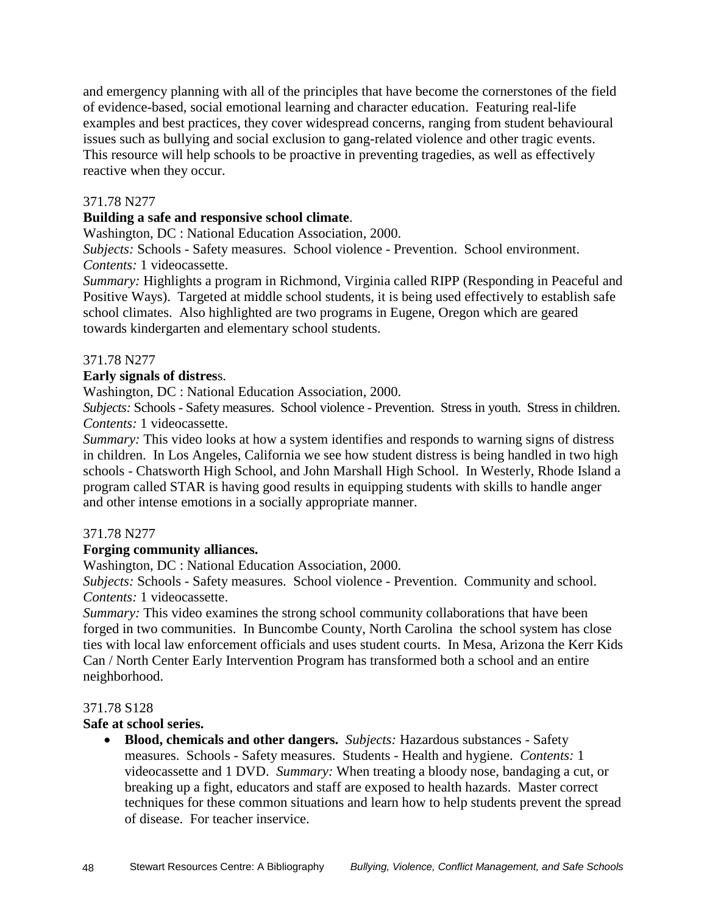and emergency planning with all of the principles that have become the cornerstones of the field of evidence-based, social emotional learning and character education. Featuring real-life examples and best practices, they cover widespread concerns, ranging from student behavioural issues such as bullying and social exclusion to gang-related violence and other tragic events. This resource will help schools to be proactive in preventing tragedies, as well as effectively reactive when they occur.

371.78 N277
**Building a safe and responsive school climate**.
Washington, DC : National Education Association, 2000.
*Subjects:* Schools - Safety measures. School violence - Prevention. School environment.
*Contents:* 1 videocassette.
*Summary:* Highlights a program in Richmond, Virginia called RIPP (Responding in Peaceful and Positive Ways). Targeted at middle school students, it is being used effectively to establish safe school climates. Also highlighted are two programs in Eugene, Oregon which are geared towards kindergarten and elementary school students.

371.78 N277
**Early signals of distres**s.
Washington, DC : National Education Association, 2000.
*Subjects:* Schools - Safety measures. School violence - Prevention. Stress in youth. Stress in children.
*Contents:* 1 videocassette.
*Summary:* This video looks at how a system identifies and responds to warning signs of distress in children. In Los Angeles, California we see how student distress is being handled in two high schools - Chatsworth High School, and John Marshall High School. In Westerly, Rhode Island a program called STAR is having good results in equipping students with skills to handle anger and other intense emotions in a socially appropriate manner.

371.78 N277
**Forging community alliances.**
Washington, DC : National Education Association, 2000.
*Subjects:* Schools - Safety measures. School violence - Prevention. Community and school.
*Contents:* 1 videocassette.
*Summary:* This video examines the strong school community collaborations that have been forged in two communities. In Buncombe County, North Carolina the school system has close ties with local law enforcement officials and uses student courts. In Mesa, Arizona the Kerr Kids Can / North Center Early Intervention Program has transformed both a school and an entire neighborhood.

371.78 S128
**Safe at school series.**

- **Blood, chemicals and other dangers.** *Subjects:* Hazardous substances - Safety measures. Schools - Safety measures. Students - Health and hygiene. *Contents:* 1 videocassette and 1 DVD. *Summary:* When treating a bloody nose, bandaging a cut, or breaking up a fight, educators and staff are exposed to health hazards. Master correct techniques for these common situations and learn how to help students prevent the spread of disease. For teacher inservice.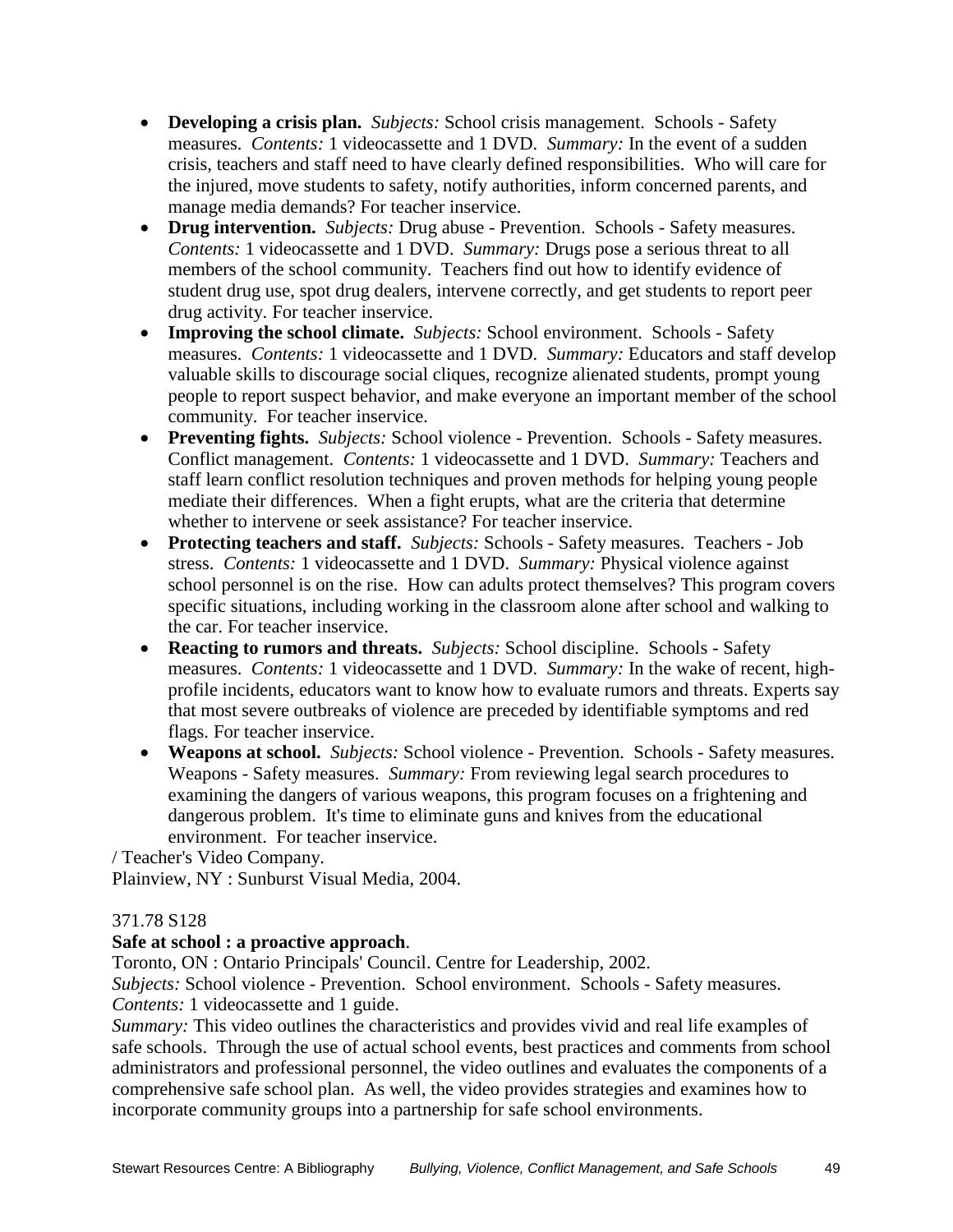- **Developing a crisis plan.** *Subjects:* School crisis management. Schools - Safety measures. *Contents:* 1 videocassette and 1 DVD. *Summary:* In the event of a sudden crisis, teachers and staff need to have clearly defined responsibilities. Who will care for the injured, move students to safety, notify authorities, inform concerned parents, and manage media demands? For teacher inservice.
- **Drug intervention.** *Subjects:* Drug abuse - Prevention. Schools - Safety measures. *Contents:* 1 videocassette and 1 DVD. *Summary:* Drugs pose a serious threat to all members of the school community. Teachers find out how to identify evidence of student drug use, spot drug dealers, intervene correctly, and get students to report peer drug activity. For teacher inservice.
- **Improving the school climate.** *Subjects:* School environment. Schools - Safety measures. *Contents:* 1 videocassette and 1 DVD. *Summary:* Educators and staff develop valuable skills to discourage social cliques, recognize alienated students, prompt young people to report suspect behavior, and make everyone an important member of the school community. For teacher inservice.
- **Preventing fights.** *Subjects:* School violence - Prevention. Schools - Safety measures. Conflict management. *Contents:* 1 videocassette and 1 DVD. *Summary:* Teachers and staff learn conflict resolution techniques and proven methods for helping young people mediate their differences. When a fight erupts, what are the criteria that determine whether to intervene or seek assistance? For teacher inservice.
- **Protecting teachers and staff.** *Subjects:* Schools - Safety measures. Teachers - Job stress. *Contents:* 1 videocassette and 1 DVD. *Summary:* Physical violence against school personnel is on the rise. How can adults protect themselves? This program covers specific situations, including working in the classroom alone after school and walking to the car. For teacher inservice.
- **Reacting to rumors and threats.** *Subjects:* School discipline. Schools - Safety measures. *Contents:* 1 videocassette and 1 DVD. *Summary:* In the wake of recent, high-profile incidents, educators want to know how to evaluate rumors and threats. Experts say that most severe outbreaks of violence are preceded by identifiable symptoms and red flags. For teacher inservice.
- **Weapons at school.** *Subjects:* School violence - Prevention. Schools - Safety measures. Weapons - Safety measures. *Summary:* From reviewing legal search procedures to examining the dangers of various weapons, this program focuses on a frightening and dangerous problem. It's time to eliminate guns and knives from the educational environment. For teacher inservice.

/ Teacher's Video Company.
Plainview, NY : Sunburst Visual Media, 2004.

371.78 S128
**Safe at school : a proactive approach**.
Toronto, ON : Ontario Principals' Council. Centre for Leadership, 2002.
*Subjects:* School violence - Prevention. School environment. Schools - Safety measures.
*Contents:* 1 videocassette and 1 guide.
*Summary:* This video outlines the characteristics and provides vivid and real life examples of safe schools. Through the use of actual school events, best practices and comments from school administrators and professional personnel, the video outlines and evaluates the components of a comprehensive safe school plan. As well, the video provides strategies and examines how to incorporate community groups into a partnership for safe school environments.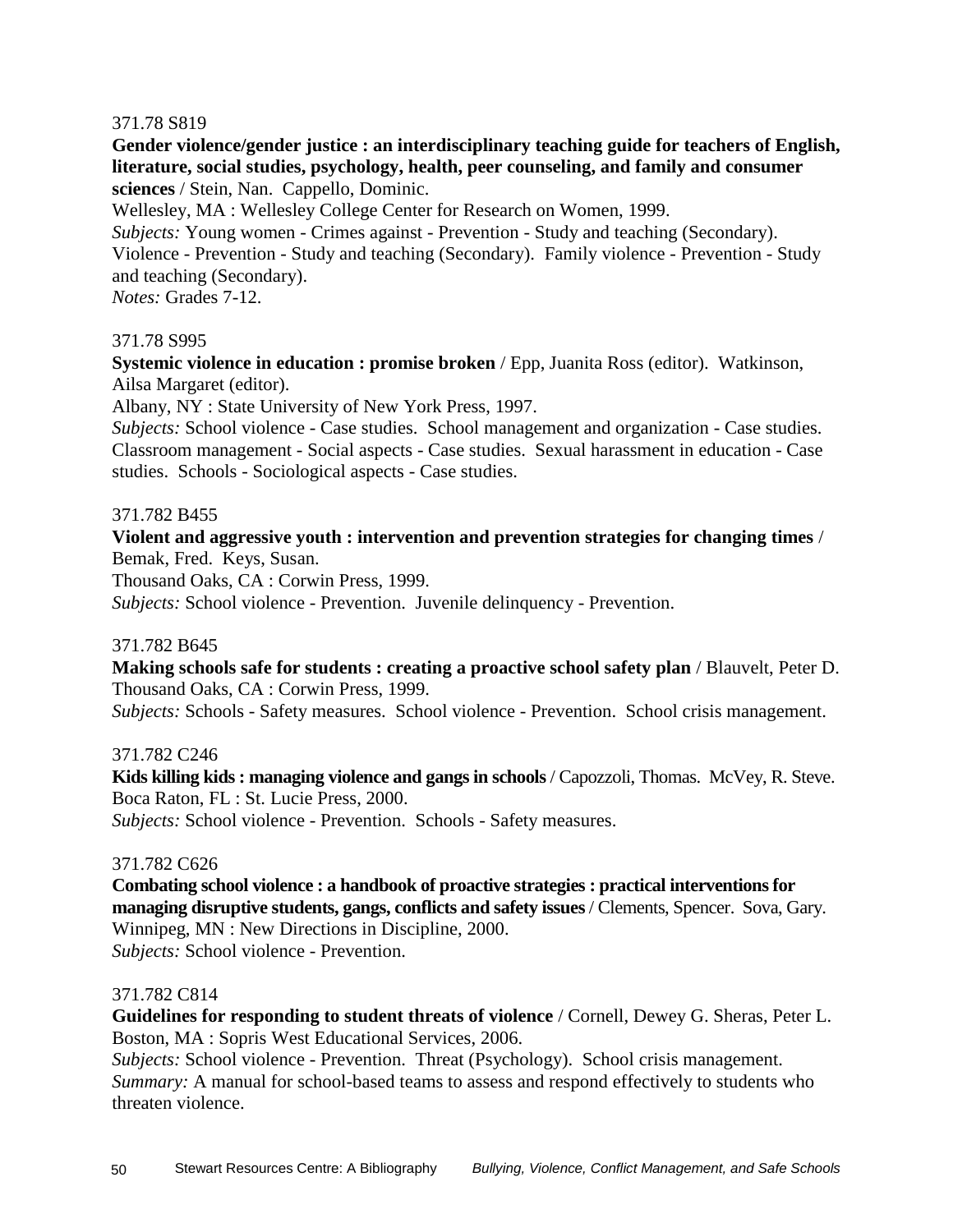371.78 S819

**Gender violence/gender justice : an interdisciplinary teaching guide for teachers of English, literature, social studies, psychology, health, peer counseling, and family and consumer sciences** / Stein, Nan. Cappello, Dominic.
Wellesley, MA : Wellesley College Center for Research on Women, 1999.
*Subjects:* Young women - Crimes against - Prevention - Study and teaching (Secondary). Violence - Prevention - Study and teaching (Secondary). Family violence - Prevention - Study and teaching (Secondary).
*Notes:* Grades 7-12.

371.78 S995

**Systemic violence in education : promise broken** / Epp, Juanita Ross (editor). Watkinson, Ailsa Margaret (editor).
Albany, NY : State University of New York Press, 1997.
*Subjects:* School violence - Case studies. School management and organization - Case studies. Classroom management - Social aspects - Case studies. Sexual harassment in education - Case studies. Schools - Sociological aspects - Case studies.

371.782 B455

**Violent and aggressive youth : intervention and prevention strategies for changing times** / Bemak, Fred. Keys, Susan.
Thousand Oaks, CA : Corwin Press, 1999.
*Subjects:* School violence - Prevention. Juvenile delinquency - Prevention.

371.782 B645

**Making schools safe for students : creating a proactive school safety plan** / Blauvelt, Peter D.
Thousand Oaks, CA : Corwin Press, 1999.
*Subjects:* Schools - Safety measures. School violence - Prevention. School crisis management.

371.782 C246

**Kids killing kids : managing violence and gangs in schools** / Capozzoli, Thomas. McVey, R. Steve.
Boca Raton, FL : St. Lucie Press, 2000.
*Subjects:* School violence - Prevention. Schools - Safety measures.

371.782 C626

**Combating school violence : a handbook of proactive strategies : practical interventions for managing disruptive students, gangs, conflicts and safety issues** / Clements, Spencer. Sova, Gary.
Winnipeg, MN : New Directions in Discipline, 2000.
*Subjects:* School violence - Prevention.

371.782 C814

**Guidelines for responding to student threats of violence** / Cornell, Dewey G. Sheras, Peter L.
Boston, MA : Sopris West Educational Services, 2006.
*Subjects:* School violence - Prevention. Threat (Psychology). School crisis management.
*Summary:* A manual for school-based teams to assess and respond effectively to students who threaten violence.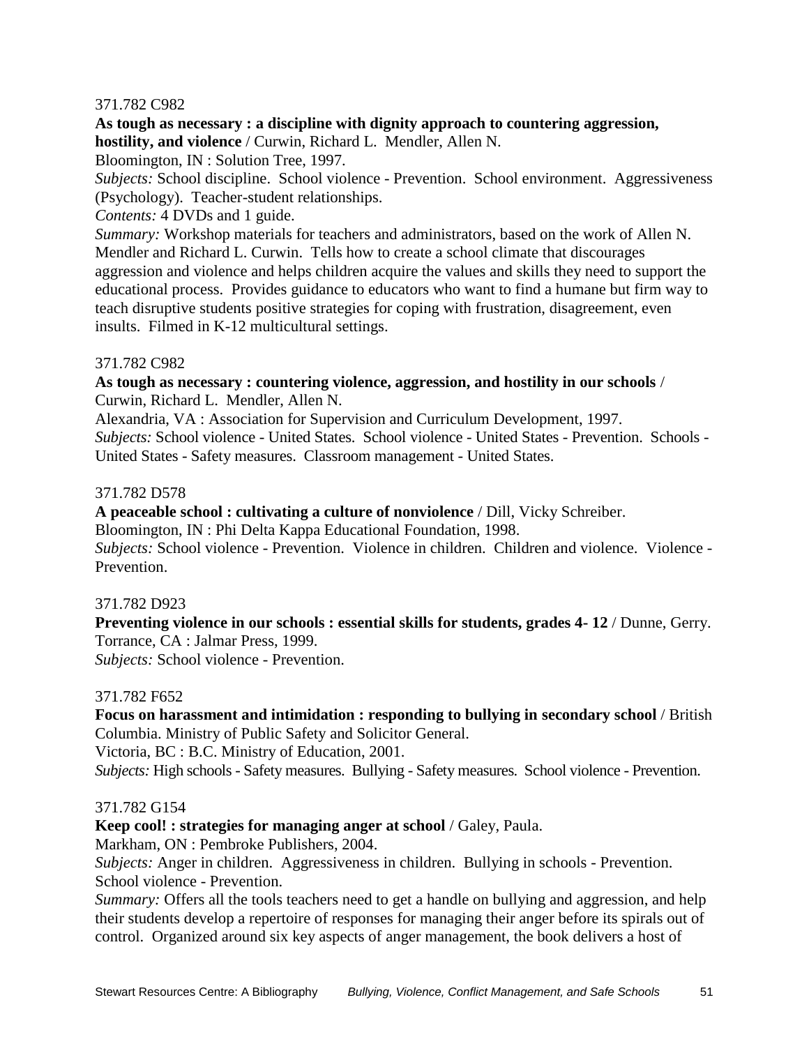371.782 C982

**As tough as necessary : a discipline with dignity approach to countering aggression, hostility, and violence** / Curwin, Richard L. Mendler, Allen N.
Bloomington, IN : Solution Tree, 1997.
*Subjects:* School discipline. School violence - Prevention. School environment. Aggressiveness (Psychology). Teacher-student relationships.
*Contents:* 4 DVDs and 1 guide.
*Summary:* Workshop materials for teachers and administrators, based on the work of Allen N. Mendler and Richard L. Curwin. Tells how to create a school climate that discourages aggression and violence and helps children acquire the values and skills they need to support the educational process. Provides guidance to educators who want to find a humane but firm way to teach disruptive students positive strategies for coping with frustration, disagreement, even insults. Filmed in K-12 multicultural settings.

371.782 C982

**As tough as necessary : countering violence, aggression, and hostility in our schools** / Curwin, Richard L. Mendler, Allen N.
Alexandria, VA : Association for Supervision and Curriculum Development, 1997.
*Subjects:* School violence - United States. School violence - United States - Prevention. Schools - United States - Safety measures. Classroom management - United States.

371.782 D578

**A peaceable school : cultivating a culture of nonviolence** / Dill, Vicky Schreiber.
Bloomington, IN : Phi Delta Kappa Educational Foundation, 1998.
*Subjects:* School violence - Prevention. Violence in children. Children and violence. Violence - Prevention.

371.782 D923

**Preventing violence in our schools : essential skills for students, grades 4- 12** / Dunne, Gerry.
Torrance, CA : Jalmar Press, 1999.
*Subjects:* School violence - Prevention.

371.782 F652

**Focus on harassment and intimidation : responding to bullying in secondary school** / British Columbia. Ministry of Public Safety and Solicitor General.
Victoria, BC : B.C. Ministry of Education, 2001.
*Subjects:* High schools - Safety measures. Bullying - Safety measures. School violence - Prevention.

371.782 G154

**Keep cool! : strategies for managing anger at school** / Galey, Paula.
Markham, ON : Pembroke Publishers, 2004.
*Subjects:* Anger in children. Aggressiveness in children. Bullying in schools - Prevention. School violence - Prevention.
*Summary:* Offers all the tools teachers need to get a handle on bullying and aggression, and help their students develop a repertoire of responses for managing their anger before its spirals out of control. Organized around six key aspects of anger management, the book delivers a host of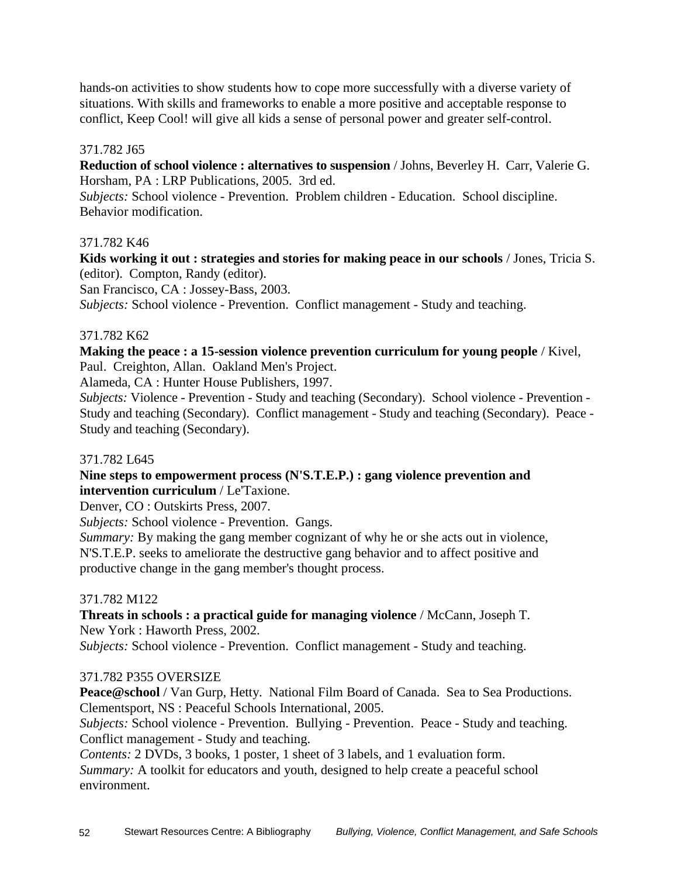hands-on activities to show students how to cope more successfully with a diverse variety of situations. With skills and frameworks to enable a more positive and acceptable response to conflict, Keep Cool! will give all kids a sense of personal power and greater self-control.

371.782 J65

**Reduction of school violence : alternatives to suspension** / Johns, Beverley H. Carr, Valerie G.
Horsham, PA : LRP Publications, 2005. 3rd ed.
*Subjects:* School violence - Prevention. Problem children - Education. School discipline. Behavior modification.

371.782 K46

**Kids working it out : strategies and stories for making peace in our schools** / Jones, Tricia S. (editor). Compton, Randy (editor).
San Francisco, CA : Jossey-Bass, 2003.
*Subjects:* School violence - Prevention. Conflict management - Study and teaching.

371.782 K62

**Making the peace : a 15-session violence prevention curriculum for young people** / Kivel, Paul. Creighton, Allan. Oakland Men's Project.
Alameda, CA : Hunter House Publishers, 1997.
*Subjects:* Violence - Prevention - Study and teaching (Secondary). School violence - Prevention - Study and teaching (Secondary). Conflict management - Study and teaching (Secondary). Peace - Study and teaching (Secondary).

371.782 L645

**Nine steps to empowerment process (N'S.T.E.P.) : gang violence prevention and intervention curriculum** / Le'Taxione.
Denver, CO : Outskirts Press, 2007.
*Subjects:* School violence - Prevention. Gangs.
*Summary:* By making the gang member cognizant of why he or she acts out in violence, N'S.T.E.P. seeks to ameliorate the destructive gang behavior and to affect positive and productive change in the gang member's thought process.

371.782 M122

**Threats in schools : a practical guide for managing violence** / McCann, Joseph T.
New York : Haworth Press, 2002.
*Subjects:* School violence - Prevention. Conflict management - Study and teaching.

371.782 P355 OVERSIZE

**Peace@school** / Van Gurp, Hetty. National Film Board of Canada. Sea to Sea Productions.
Clementsport, NS : Peaceful Schools International, 2005.
*Subjects:* School violence - Prevention. Bullying - Prevention. Peace - Study and teaching. Conflict management - Study and teaching.
*Contents:* 2 DVDs, 3 books, 1 poster, 1 sheet of 3 labels, and 1 evaluation form.
*Summary:* A toolkit for educators and youth, designed to help create a peaceful school environment.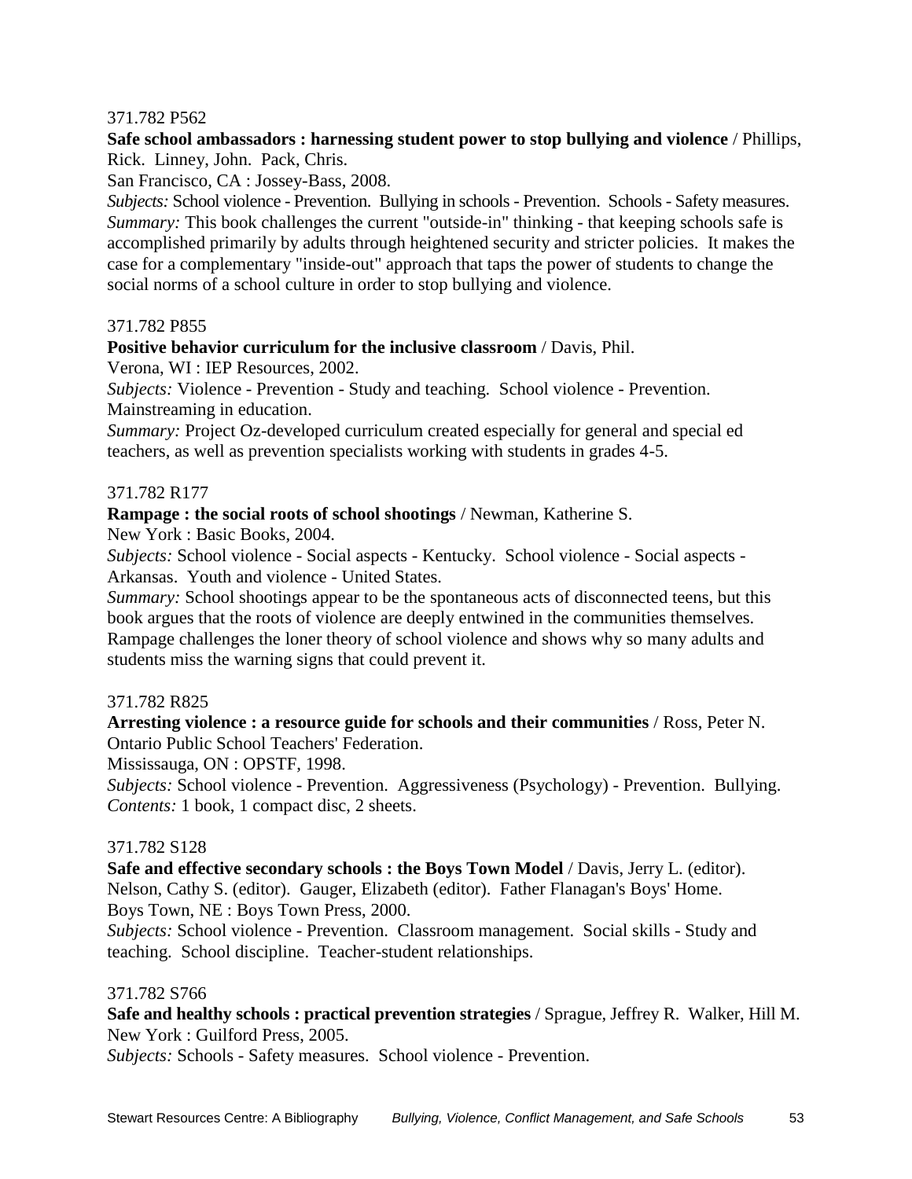371.782 P562

**Safe school ambassadors : harnessing student power to stop bullying and violence** / Phillips, Rick. Linney, John. Pack, Chris.
San Francisco, CA : Jossey-Bass, 2008.
*Subjects:* School violence - Prevention. Bullying in schools - Prevention. Schools - Safety measures.
*Summary:* This book challenges the current "outside-in" thinking - that keeping schools safe is accomplished primarily by adults through heightened security and stricter policies. It makes the case for a complementary "inside-out" approach that taps the power of students to change the social norms of a school culture in order to stop bullying and violence.

371.782 P855

**Positive behavior curriculum for the inclusive classroom** / Davis, Phil.
Verona, WI : IEP Resources, 2002.
*Subjects:* Violence - Prevention - Study and teaching. School violence - Prevention. Mainstreaming in education.
*Summary:* Project Oz-developed curriculum created especially for general and special ed teachers, as well as prevention specialists working with students in grades 4-5.

371.782 R177

**Rampage : the social roots of school shootings** / Newman, Katherine S.
New York : Basic Books, 2004.
*Subjects:* School violence - Social aspects - Kentucky. School violence - Social aspects - Arkansas. Youth and violence - United States.
*Summary:* School shootings appear to be the spontaneous acts of disconnected teens, but this book argues that the roots of violence are deeply entwined in the communities themselves. Rampage challenges the loner theory of school violence and shows why so many adults and students miss the warning signs that could prevent it.

371.782 R825

**Arresting violence : a resource guide for schools and their communities** / Ross, Peter N. Ontario Public School Teachers' Federation.
Mississauga, ON : OPSTF, 1998.
*Subjects:* School violence - Prevention. Aggressiveness (Psychology) - Prevention. Bullying.
*Contents:* 1 book, 1 compact disc, 2 sheets.

371.782 S128

**Safe and effective secondary schools : the Boys Town Model** / Davis, Jerry L. (editor). Nelson, Cathy S. (editor). Gauger, Elizabeth (editor). Father Flanagan's Boys' Home.
Boys Town, NE : Boys Town Press, 2000.
*Subjects:* School violence - Prevention. Classroom management. Social skills - Study and teaching. School discipline. Teacher-student relationships.

371.782 S766

**Safe and healthy schools : practical prevention strategies** / Sprague, Jeffrey R. Walker, Hill M.
New York : Guilford Press, 2005.
*Subjects:* Schools - Safety measures. School violence - Prevention.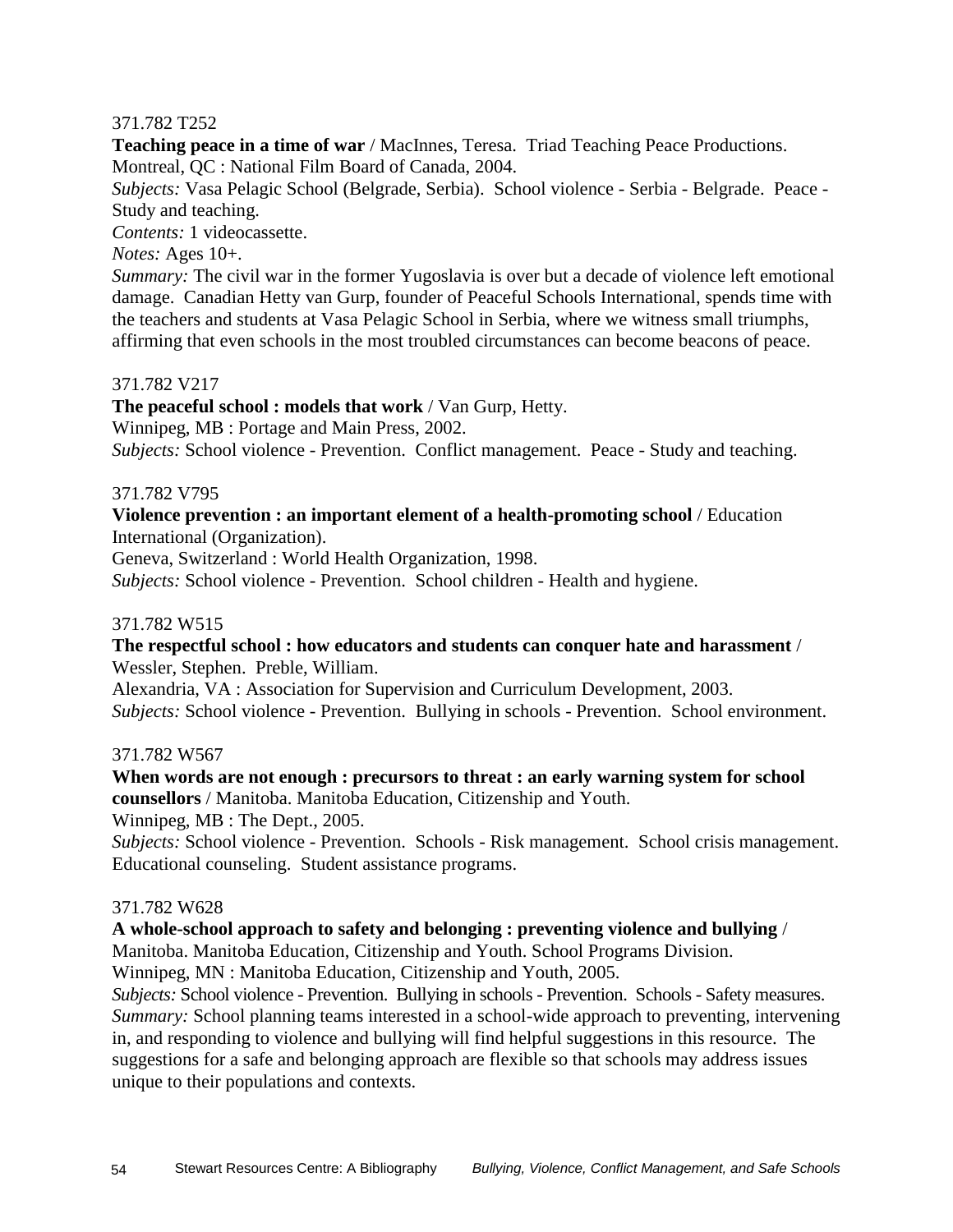371.782 T252

**Teaching peace in a time of war** / MacInnes, Teresa. Triad Teaching Peace Productions.
Montreal, QC : National Film Board of Canada, 2004.
*Subjects:* Vasa Pelagic School (Belgrade, Serbia). School violence - Serbia - Belgrade. Peace - Study and teaching.
*Contents:* 1 videocassette.
*Notes:* Ages 10+.
*Summary:* The civil war in the former Yugoslavia is over but a decade of violence left emotional damage. Canadian Hetty van Gurp, founder of Peaceful Schools International, spends time with the teachers and students at Vasa Pelagic School in Serbia, where we witness small triumphs, affirming that even schools in the most troubled circumstances can become beacons of peace.

371.782 V217

**The peaceful school : models that work** / Van Gurp, Hetty.
Winnipeg, MB : Portage and Main Press, 2002.
*Subjects:* School violence - Prevention. Conflict management. Peace - Study and teaching.

371.782 V795

**Violence prevention : an important element of a health-promoting school** / Education International (Organization).
Geneva, Switzerland : World Health Organization, 1998.
*Subjects:* School violence - Prevention. School children - Health and hygiene.

371.782 W515

**The respectful school : how educators and students can conquer hate and harassment** / Wessler, Stephen. Preble, William.
Alexandria, VA : Association for Supervision and Curriculum Development, 2003.
*Subjects:* School violence - Prevention. Bullying in schools - Prevention. School environment.

371.782 W567

**When words are not enough : precursors to threat : an early warning system for school counsellors** / Manitoba. Manitoba Education, Citizenship and Youth.
Winnipeg, MB : The Dept., 2005.
*Subjects:* School violence - Prevention. Schools - Risk management. School crisis management. Educational counseling. Student assistance programs.

371.782 W628

**A whole-school approach to safety and belonging : preventing violence and bullying** / Manitoba. Manitoba Education, Citizenship and Youth. School Programs Division.
Winnipeg, MN : Manitoba Education, Citizenship and Youth, 2005.
*Subjects:* School violence - Prevention. Bullying in schools - Prevention. Schools - Safety measures.
*Summary:* School planning teams interested in a school-wide approach to preventing, intervening in, and responding to violence and bullying will find helpful suggestions in this resource. The suggestions for a safe and belonging approach are flexible so that schools may address issues unique to their populations and contexts.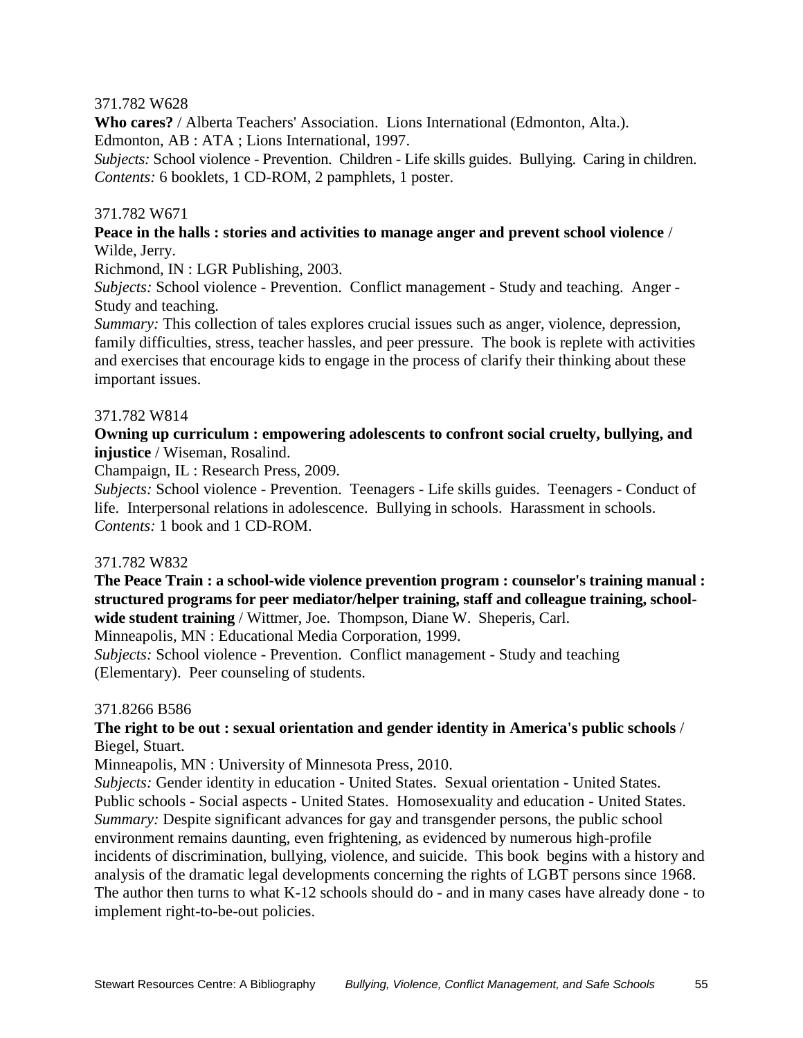371.782 W628

**Who cares?** / Alberta Teachers' Association. Lions International (Edmonton, Alta.).
Edmonton, AB : ATA ; Lions International, 1997.
*Subjects:* School violence - Prevention. Children - Life skills guides. Bullying. Caring in children.
*Contents:* 6 booklets, 1 CD-ROM, 2 pamphlets, 1 poster.

371.782 W671

**Peace in the halls : stories and activities to manage anger and prevent school violence** / Wilde, Jerry.
Richmond, IN : LGR Publishing, 2003.
*Subjects:* School violence - Prevention. Conflict management - Study and teaching. Anger - Study and teaching.
*Summary:* This collection of tales explores crucial issues such as anger, violence, depression, family difficulties, stress, teacher hassles, and peer pressure. The book is replete with activities and exercises that encourage kids to engage in the process of clarify their thinking about these important issues.

371.782 W814

**Owning up curriculum : empowering adolescents to confront social cruelty, bullying, and injustice** / Wiseman, Rosalind.
Champaign, IL : Research Press, 2009.
*Subjects:* School violence - Prevention. Teenagers - Life skills guides. Teenagers - Conduct of life. Interpersonal relations in adolescence. Bullying in schools. Harassment in schools.
*Contents:* 1 book and 1 CD-ROM.

371.782 W832

**The Peace Train : a school-wide violence prevention program : counselor's training manual : structured programs for peer mediator/helper training, staff and colleague training, school-wide student training** / Wittmer, Joe. Thompson, Diane W. Sheperis, Carl.
Minneapolis, MN : Educational Media Corporation, 1999.
*Subjects:* School violence - Prevention. Conflict management - Study and teaching (Elementary). Peer counseling of students.

371.8266 B586

**The right to be out : sexual orientation and gender identity in America's public schools** / Biegel, Stuart.
Minneapolis, MN : University of Minnesota Press, 2010.
*Subjects:* Gender identity in education - United States. Sexual orientation - United States. Public schools - Social aspects - United States. Homosexuality and education - United States.
*Summary:* Despite significant advances for gay and transgender persons, the public school environment remains daunting, even frightening, as evidenced by numerous high-profile incidents of discrimination, bullying, violence, and suicide. This book begins with a history and analysis of the dramatic legal developments concerning the rights of LGBT persons since 1968. The author then turns to what K-12 schools should do - and in many cases have already done - to implement right-to-be-out policies.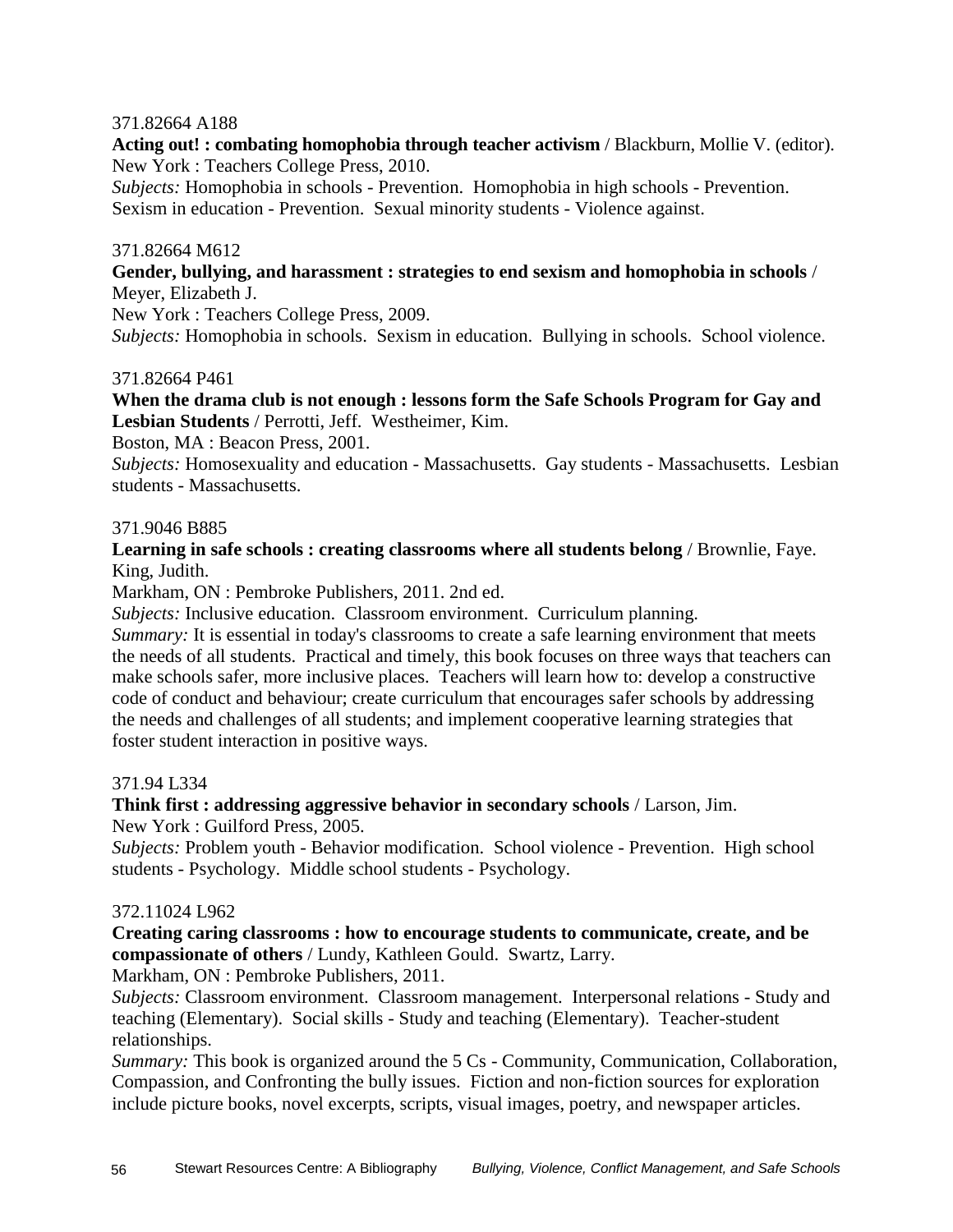371.82664 A188

**Acting out! : combating homophobia through teacher activism** / Blackburn, Mollie V. (editor).
New York : Teachers College Press, 2010.
*Subjects:* Homophobia in schools - Prevention. Homophobia in high schools - Prevention. Sexism in education - Prevention. Sexual minority students - Violence against.

371.82664 M612

**Gender, bullying, and harassment : strategies to end sexism and homophobia in schools** / Meyer, Elizabeth J.
New York : Teachers College Press, 2009.
*Subjects:* Homophobia in schools. Sexism in education. Bullying in schools. School violence.

371.82664 P461

**When the drama club is not enough : lessons form the Safe Schools Program for Gay and Lesbian Students** / Perrotti, Jeff. Westheimer, Kim.
Boston, MA : Beacon Press, 2001.
*Subjects:* Homosexuality and education - Massachusetts. Gay students - Massachusetts. Lesbian students - Massachusetts.

371.9046 B885

**Learning in safe schools : creating classrooms where all students belong** / Brownlie, Faye. King, Judith.
Markham, ON : Pembroke Publishers, 2011. 2nd ed.
*Subjects:* Inclusive education. Classroom environment. Curriculum planning.
*Summary:* It is essential in today's classrooms to create a safe learning environment that meets the needs of all students. Practical and timely, this book focuses on three ways that teachers can make schools safer, more inclusive places. Teachers will learn how to: develop a constructive code of conduct and behaviour; create curriculum that encourages safer schools by addressing the needs and challenges of all students; and implement cooperative learning strategies that foster student interaction in positive ways.

371.94 L334

**Think first : addressing aggressive behavior in secondary schools** / Larson, Jim.
New York : Guilford Press, 2005.
*Subjects:* Problem youth - Behavior modification. School violence - Prevention. High school students - Psychology. Middle school students - Psychology.

372.11024 L962

**Creating caring classrooms : how to encourage students to communicate, create, and be compassionate of others** / Lundy, Kathleen Gould. Swartz, Larry.
Markham, ON : Pembroke Publishers, 2011.
*Subjects:* Classroom environment. Classroom management. Interpersonal relations - Study and teaching (Elementary). Social skills - Study and teaching (Elementary). Teacher-student relationships.
*Summary:* This book is organized around the 5 Cs - Community, Communication, Collaboration, Compassion, and Confronting the bully issues. Fiction and non-fiction sources for exploration include picture books, novel excerpts, scripts, visual images, poetry, and newspaper articles.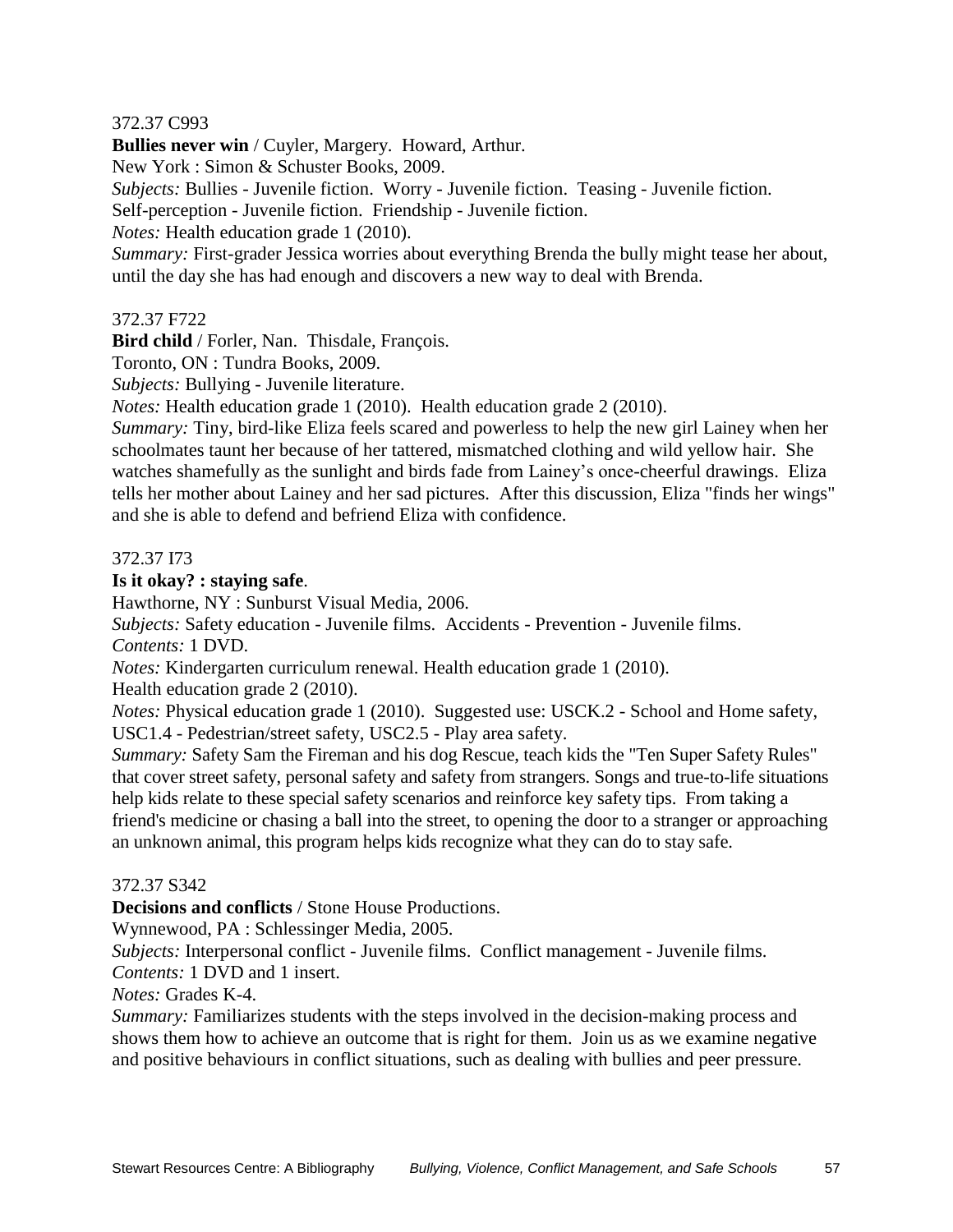372.37 C993

**Bullies never win** / Cuyler, Margery. Howard, Arthur.
New York : Simon & Schuster Books, 2009.
*Subjects:* Bullies - Juvenile fiction. Worry - Juvenile fiction. Teasing - Juvenile fiction. Self-perception - Juvenile fiction. Friendship - Juvenile fiction.
*Notes:* Health education grade 1 (2010).
*Summary:* First-grader Jessica worries about everything Brenda the bully might tease her about, until the day she has had enough and discovers a new way to deal with Brenda.

372.37 F722

**Bird child** / Forler, Nan. Thisdale, François.
Toronto, ON : Tundra Books, 2009.
*Subjects:* Bullying - Juvenile literature.
*Notes:* Health education grade 1 (2010). Health education grade 2 (2010).
*Summary:* Tiny, bird-like Eliza feels scared and powerless to help the new girl Lainey when her schoolmates taunt her because of her tattered, mismatched clothing and wild yellow hair. She watches shamefully as the sunlight and birds fade from Lainey's once-cheerful drawings. Eliza tells her mother about Lainey and her sad pictures. After this discussion, Eliza "finds her wings" and she is able to defend and befriend Eliza with confidence.

372.37 I73

**Is it okay? : staying safe**.
Hawthorne, NY : Sunburst Visual Media, 2006.
*Subjects:* Safety education - Juvenile films. Accidents - Prevention - Juvenile films.
*Contents:* 1 DVD.
*Notes:* Kindergarten curriculum renewal. Health education grade 1 (2010). Health education grade 2 (2010).
*Notes:* Physical education grade 1 (2010). Suggested use: USCK.2 - School and Home safety, USC1.4 - Pedestrian/street safety, USC2.5 - Play area safety.
*Summary:* Safety Sam the Fireman and his dog Rescue, teach kids the "Ten Super Safety Rules" that cover street safety, personal safety and safety from strangers. Songs and true-to-life situations help kids relate to these special safety scenarios and reinforce key safety tips. From taking a friend's medicine or chasing a ball into the street, to opening the door to a stranger or approaching an unknown animal, this program helps kids recognize what they can do to stay safe.

372.37 S342

**Decisions and conflicts** / Stone House Productions.
Wynnewood, PA : Schlessinger Media, 2005.
*Subjects:* Interpersonal conflict - Juvenile films. Conflict management - Juvenile films.
*Contents:* 1 DVD and 1 insert.
*Notes:* Grades K-4.
*Summary:* Familiarizes students with the steps involved in the decision-making process and shows them how to achieve an outcome that is right for them. Join us as we examine negative and positive behaviours in conflict situations, such as dealing with bullies and peer pressure.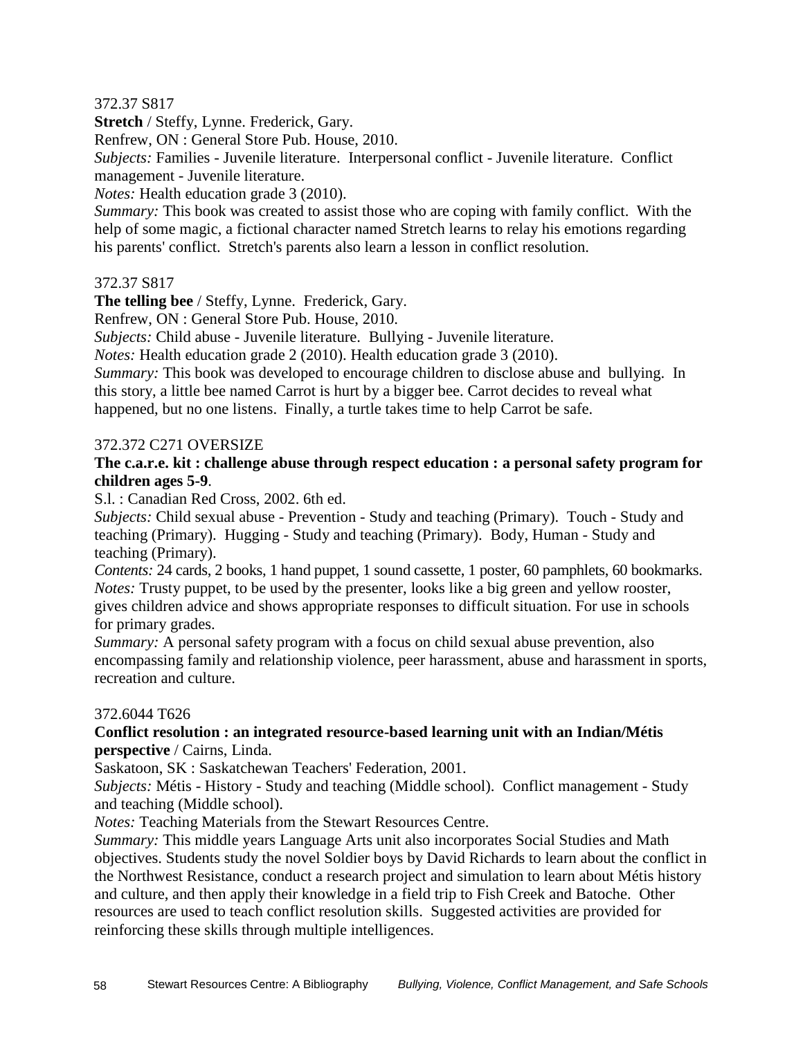372.37 S817

**Stretch** / Steffy, Lynne. Frederick, Gary.

Renfrew, ON : General Store Pub. House, 2010.

*Subjects:* Families - Juvenile literature. Interpersonal conflict - Juvenile literature. Conflict management - Juvenile literature.

*Notes:* Health education grade 3 (2010).

*Summary:* This book was created to assist those who are coping with family conflict. With the help of some magic, a fictional character named Stretch learns to relay his emotions regarding his parents' conflict. Stretch's parents also learn a lesson in conflict resolution.

372.37 S817

**The telling bee** / Steffy, Lynne. Frederick, Gary.

Renfrew, ON : General Store Pub. House, 2010.

*Subjects:* Child abuse - Juvenile literature. Bullying - Juvenile literature.

*Notes:* Health education grade 2 (2010). Health education grade 3 (2010).

*Summary:* This book was developed to encourage children to disclose abuse and bullying. In this story, a little bee named Carrot is hurt by a bigger bee. Carrot decides to reveal what happened, but no one listens. Finally, a turtle takes time to help Carrot be safe.

372.372 C271 OVERSIZE

**The c.a.r.e. kit : challenge abuse through respect education : a personal safety program for children ages 5-9**.

S.l. : Canadian Red Cross, 2002. 6th ed.

*Subjects:* Child sexual abuse - Prevention - Study and teaching (Primary). Touch - Study and teaching (Primary). Hugging - Study and teaching (Primary). Body, Human - Study and teaching (Primary).

*Contents:* 24 cards, 2 books, 1 hand puppet, 1 sound cassette, 1 poster, 60 pamphlets, 60 bookmarks.

*Notes:* Trusty puppet, to be used by the presenter, looks like a big green and yellow rooster, gives children advice and shows appropriate responses to difficult situation. For use in schools for primary grades.

*Summary:* A personal safety program with a focus on child sexual abuse prevention, also encompassing family and relationship violence, peer harassment, abuse and harassment in sports, recreation and culture.

372.6044 T626

**Conflict resolution : an integrated resource-based learning unit with an Indian/Métis perspective** / Cairns, Linda.

Saskatoon, SK : Saskatchewan Teachers' Federation, 2001.

*Subjects:* Métis - History - Study and teaching (Middle school). Conflict management - Study and teaching (Middle school).

*Notes:* Teaching Materials from the Stewart Resources Centre.

*Summary:* This middle years Language Arts unit also incorporates Social Studies and Math objectives. Students study the novel Soldier boys by David Richards to learn about the conflict in the Northwest Resistance, conduct a research project and simulation to learn about Métis history and culture, and then apply their knowledge in a field trip to Fish Creek and Batoche. Other resources are used to teach conflict resolution skills. Suggested activities are provided for reinforcing these skills through multiple intelligences.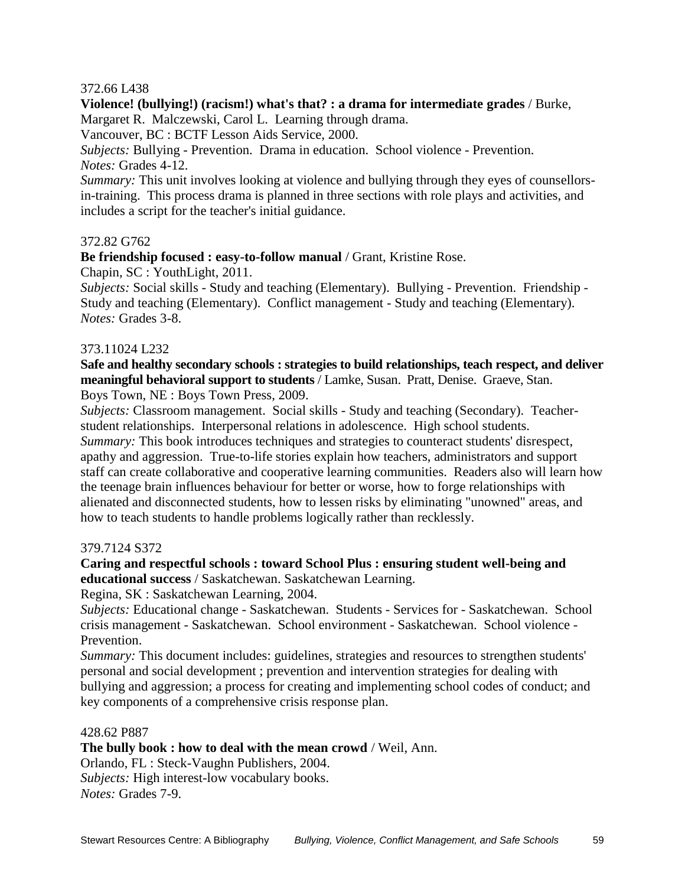372.66 L438

**Violence! (bullying!) (racism!) what's that? : a drama for intermediate grades** / Burke, Margaret R. Malczewski, Carol L. Learning through drama.

Vancouver, BC : BCTF Lesson Aids Service, 2000.

*Subjects:* Bullying - Prevention. Drama in education. School violence - Prevention.

*Notes:* Grades 4-12.

*Summary:* This unit involves looking at violence and bullying through they eyes of counsellors-in-training. This process drama is planned in three sections with role plays and activities, and includes a script for the teacher's initial guidance.

372.82 G762

**Be friendship focused : easy-to-follow manual** / Grant, Kristine Rose.

Chapin, SC : YouthLight, 2011.

*Subjects:* Social skills - Study and teaching (Elementary). Bullying - Prevention. Friendship - Study and teaching (Elementary). Conflict management - Study and teaching (Elementary).

*Notes:* Grades 3-8.

373.11024 L232

**Safe and healthy secondary schools : strategies to build relationships, teach respect, and deliver meaningful behavioral support to students** / Lamke, Susan. Pratt, Denise. Graeve, Stan.

Boys Town, NE : Boys Town Press, 2009.

*Subjects:* Classroom management. Social skills - Study and teaching (Secondary). Teacher-student relationships. Interpersonal relations in adolescence. High school students.

*Summary:* This book introduces techniques and strategies to counteract students' disrespect, apathy and aggression. True-to-life stories explain how teachers, administrators and support staff can create collaborative and cooperative learning communities. Readers also will learn how the teenage brain influences behaviour for better or worse, how to forge relationships with alienated and disconnected students, how to lessen risks by eliminating "unowned" areas, and how to teach students to handle problems logically rather than recklessly.

379.7124 S372

**Caring and respectful schools : toward School Plus : ensuring student well-being and educational success** / Saskatchewan. Saskatchewan Learning.

Regina, SK : Saskatchewan Learning, 2004.

*Subjects:* Educational change - Saskatchewan. Students - Services for - Saskatchewan. School crisis management - Saskatchewan. School environment - Saskatchewan. School violence - Prevention.

*Summary:* This document includes: guidelines, strategies and resources to strengthen students' personal and social development ; prevention and intervention strategies for dealing with bullying and aggression; a process for creating and implementing school codes of conduct; and key components of a comprehensive crisis response plan.

428.62 P887

**The bully book : how to deal with the mean crowd** / Weil, Ann.

Orlando, FL : Steck-Vaughn Publishers, 2004.

*Subjects:* High interest-low vocabulary books.

*Notes:* Grades 7-9.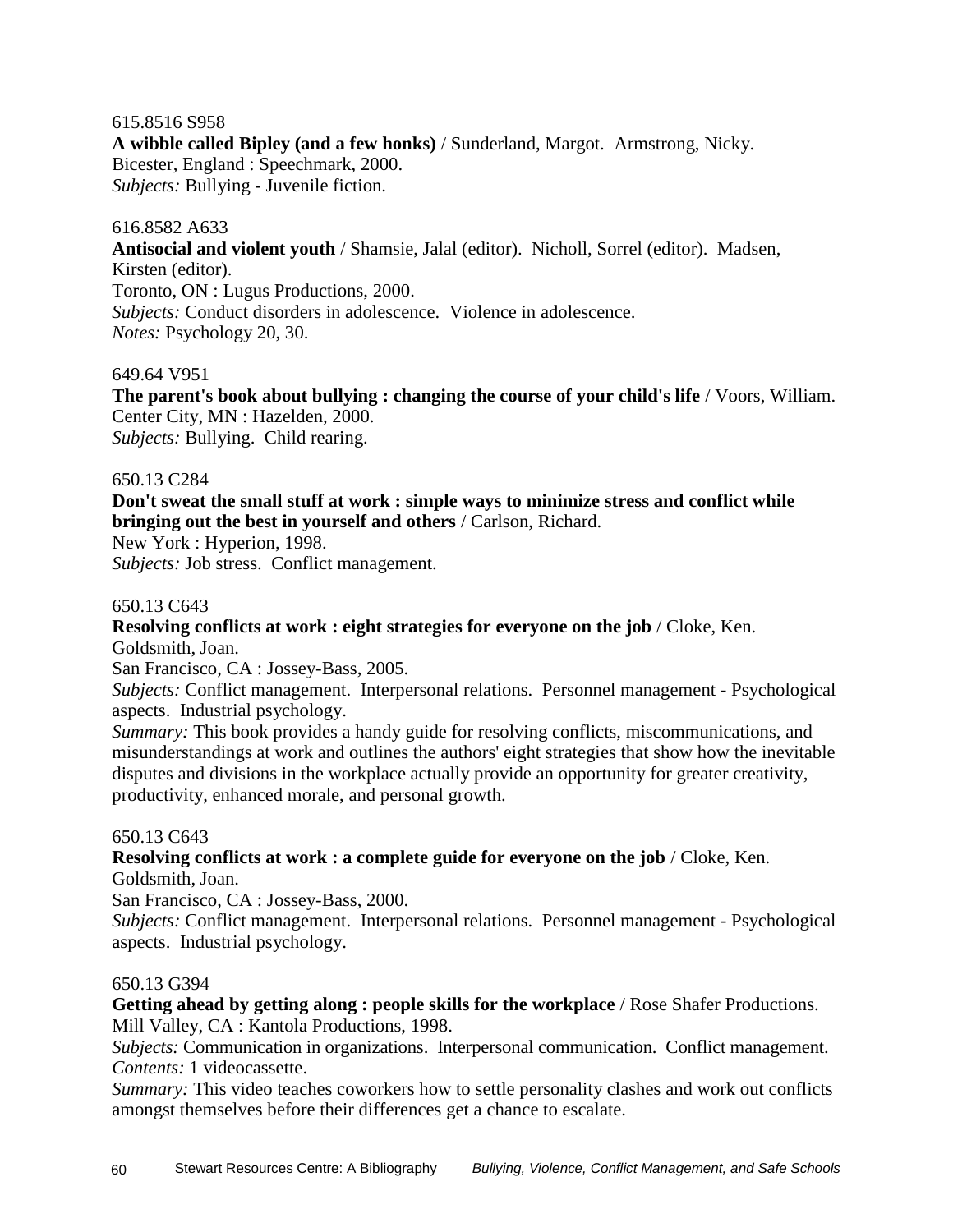615.8516 S958
**A wibble called Bipley (and a few honks)** / Sunderland, Margot. Armstrong, Nicky.
Bicester, England : Speechmark, 2000.
*Subjects:* Bullying - Juvenile fiction.

616.8582 A633
**Antisocial and violent youth** / Shamsie, Jalal (editor). Nicholl, Sorrel (editor). Madsen, Kirsten (editor).
Toronto, ON : Lugus Productions, 2000.
*Subjects:* Conduct disorders in adolescence. Violence in adolescence.
*Notes:* Psychology 20, 30.

649.64 V951
**The parent's book about bullying : changing the course of your child's life** / Voors, William.
Center City, MN : Hazelden, 2000.
*Subjects:* Bullying. Child rearing.

650.13 C284
**Don't sweat the small stuff at work : simple ways to minimize stress and conflict while bringing out the best in yourself and others** / Carlson, Richard.
New York : Hyperion, 1998.
*Subjects:* Job stress. Conflict management.

650.13 C643
**Resolving conflicts at work : eight strategies for everyone on the job** / Cloke, Ken. Goldsmith, Joan.
San Francisco, CA : Jossey-Bass, 2005.
*Subjects:* Conflict management. Interpersonal relations. Personnel management - Psychological aspects. Industrial psychology.
*Summary:* This book provides a handy guide for resolving conflicts, miscommunications, and misunderstandings at work and outlines the authors' eight strategies that show how the inevitable disputes and divisions in the workplace actually provide an opportunity for greater creativity, productivity, enhanced morale, and personal growth.

650.13 C643
**Resolving conflicts at work : a complete guide for everyone on the job** / Cloke, Ken. Goldsmith, Joan.
San Francisco, CA : Jossey-Bass, 2000.
*Subjects:* Conflict management. Interpersonal relations. Personnel management - Psychological aspects. Industrial psychology.

650.13 G394
**Getting ahead by getting along : people skills for the workplace** / Rose Shafer Productions.
Mill Valley, CA : Kantola Productions, 1998.
*Subjects:* Communication in organizations. Interpersonal communication. Conflict management.
*Contents:* 1 videocassette.
*Summary:* This video teaches coworkers how to settle personality clashes and work out conflicts amongst themselves before their differences get a chance to escalate.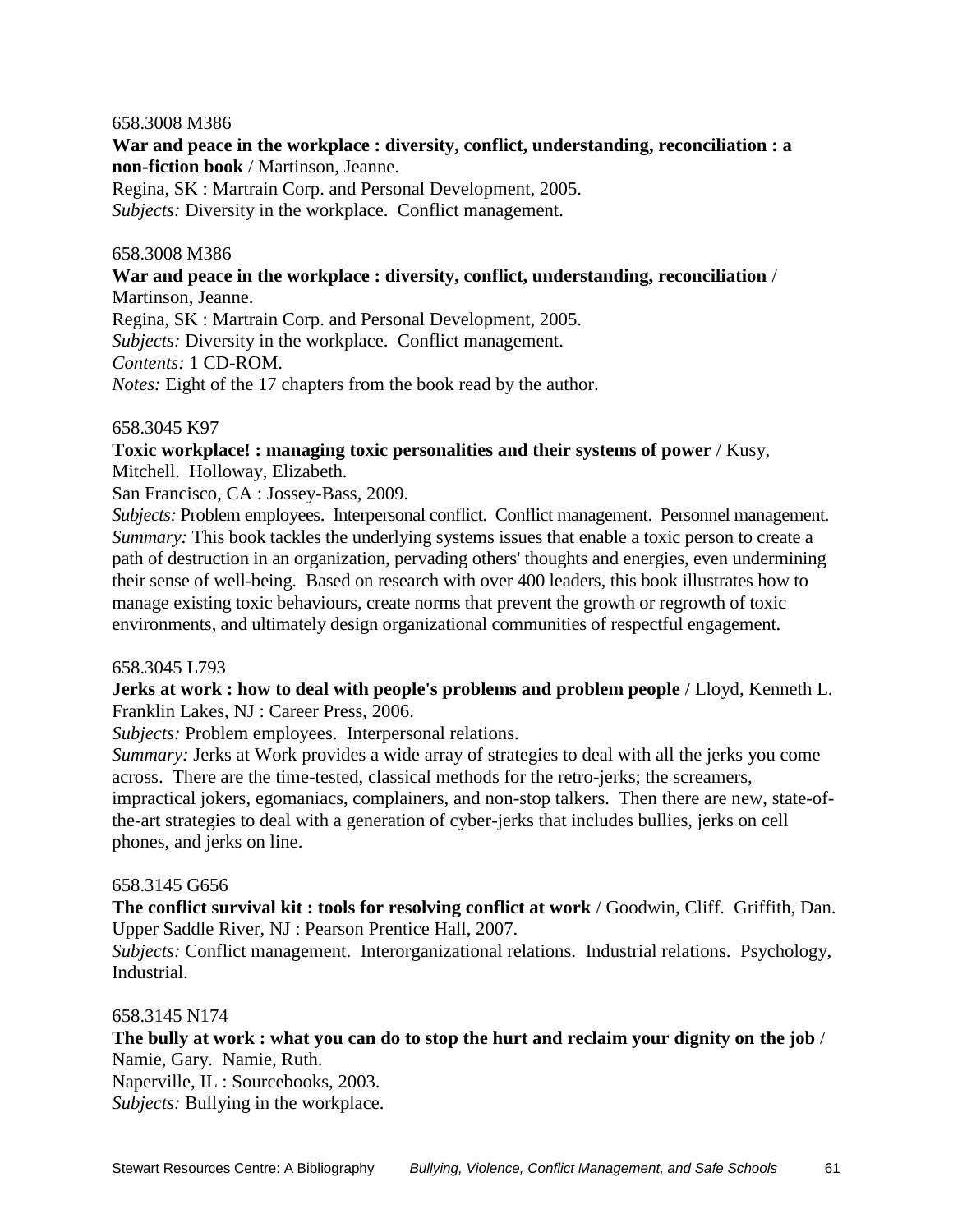658.3008 M386

**War and peace in the workplace : diversity, conflict, understanding, reconciliation : a non-fiction book** / Martinson, Jeanne.

Regina, SK : Martrain Corp. and Personal Development, 2005.

*Subjects:* Diversity in the workplace. Conflict management.

658.3008 M386

**War and peace in the workplace : diversity, conflict, understanding, reconciliation** / Martinson, Jeanne.

Regina, SK : Martrain Corp. and Personal Development, 2005.

*Subjects:* Diversity in the workplace. Conflict management.

*Contents:* 1 CD-ROM.

*Notes:* Eight of the 17 chapters from the book read by the author.

658.3045 K97

**Toxic workplace! : managing toxic personalities and their systems of power** / Kusy, Mitchell. Holloway, Elizabeth.

San Francisco, CA : Jossey-Bass, 2009.

*Subjects:* Problem employees. Interpersonal conflict. Conflict management. Personnel management.

*Summary:* This book tackles the underlying systems issues that enable a toxic person to create a path of destruction in an organization, pervading others' thoughts and energies, even undermining their sense of well-being. Based on research with over 400 leaders, this book illustrates how to manage existing toxic behaviours, create norms that prevent the growth or regrowth of toxic environments, and ultimately design organizational communities of respectful engagement.

658.3045 L793

**Jerks at work : how to deal with people's problems and problem people** / Lloyd, Kenneth L.

Franklin Lakes, NJ : Career Press, 2006.

*Subjects:* Problem employees. Interpersonal relations.

*Summary:* Jerks at Work provides a wide array of strategies to deal with all the jerks you come across. There are the time-tested, classical methods for the retro-jerks; the screamers, impractical jokers, egomaniacs, complainers, and non-stop talkers. Then there are new, state-of-the-art strategies to deal with a generation of cyber-jerks that includes bullies, jerks on cell phones, and jerks on line.

658.3145 G656

**The conflict survival kit : tools for resolving conflict at work** / Goodwin, Cliff. Griffith, Dan.

Upper Saddle River, NJ : Pearson Prentice Hall, 2007.

*Subjects:* Conflict management. Interorganizational relations. Industrial relations. Psychology, Industrial.

658.3145 N174

**The bully at work : what you can do to stop the hurt and reclaim your dignity on the job** / Namie, Gary. Namie, Ruth.

Naperville, IL : Sourcebooks, 2003.

*Subjects:* Bullying in the workplace.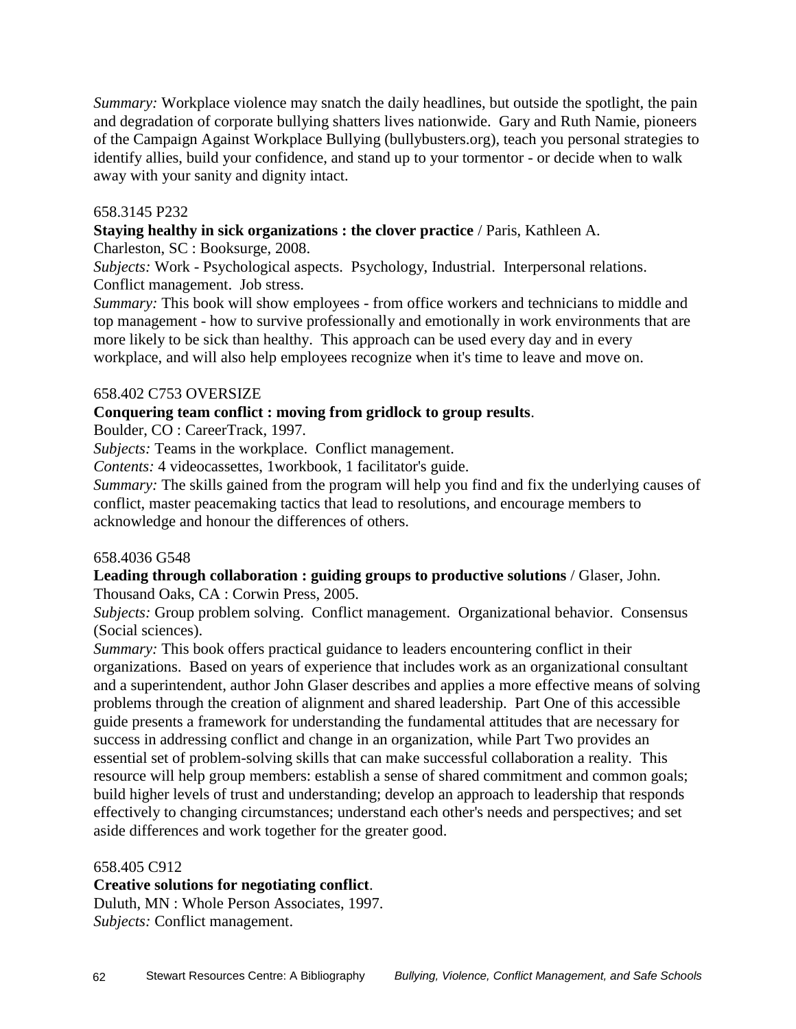*Summary:* Workplace violence may snatch the daily headlines, but outside the spotlight, the pain and degradation of corporate bullying shatters lives nationwide. Gary and Ruth Namie, pioneers of the Campaign Against Workplace Bullying (bullybusters.org), teach you personal strategies to identify allies, build your confidence, and stand up to your tormentor - or decide when to walk away with your sanity and dignity intact.

658.3145 P232
**Staying healthy in sick organizations : the clover practice** / Paris, Kathleen A.
Charleston, SC : Booksurge, 2008.
*Subjects:* Work - Psychological aspects. Psychology, Industrial. Interpersonal relations. Conflict management. Job stress.
*Summary:* This book will show employees - from office workers and technicians to middle and top management - how to survive professionally and emotionally in work environments that are more likely to be sick than healthy. This approach can be used every day and in every workplace, and will also help employees recognize when it's time to leave and move on.

658.402 C753 OVERSIZE
**Conquering team conflict : moving from gridlock to group results**.
Boulder, CO : CareerTrack, 1997.
*Subjects:* Teams in the workplace. Conflict management.
*Contents:* 4 videocassettes, 1workbook, 1 facilitator's guide.
*Summary:* The skills gained from the program will help you find and fix the underlying causes of conflict, master peacemaking tactics that lead to resolutions, and encourage members to acknowledge and honour the differences of others.

658.4036 G548
**Leading through collaboration : guiding groups to productive solutions** / Glaser, John.
Thousand Oaks, CA : Corwin Press, 2005.
*Subjects:* Group problem solving. Conflict management. Organizational behavior. Consensus (Social sciences).
*Summary:* This book offers practical guidance to leaders encountering conflict in their organizations. Based on years of experience that includes work as an organizational consultant and a superintendent, author John Glaser describes and applies a more effective means of solving problems through the creation of alignment and shared leadership. Part One of this accessible guide presents a framework for understanding the fundamental attitudes that are necessary for success in addressing conflict and change in an organization, while Part Two provides an essential set of problem-solving skills that can make successful collaboration a reality. This resource will help group members: establish a sense of shared commitment and common goals; build higher levels of trust and understanding; develop an approach to leadership that responds effectively to changing circumstances; understand each other's needs and perspectives; and set aside differences and work together for the greater good.

658.405 C912
**Creative solutions for negotiating conflict**.
Duluth, MN : Whole Person Associates, 1997.
*Subjects:* Conflict management.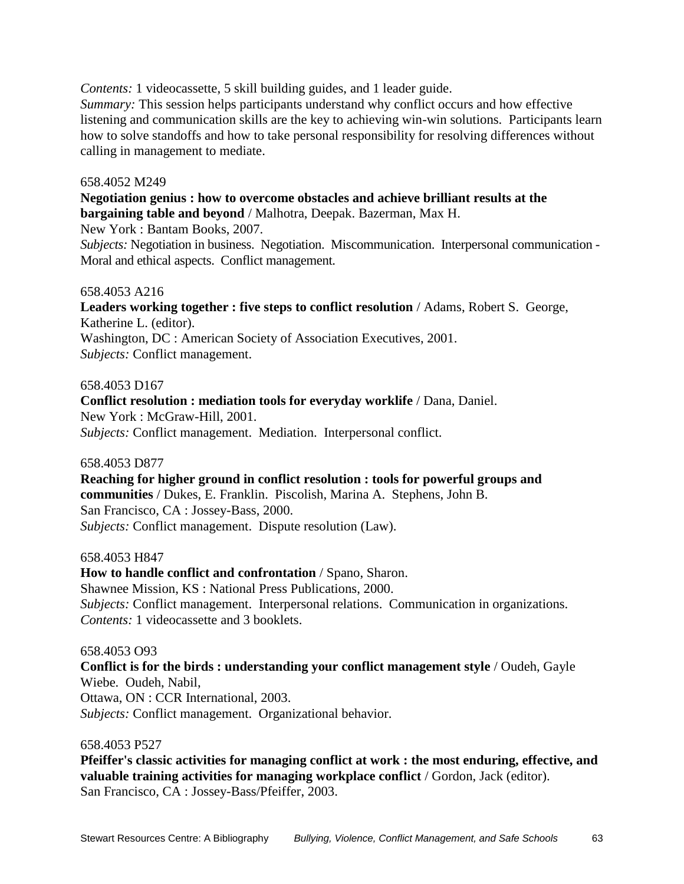*Contents:* 1 videocassette, 5 skill building guides, and 1 leader guide.
*Summary:* This session helps participants understand why conflict occurs and how effective listening and communication skills are the key to achieving win-win solutions. Participants learn how to solve standoffs and how to take personal responsibility for resolving differences without calling in management to mediate.

658.4052 M249
**Negotiation genius : how to overcome obstacles and achieve brilliant results at the bargaining table and beyond** / Malhotra, Deepak. Bazerman, Max H.
New York : Bantam Books, 2007.
*Subjects:* Negotiation in business. Negotiation. Miscommunication. Interpersonal communication - Moral and ethical aspects. Conflict management.

658.4053 A216
**Leaders working together : five steps to conflict resolution** / Adams, Robert S. George, Katherine L. (editor).
Washington, DC : American Society of Association Executives, 2001.
*Subjects:* Conflict management.

658.4053 D167
**Conflict resolution : mediation tools for everyday worklife** / Dana, Daniel.
New York : McGraw-Hill, 2001.
*Subjects:* Conflict management. Mediation. Interpersonal conflict.

658.4053 D877
**Reaching for higher ground in conflict resolution : tools for powerful groups and communities** / Dukes, E. Franklin. Piscolish, Marina A. Stephens, John B.
San Francisco, CA : Jossey-Bass, 2000.
*Subjects:* Conflict management. Dispute resolution (Law).

658.4053 H847
**How to handle conflict and confrontation** / Spano, Sharon.
Shawnee Mission, KS : National Press Publications, 2000.
*Subjects:* Conflict management. Interpersonal relations. Communication in organizations.
*Contents:* 1 videocassette and 3 booklets.

658.4053 O93
**Conflict is for the birds : understanding your conflict management style** / Oudeh, Gayle Wiebe. Oudeh, Nabil,
Ottawa, ON : CCR International, 2003.
*Subjects:* Conflict management. Organizational behavior.

658.4053 P527
**Pfeiffer's classic activities for managing conflict at work : the most enduring, effective, and valuable training activities for managing workplace conflict** / Gordon, Jack (editor).
San Francisco, CA : Jossey-Bass/Pfeiffer, 2003.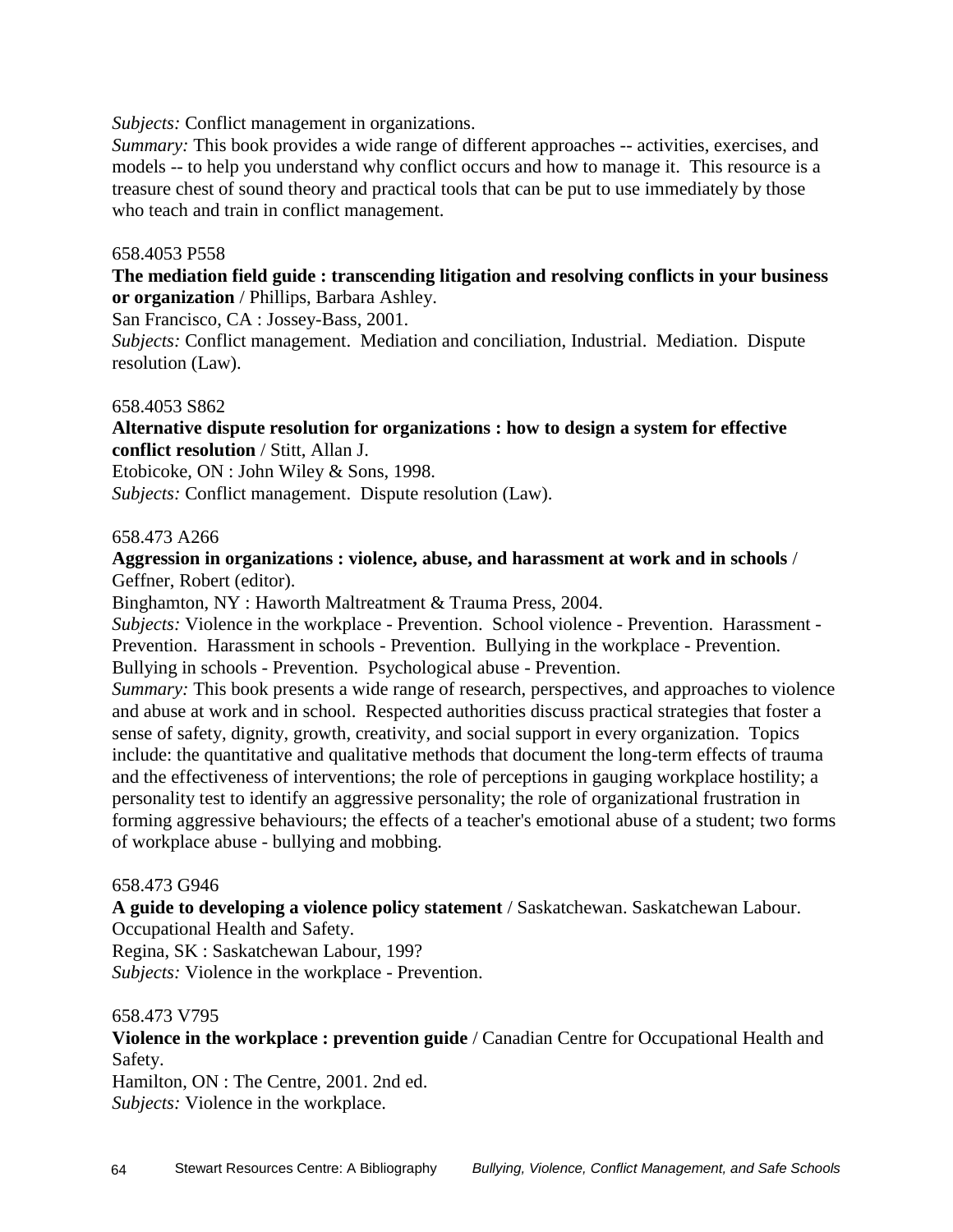*Subjects:* Conflict management in organizations.
*Summary:* This book provides a wide range of different approaches -- activities, exercises, and models -- to help you understand why conflict occurs and how to manage it. This resource is a treasure chest of sound theory and practical tools that can be put to use immediately by those who teach and train in conflict management.

658.4053 P558
**The mediation field guide : transcending litigation and resolving conflicts in your business or organization** / Phillips, Barbara Ashley.
San Francisco, CA : Jossey-Bass, 2001.
*Subjects:* Conflict management. Mediation and conciliation, Industrial. Mediation. Dispute resolution (Law).

658.4053 S862
**Alternative dispute resolution for organizations : how to design a system for effective conflict resolution** / Stitt, Allan J.
Etobicoke, ON : John Wiley & Sons, 1998.
*Subjects:* Conflict management. Dispute resolution (Law).

658.473 A266
**Aggression in organizations : violence, abuse, and harassment at work and in schools** / Geffner, Robert (editor).
Binghamton, NY : Haworth Maltreatment & Trauma Press, 2004.
*Subjects:* Violence in the workplace - Prevention. School violence - Prevention. Harassment - Prevention. Harassment in schools - Prevention. Bullying in the workplace - Prevention. Bullying in schools - Prevention. Psychological abuse - Prevention.
*Summary:* This book presents a wide range of research, perspectives, and approaches to violence and abuse at work and in school. Respected authorities discuss practical strategies that foster a sense of safety, dignity, growth, creativity, and social support in every organization. Topics include: the quantitative and qualitative methods that document the long-term effects of trauma and the effectiveness of interventions; the role of perceptions in gauging workplace hostility; a personality test to identify an aggressive personality; the role of organizational frustration in forming aggressive behaviours; the effects of a teacher's emotional abuse of a student; two forms of workplace abuse - bullying and mobbing.

658.473 G946
**A guide to developing a violence policy statement** / Saskatchewan. Saskatchewan Labour. Occupational Health and Safety.
Regina, SK : Saskatchewan Labour, 199?
*Subjects:* Violence in the workplace - Prevention.

658.473 V795
**Violence in the workplace : prevention guide** / Canadian Centre for Occupational Health and Safety.
Hamilton, ON : The Centre, 2001. 2nd ed.
*Subjects:* Violence in the workplace.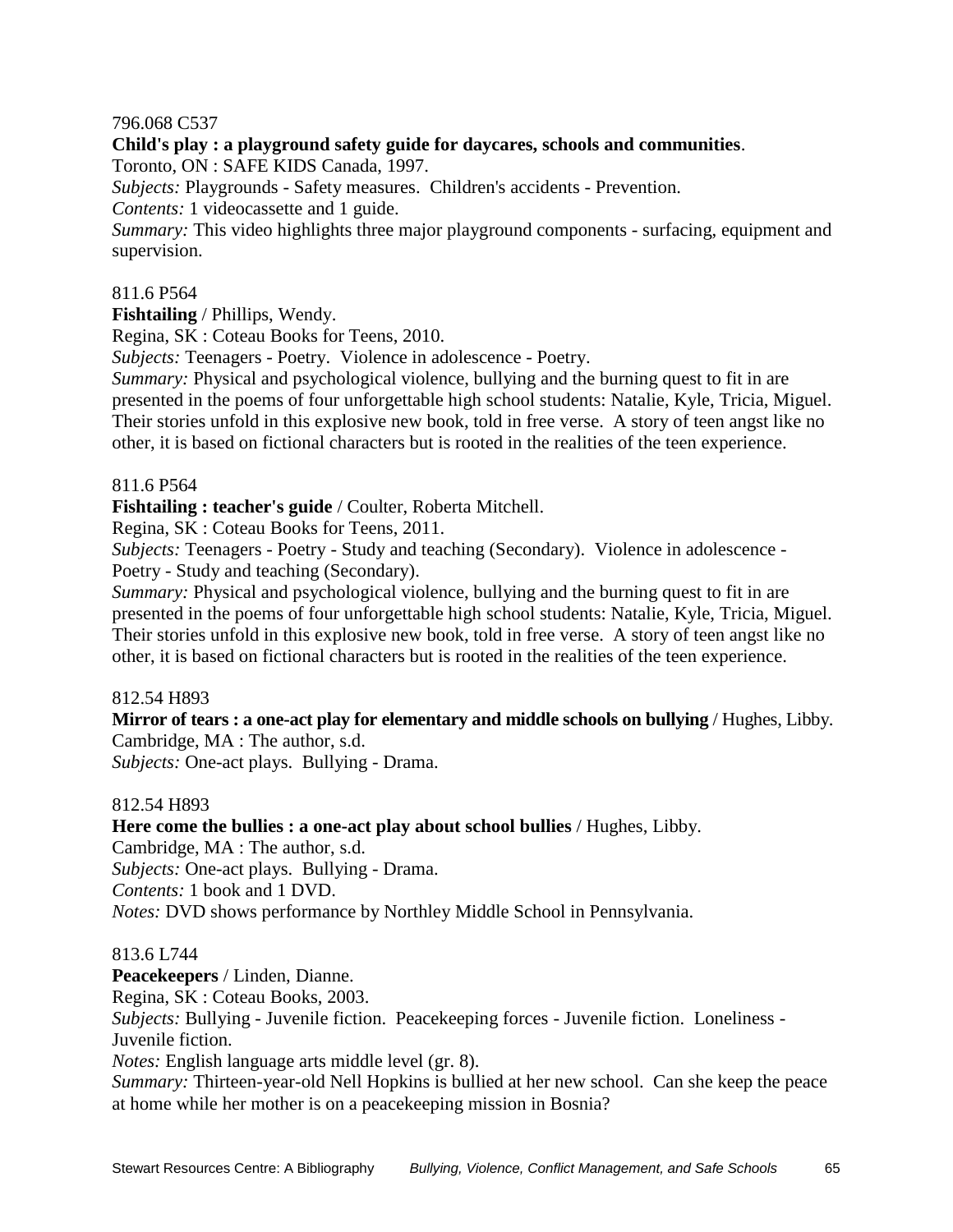796.068 C537

**Child's play : a playground safety guide for daycares, schools and communities**.

Toronto, ON : SAFE KIDS Canada, 1997.

*Subjects:* Playgrounds - Safety measures. Children's accidents - Prevention.

*Contents:* 1 videocassette and 1 guide.

*Summary:* This video highlights three major playground components - surfacing, equipment and supervision.

811.6 P564

**Fishtailing** / Phillips, Wendy.

Regina, SK : Coteau Books for Teens, 2010.

*Subjects:* Teenagers - Poetry. Violence in adolescence - Poetry.

*Summary:* Physical and psychological violence, bullying and the burning quest to fit in are presented in the poems of four unforgettable high school students: Natalie, Kyle, Tricia, Miguel. Their stories unfold in this explosive new book, told in free verse. A story of teen angst like no other, it is based on fictional characters but is rooted in the realities of the teen experience.

811.6 P564

**Fishtailing : teacher's guide** / Coulter, Roberta Mitchell.

Regina, SK : Coteau Books for Teens, 2011.

*Subjects:* Teenagers - Poetry - Study and teaching (Secondary). Violence in adolescence - Poetry - Study and teaching (Secondary).

*Summary:* Physical and psychological violence, bullying and the burning quest to fit in are presented in the poems of four unforgettable high school students: Natalie, Kyle, Tricia, Miguel. Their stories unfold in this explosive new book, told in free verse. A story of teen angst like no other, it is based on fictional characters but is rooted in the realities of the teen experience.

812.54 H893

**Mirror of tears : a one-act play for elementary and middle schools on bullying** / Hughes, Libby.

Cambridge, MA : The author, s.d.

*Subjects:* One-act plays. Bullying - Drama.

812.54 H893

**Here come the bullies : a one-act play about school bullies** / Hughes, Libby.

Cambridge, MA : The author, s.d.

*Subjects:* One-act plays. Bullying - Drama.

*Contents:* 1 book and 1 DVD.

*Notes:* DVD shows performance by Northley Middle School in Pennsylvania.

813.6 L744

**Peacekeepers** / Linden, Dianne.

Regina, SK : Coteau Books, 2003.

*Subjects:* Bullying - Juvenile fiction. Peacekeeping forces - Juvenile fiction. Loneliness - Juvenile fiction.

*Notes:* English language arts middle level (gr. 8).

*Summary:* Thirteen-year-old Nell Hopkins is bullied at her new school. Can she keep the peace at home while her mother is on a peacekeeping mission in Bosnia?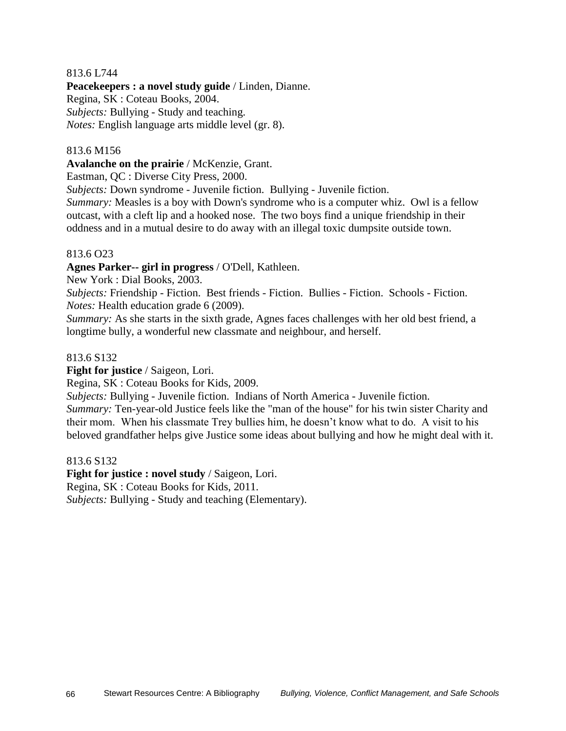813.6 L744

**Peacekeepers : a novel study guide** / Linden, Dianne.
Regina, SK : Coteau Books, 2004.
*Subjects:* Bullying - Study and teaching.
*Notes:* English language arts middle level (gr. 8).

813.6 M156

**Avalanche on the prairie** / McKenzie, Grant.
Eastman, QC : Diverse City Press, 2000.
*Subjects:* Down syndrome - Juvenile fiction. Bullying - Juvenile fiction.
*Summary:* Measles is a boy with Down's syndrome who is a computer whiz. Owl is a fellow outcast, with a cleft lip and a hooked nose. The two boys find a unique friendship in their oddness and in a mutual desire to do away with an illegal toxic dumpsite outside town.

813.6 O23

**Agnes Parker-- girl in progress** / O'Dell, Kathleen.
New York : Dial Books, 2003.
*Subjects:* Friendship - Fiction. Best friends - Fiction. Bullies - Fiction. Schools - Fiction.
*Notes:* Health education grade 6 (2009).
*Summary:* As she starts in the sixth grade, Agnes faces challenges with her old best friend, a longtime bully, a wonderful new classmate and neighbour, and herself.

813.6 S132

**Fight for justice** / Saigeon, Lori.
Regina, SK : Coteau Books for Kids, 2009.
*Subjects:* Bullying - Juvenile fiction. Indians of North America - Juvenile fiction.
*Summary:* Ten-year-old Justice feels like the "man of the house" for his twin sister Charity and their mom. When his classmate Trey bullies him, he doesn't know what to do. A visit to his beloved grandfather helps give Justice some ideas about bullying and how he might deal with it.

813.6 S132

**Fight for justice : novel study** / Saigeon, Lori.
Regina, SK : Coteau Books for Kids, 2011.
*Subjects:* Bullying - Study and teaching (Elementary).